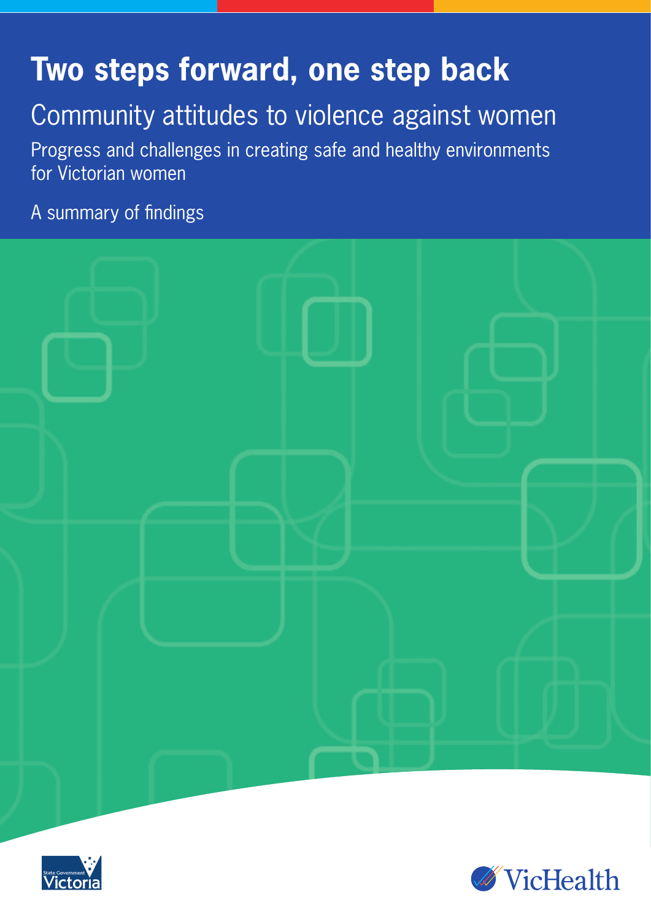# Two steps forward, one step back

## Community attitudes to violence against women

Progress and challenges in creating safe and healthy environments for Victorian women

A summary of findings

State Government Victoria

VicHealth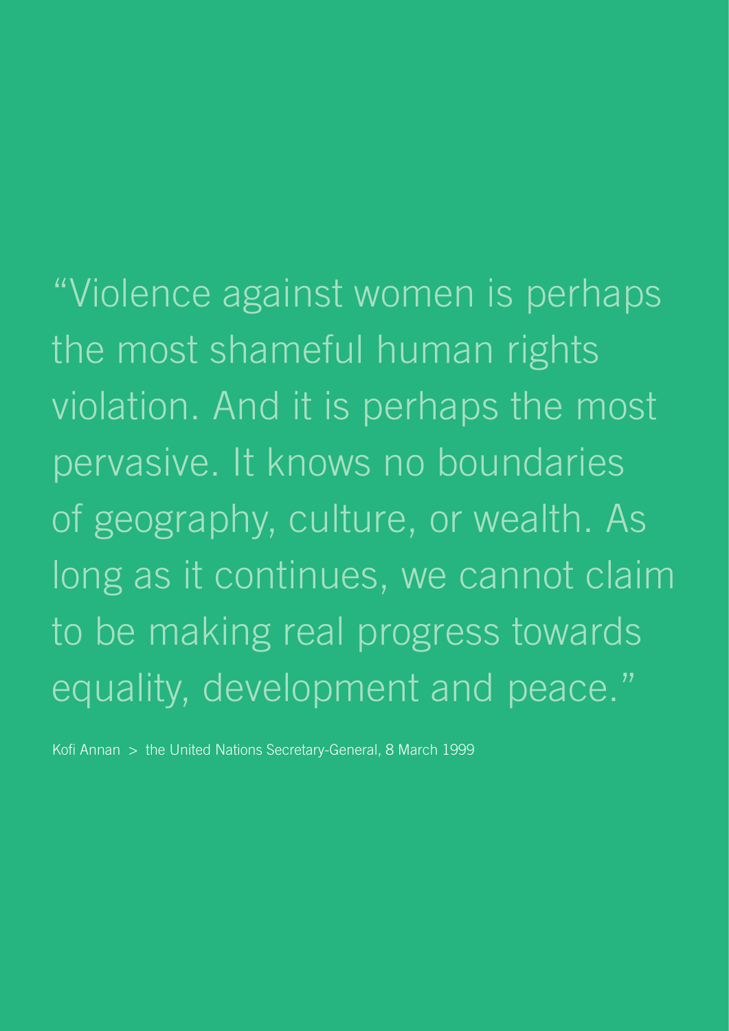"Violence against women is perhaps the most shameful human rights violation. And it is perhaps the most pervasive. It knows no boundaries of geography, culture, or wealth. As long as it continues, we cannot claim to be making real progress towards equality, development and peace."

Kofi Annan > the United Nations Secretary-General, 8 March 1999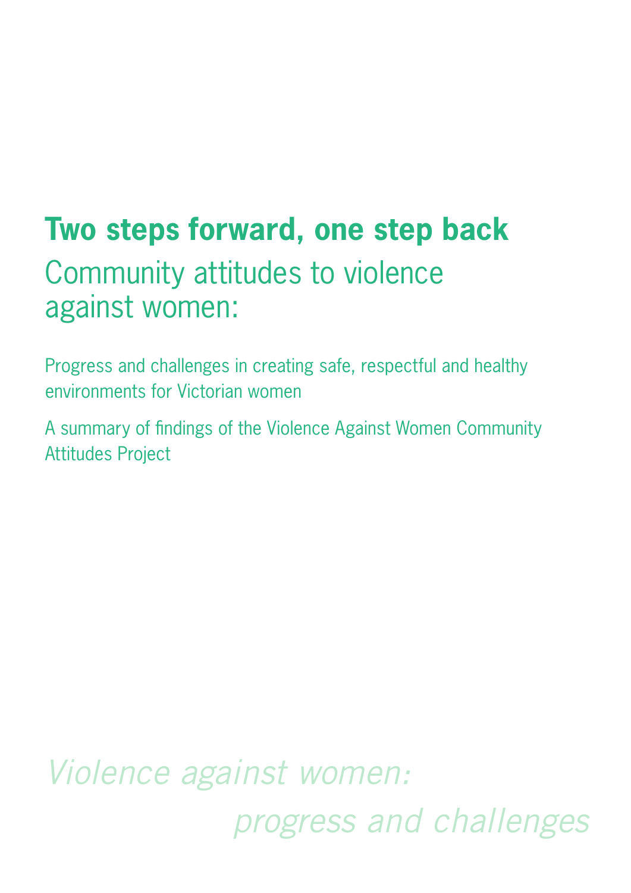# Two steps forward, one step back

## Community attitudes to violence against women:

Progress and challenges in creating safe, respectful and healthy environments for Victorian women

A summary of findings of the Violence Against Women Community Attitudes Project

*Violence against women:*

*progress and challenges*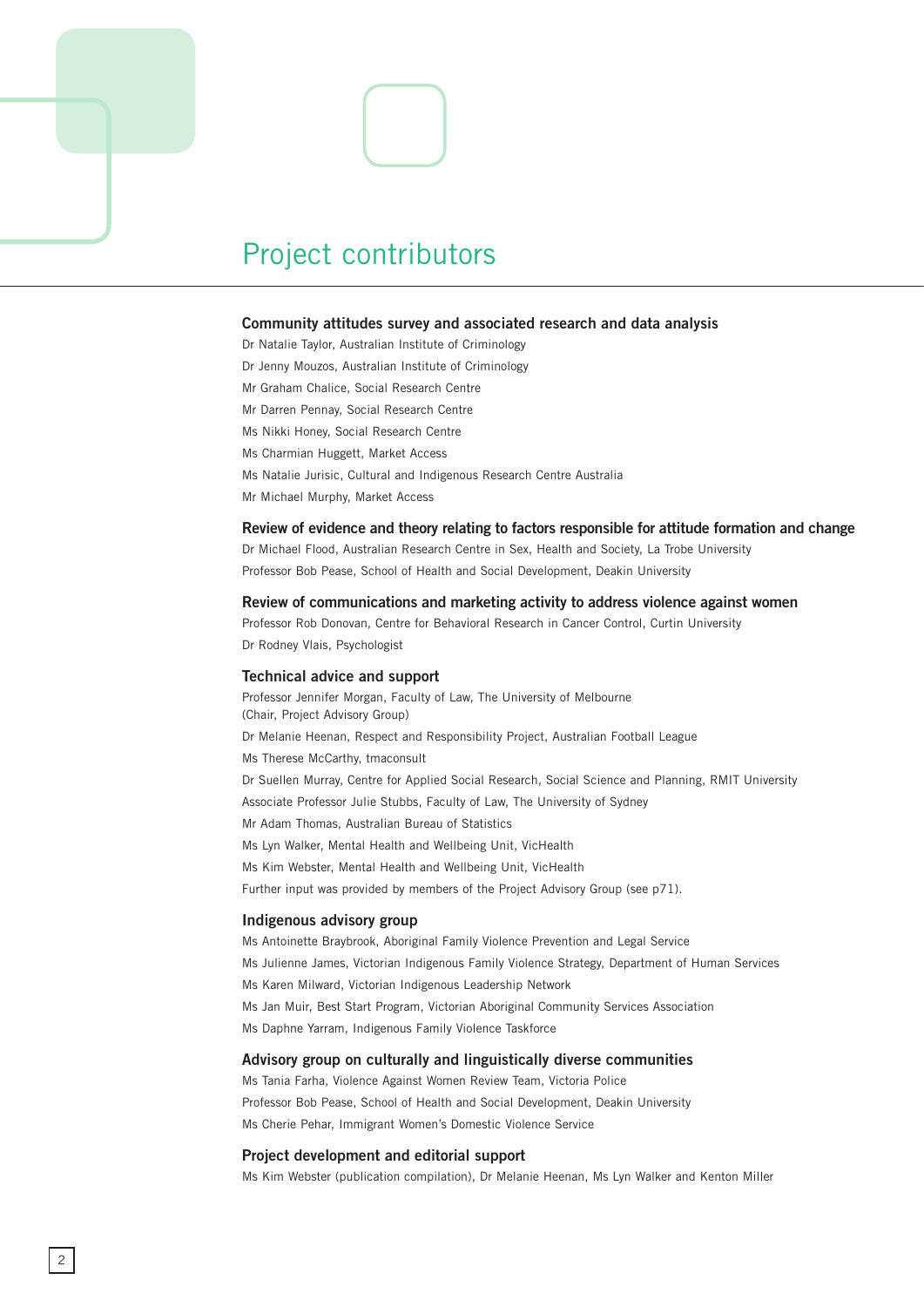# Project contributors

### Community attitudes survey and associated research and data analysis

Dr Natalie Taylor, Australian Institute of Criminology

Dr Jenny Mouzos, Australian Institute of Criminology

Mr Graham Chalice, Social Research Centre

Mr Darren Pennay, Social Research Centre

Ms Nikki Honey, Social Research Centre

Ms Charmian Huggett, Market Access

Ms Natalie Jurisic, Cultural and Indigenous Research Centre Australia

Mr Michael Murphy, Market Access

### Review of evidence and theory relating to factors responsible for attitude formation and change

Dr Michael Flood, Australian Research Centre in Sex, Health and Society, La Trobe University

Professor Bob Pease, School of Health and Social Development, Deakin University

### Review of communications and marketing activity to address violence against women

Professor Rob Donovan, Centre for Behavioral Research in Cancer Control, Curtin University

Dr Rodney Vlais, Psychologist

### Technical advice and support

Professor Jennifer Morgan, Faculty of Law, The University of Melbourne
(Chair, Project Advisory Group)

Dr Melanie Heenan, Respect and Responsibility Project, Australian Football League

Ms Therese McCarthy, tmaconsult

Dr Suellen Murray, Centre for Applied Social Research, Social Science and Planning, RMIT University

Associate Professor Julie Stubbs, Faculty of Law, The University of Sydney

Mr Adam Thomas, Australian Bureau of Statistics

Ms Lyn Walker, Mental Health and Wellbeing Unit, VicHealth

Ms Kim Webster, Mental Health and Wellbeing Unit, VicHealth

Further input was provided by members of the Project Advisory Group (see p71).

### Indigenous advisory group

Ms Antoinette Braybrook, Aboriginal Family Violence Prevention and Legal Service

Ms Julienne James, Victorian Indigenous Family Violence Strategy, Department of Human Services

Ms Karen Milward, Victorian Indigenous Leadership Network

Ms Jan Muir, Best Start Program, Victorian Aboriginal Community Services Association

Ms Daphne Yarram, Indigenous Family Violence Taskforce

### Advisory group on culturally and linguistically diverse communities

Ms Tania Farha, Violence Against Women Review Team, Victoria Police

Professor Bob Pease, School of Health and Social Development, Deakin University

Ms Cherie Pehar, Immigrant Women's Domestic Violence Service

### Project development and editorial support

Ms Kim Webster (publication compilation), Dr Melanie Heenan, Ms Lyn Walker and Kenton Miller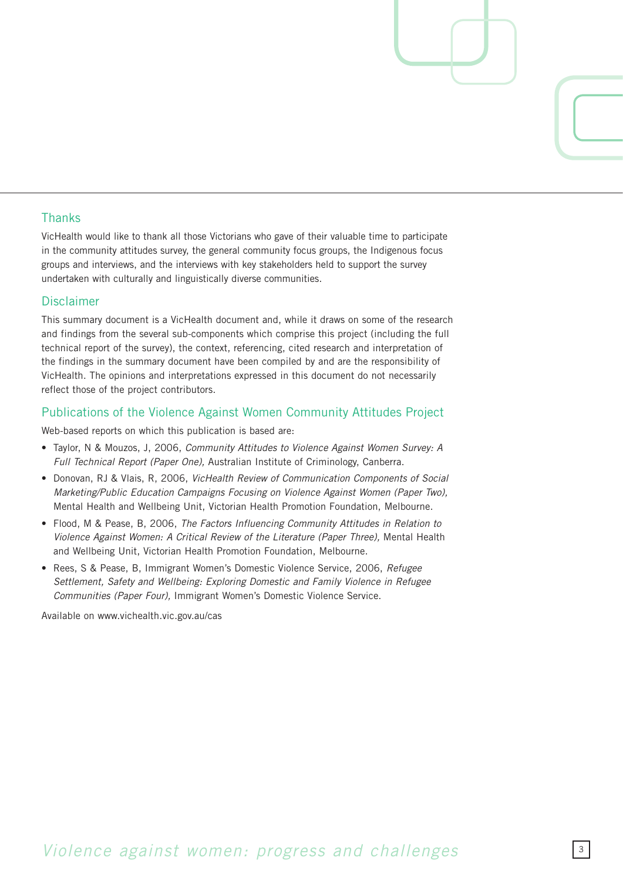## Thanks

VicHealth would like to thank all those Victorians who gave of their valuable time to participate in the community attitudes survey, the general community focus groups, the Indigenous focus groups and interviews, and the interviews with key stakeholders held to support the survey undertaken with culturally and linguistically diverse communities.

## Disclaimer

This summary document is a VicHealth document and, while it draws on some of the research and findings from the several sub-components which comprise this project (including the full technical report of the survey), the context, referencing, cited research and interpretation of the findings in the summary document have been compiled by and are the responsibility of VicHealth. The opinions and interpretations expressed in this document do not necessarily reflect those of the project contributors.

## Publications of the Violence Against Women Community Attitudes Project

Web-based reports on which this publication is based are:

- Taylor, N & Mouzos, J, 2006, *Community Attitudes to Violence Against Women Survey: A Full Technical Report (Paper One),* Australian Institute of Criminology, Canberra.
- Donovan, RJ & Vlais, R, 2006, *VicHealth Review of Communication Components of Social Marketing/Public Education Campaigns Focusing on Violence Against Women (Paper Two),* Mental Health and Wellbeing Unit, Victorian Health Promotion Foundation, Melbourne.
- Flood, M & Pease, B, 2006, *The Factors Influencing Community Attitudes in Relation to Violence Against Women: A Critical Review of the Literature (Paper Three),* Mental Health and Wellbeing Unit, Victorian Health Promotion Foundation, Melbourne.
- Rees, S & Pease, B, Immigrant Women's Domestic Violence Service, 2006, *Refugee Settlement, Safety and Wellbeing: Exploring Domestic and Family Violence in Refugee Communities (Paper Four),* Immigrant Women's Domestic Violence Service.

Available on www.vichealth.vic.gov.au/cas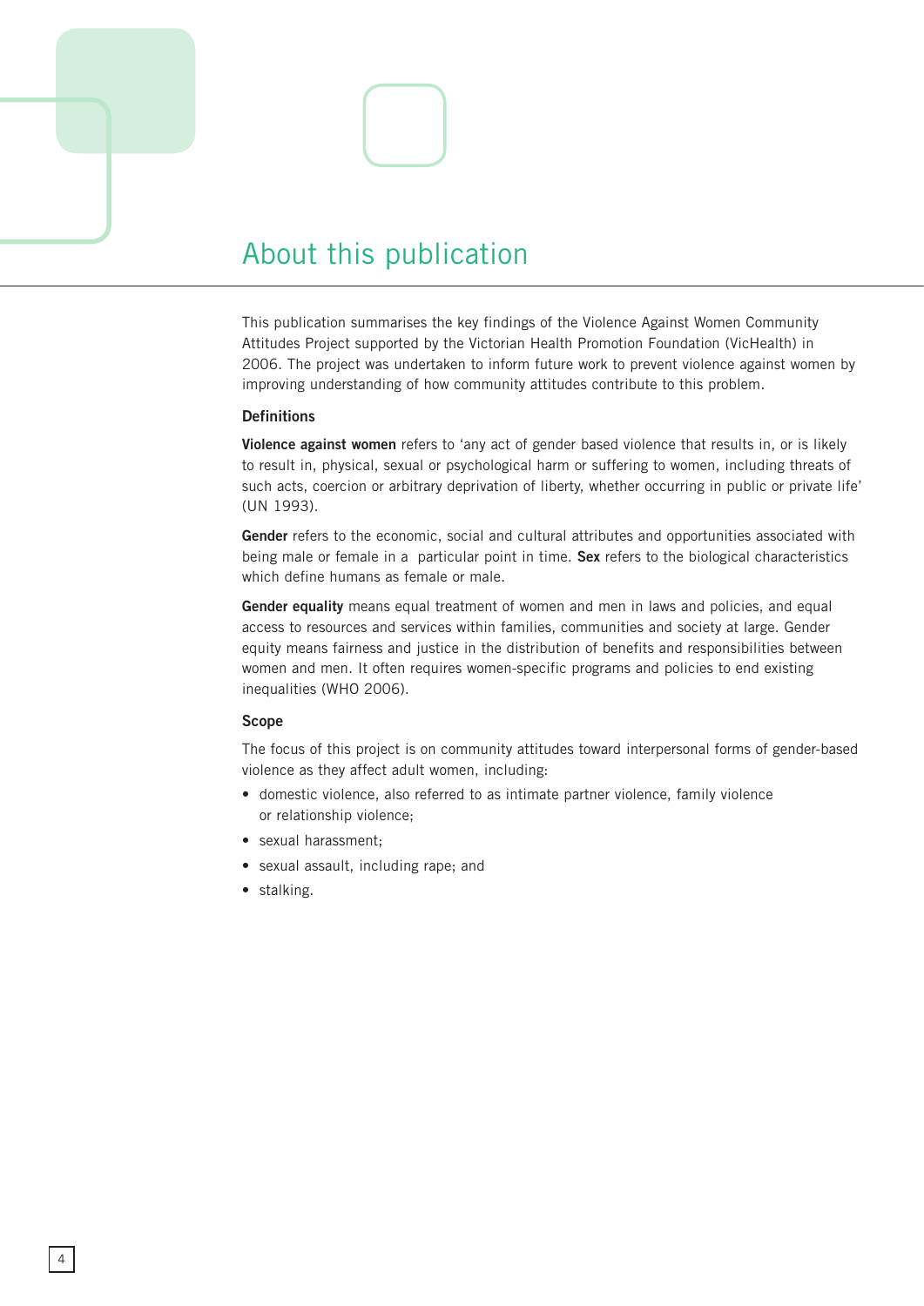# About this publication

This publication summarises the key findings of the Violence Against Women Community Attitudes Project supported by the Victorian Health Promotion Foundation (VicHealth) in 2006. The project was undertaken to inform future work to prevent violence against women by improving understanding of how community attitudes contribute to this problem.

### Definitions

**Violence against women** refers to 'any act of gender based violence that results in, or is likely to result in, physical, sexual or psychological harm or suffering to women, including threats of such acts, coercion or arbitrary deprivation of liberty, whether occurring in public or private life' (UN 1993).

**Gender** refers to the economic, social and cultural attributes and opportunities associated with being male or female in a particular point in time. **Sex** refers to the biological characteristics which define humans as female or male.

**Gender equality** means equal treatment of women and men in laws and policies, and equal access to resources and services within families, communities and society at large. Gender equity means fairness and justice in the distribution of benefits and responsibilities between women and men. It often requires women-specific programs and policies to end existing inequalities (WHO 2006).

### Scope

The focus of this project is on community attitudes toward interpersonal forms of gender-based violence as they affect adult women, including:

- domestic violence, also referred to as intimate partner violence, family violence or relationship violence;
- sexual harassment;
- sexual assault, including rape; and
- stalking.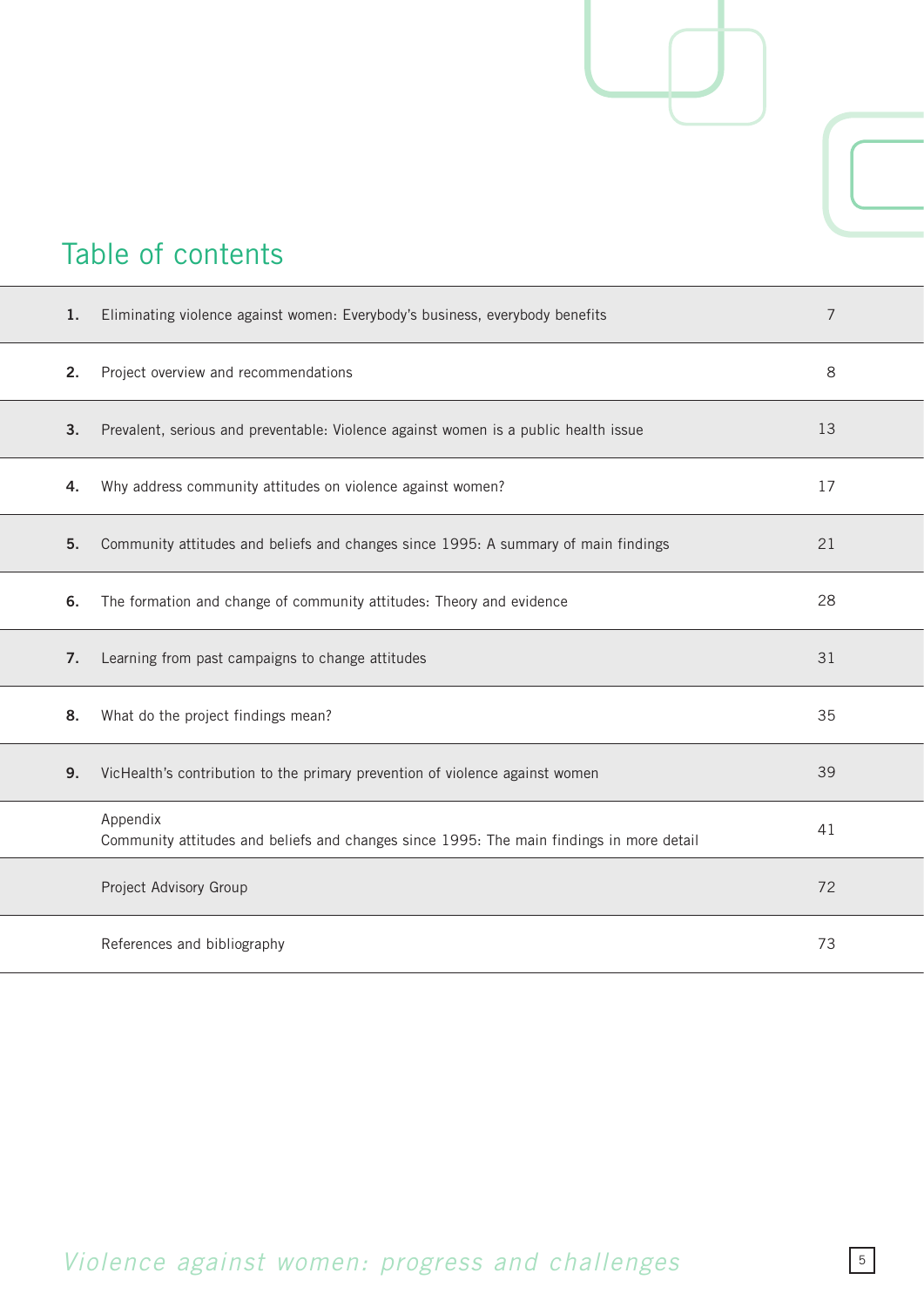# Table of contents

| | | |
|---|---|---|
| **1.** | Eliminating violence against women: Everybody's business, everybody benefits | 7 |
| **2.** | Project overview and recommendations | 8 |
| **3.** | Prevalent, serious and preventable: Violence against women is a public health issue | 13 |
| **4.** | Why address community attitudes on violence against women? | 17 |
| **5.** | Community attitudes and beliefs and changes since 1995: A summary of main findings | 21 |
| **6.** | The formation and change of community attitudes: Theory and evidence | 28 |
| **7.** | Learning from past campaigns to change attitudes | 31 |
| **8.** | What do the project findings mean? | 35 |
| **9.** | VicHealth's contribution to the primary prevention of violence against women | 39 |
| | Appendix<br>Community attitudes and beliefs and changes since 1995: The main findings in more detail | 41 |
| | Project Advisory Group | 72 |
| | References and bibliography | 73 |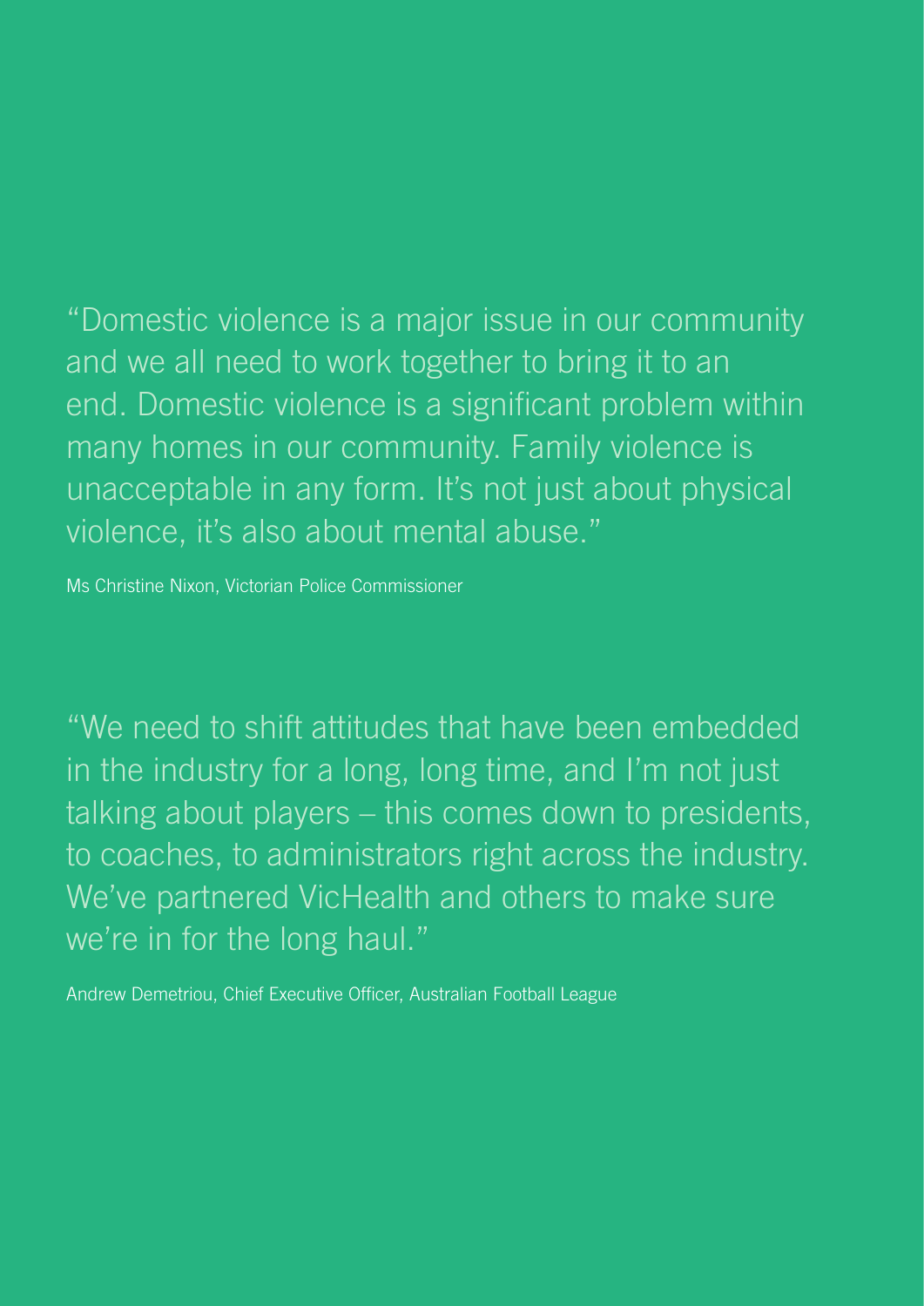"Domestic violence is a major issue in our community and we all need to work together to bring it to an end. Domestic violence is a significant problem within many homes in our community. Family violence is unacceptable in any form. It's not just about physical violence, it's also about mental abuse."

Ms Christine Nixon, Victorian Police Commissioner

"We need to shift attitudes that have been embedded in the industry for a long, long time, and I'm not just talking about players – this comes down to presidents, to coaches, to administrators right across the industry. We've partnered VicHealth and others to make sure we're in for the long haul."

Andrew Demetriou, Chief Executive Officer, Australian Football League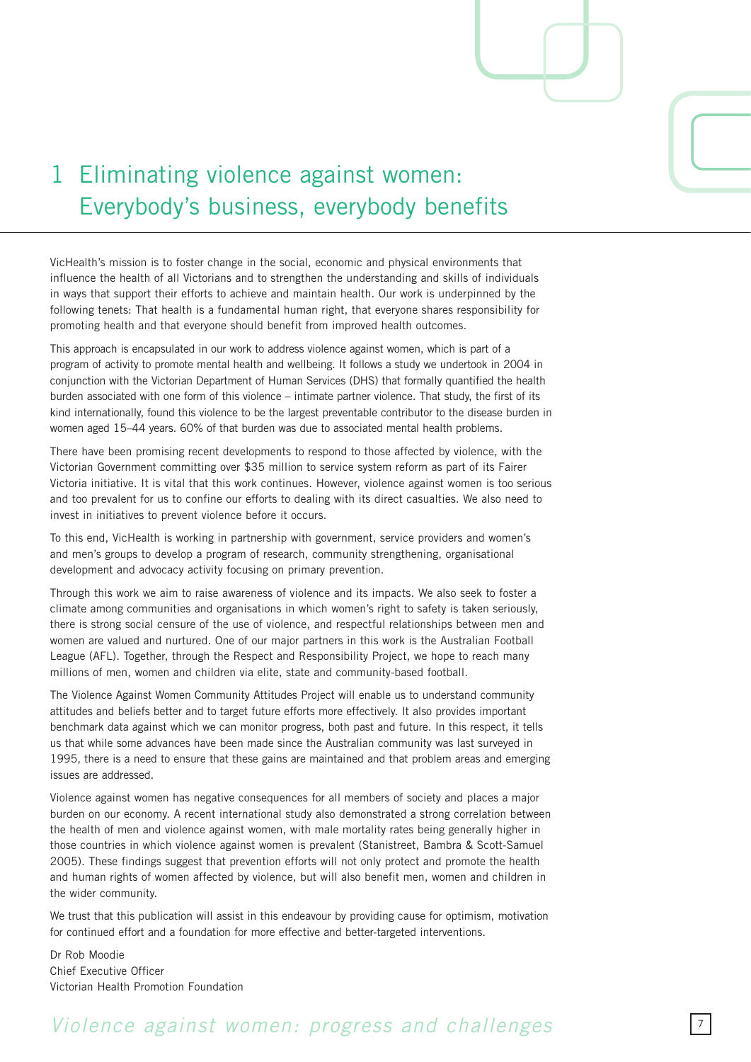# 1 Eliminating violence against women: Everybody's business, everybody benefits

VicHealth's mission is to foster change in the social, economic and physical environments that influence the health of all Victorians and to strengthen the understanding and skills of individuals in ways that support their efforts to achieve and maintain health. Our work is underpinned by the following tenets: That health is a fundamental human right, that everyone shares responsibility for promoting health and that everyone should benefit from improved health outcomes.

This approach is encapsulated in our work to address violence against women, which is part of a program of activity to promote mental health and wellbeing. It follows a study we undertook in 2004 in conjunction with the Victorian Department of Human Services (DHS) that formally quantified the health burden associated with one form of this violence – intimate partner violence. That study, the first of its kind internationally, found this violence to be the largest preventable contributor to the disease burden in women aged 15–44 years. 60% of that burden was due to associated mental health problems.

There have been promising recent developments to respond to those affected by violence, with the Victorian Government committing over $35 million to service system reform as part of its Fairer Victoria initiative. It is vital that this work continues. However, violence against women is too serious and too prevalent for us to confine our efforts to dealing with its direct casualties. We also need to invest in initiatives to prevent violence before it occurs.

To this end, VicHealth is working in partnership with government, service providers and women's and men's groups to develop a program of research, community strengthening, organisational development and advocacy activity focusing on primary prevention.

Through this work we aim to raise awareness of violence and its impacts. We also seek to foster a climate among communities and organisations in which women's right to safety is taken seriously, there is strong social censure of the use of violence, and respectful relationships between men and women are valued and nurtured. One of our major partners in this work is the Australian Football League (AFL). Together, through the Respect and Responsibility Project, we hope to reach many millions of men, women and children via elite, state and community-based football.

The Violence Against Women Community Attitudes Project will enable us to understand community attitudes and beliefs better and to target future efforts more effectively. It also provides important benchmark data against which we can monitor progress, both past and future. In this respect, it tells us that while some advances have been made since the Australian community was last surveyed in 1995, there is a need to ensure that these gains are maintained and that problem areas and emerging issues are addressed.

Violence against women has negative consequences for all members of society and places a major burden on our economy. A recent international study also demonstrated a strong correlation between the health of men and violence against women, with male mortality rates being generally higher in those countries in which violence against women is prevalent (Stanistreet, Bambra & Scott-Samuel 2005). These findings suggest that prevention efforts will not only protect and promote the health and human rights of women affected by violence, but will also benefit men, women and children in the wider community.

We trust that this publication will assist in this endeavour by providing cause for optimism, motivation for continued effort and a foundation for more effective and better-targeted interventions.

Dr Rob Moodie  
Chief Executive Officer  
Victorian Health Promotion Foundation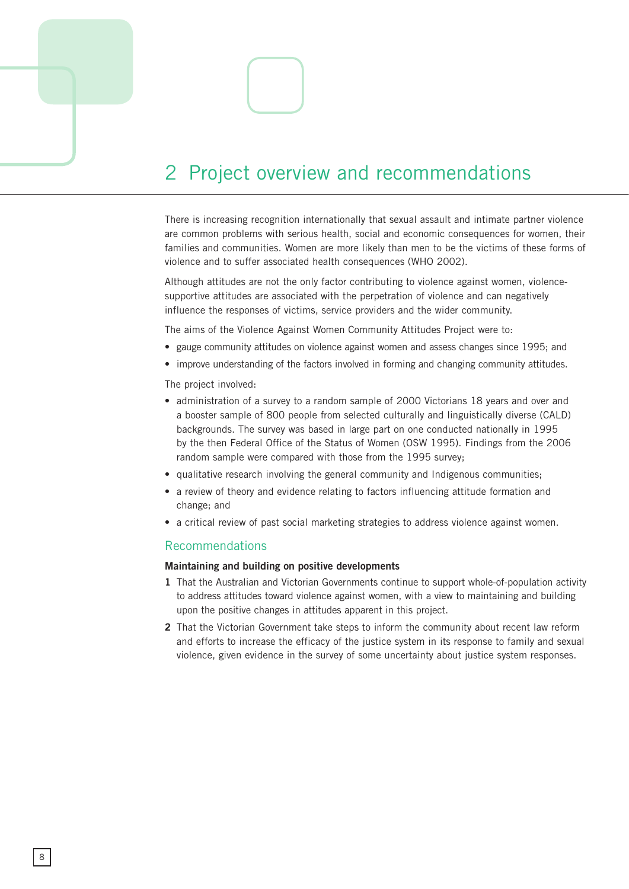# 2 Project overview and recommendations

There is increasing recognition internationally that sexual assault and intimate partner violence are common problems with serious health, social and economic consequences for women, their families and communities. Women are more likely than men to be the victims of these forms of violence and to suffer associated health consequences (WHO 2002).

Although attitudes are not the only factor contributing to violence against women, violence-supportive attitudes are associated with the perpetration of violence and can negatively influence the responses of victims, service providers and the wider community.

The aims of the Violence Against Women Community Attitudes Project were to:

- gauge community attitudes on violence against women and assess changes since 1995; and
- improve understanding of the factors involved in forming and changing community attitudes.

The project involved:

- administration of a survey to a random sample of 2000 Victorians 18 years and over and a booster sample of 800 people from selected culturally and linguistically diverse (CALD) backgrounds. The survey was based in large part on one conducted nationally in 1995 by the then Federal Office of the Status of Women (OSW 1995). Findings from the 2006 random sample were compared with those from the 1995 survey;
- qualitative research involving the general community and Indigenous communities;
- a review of theory and evidence relating to factors influencing attitude formation and change; and
- a critical review of past social marketing strategies to address violence against women.

## Recommendations

**Maintaining and building on positive developments**

1. That the Australian and Victorian Governments continue to support whole-of-population activity to address attitudes toward violence against women, with a view to maintaining and building upon the positive changes in attitudes apparent in this project.
2. That the Victorian Government take steps to inform the community about recent law reform and efforts to increase the efficacy of the justice system in its response to family and sexual violence, given evidence in the survey of some uncertainty about justice system responses.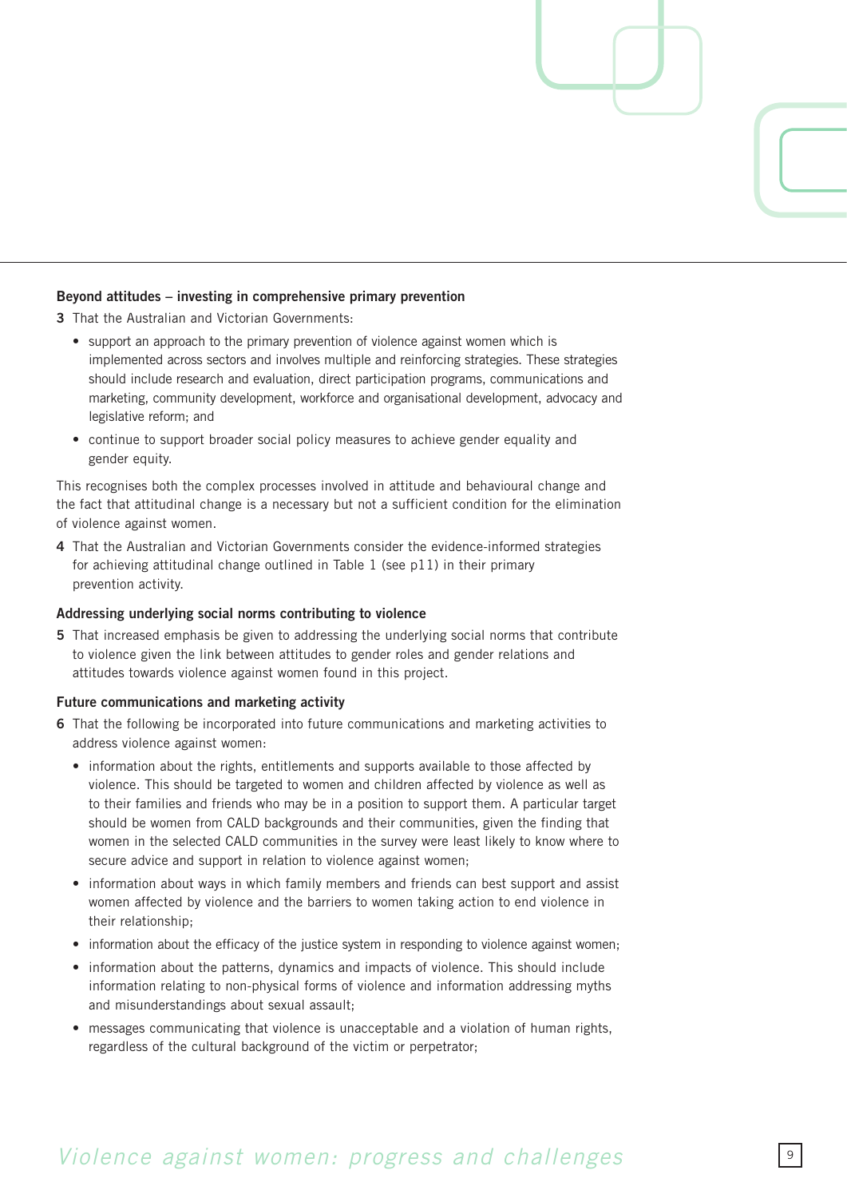### Beyond attitudes – investing in comprehensive primary prevention

**3** That the Australian and Victorian Governments:

- support an approach to the primary prevention of violence against women which is implemented across sectors and involves multiple and reinforcing strategies. These strategies should include research and evaluation, direct participation programs, communications and marketing, community development, workforce and organisational development, advocacy and legislative reform; and
- continue to support broader social policy measures to achieve gender equality and gender equity.

This recognises both the complex processes involved in attitude and behavioural change and the fact that attitudinal change is a necessary but not a sufficient condition for the elimination of violence against women.

**4** That the Australian and Victorian Governments consider the evidence-informed strategies for achieving attitudinal change outlined in Table 1 (see p11) in their primary prevention activity.

### Addressing underlying social norms contributing to violence

**5** That increased emphasis be given to addressing the underlying social norms that contribute to violence given the link between attitudes to gender roles and gender relations and attitudes towards violence against women found in this project.

### Future communications and marketing activity

**6** That the following be incorporated into future communications and marketing activities to address violence against women:

- information about the rights, entitlements and supports available to those affected by violence. This should be targeted to women and children affected by violence as well as to their families and friends who may be in a position to support them. A particular target should be women from CALD backgrounds and their communities, given the finding that women in the selected CALD communities in the survey were least likely to know where to secure advice and support in relation to violence against women;
- information about ways in which family members and friends can best support and assist women affected by violence and the barriers to women taking action to end violence in their relationship;
- information about the efficacy of the justice system in responding to violence against women;
- information about the patterns, dynamics and impacts of violence. This should include information relating to non-physical forms of violence and information addressing myths and misunderstandings about sexual assault;
- messages communicating that violence is unacceptable and a violation of human rights, regardless of the cultural background of the victim or perpetrator;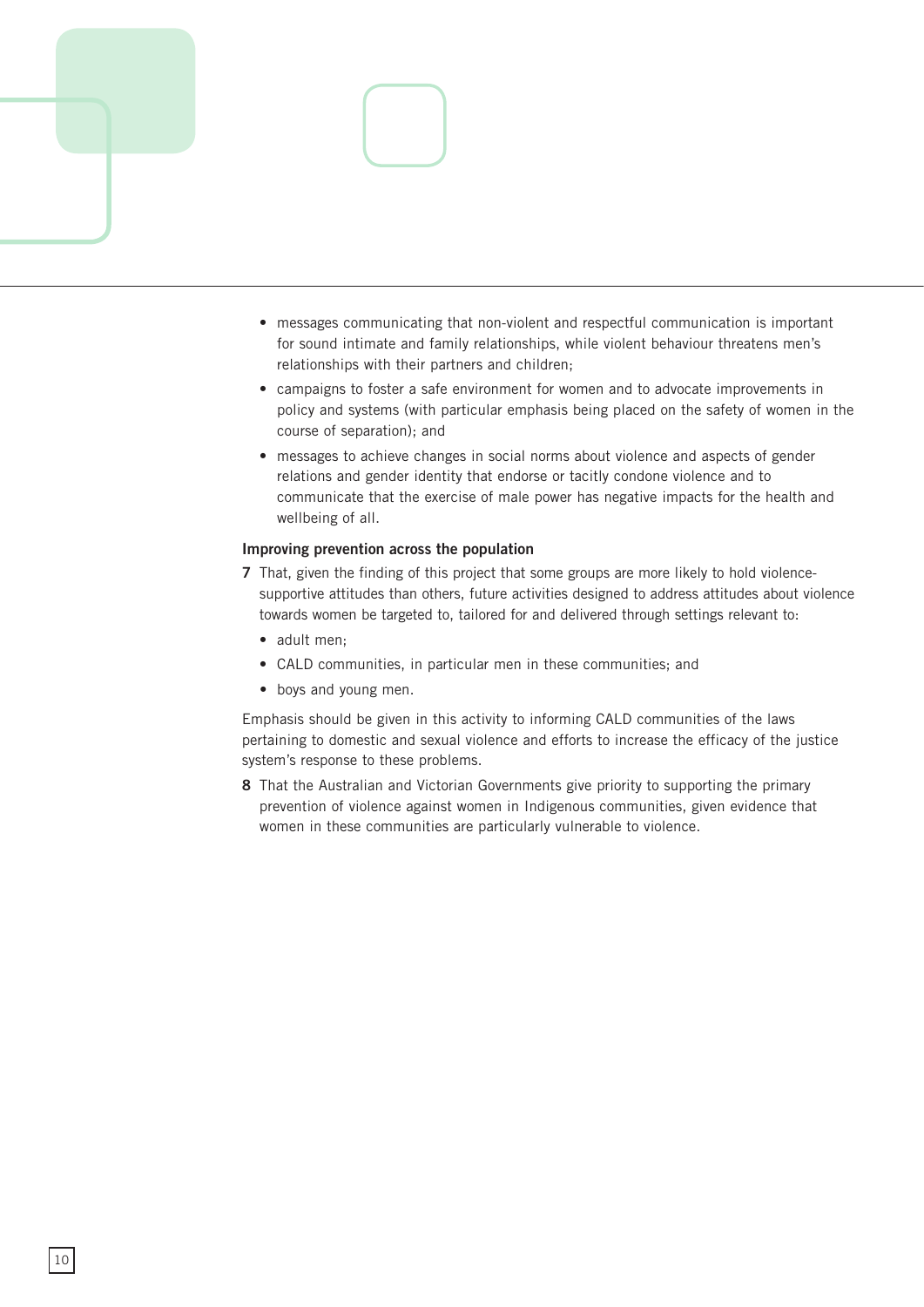- messages communicating that non-violent and respectful communication is important for sound intimate and family relationships, while violent behaviour threatens men's relationships with their partners and children;
- campaigns to foster a safe environment for women and to advocate improvements in policy and systems (with particular emphasis being placed on the safety of women in the course of separation); and
- messages to achieve changes in social norms about violence and aspects of gender relations and gender identity that endorse or tacitly condone violence and to communicate that the exercise of male power has negative impacts for the health and wellbeing of all.

**Improving prevention across the population**

**7** That, given the finding of this project that some groups are more likely to hold violence-supportive attitudes than others, future activities designed to address attitudes about violence towards women be targeted to, tailored for and delivered through settings relevant to:

- adult men;
- CALD communities, in particular men in these communities; and
- boys and young men.

Emphasis should be given in this activity to informing CALD communities of the laws pertaining to domestic and sexual violence and efforts to increase the efficacy of the justice system's response to these problems.

**8** That the Australian and Victorian Governments give priority to supporting the primary prevention of violence against women in Indigenous communities, given evidence that women in these communities are particularly vulnerable to violence.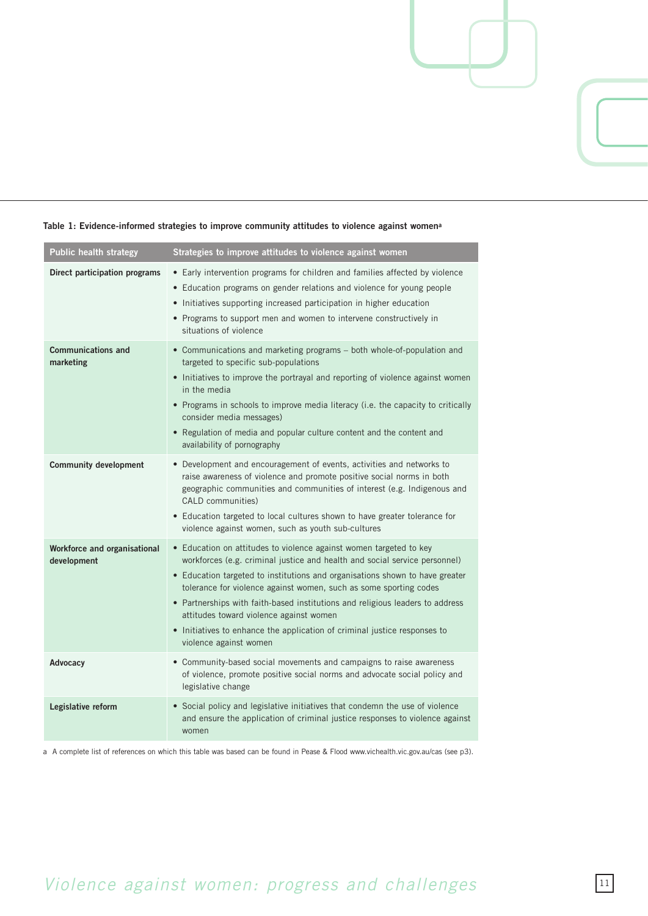**Table 1: Evidence-informed strategies to improve community attitudes to violence against women[a]**

| Public health strategy | Strategies to improve attitudes to violence against women |
|---|---|
| **Direct participation programs** | • Early intervention programs for children and families affected by violence<br>• Education programs on gender relations and violence for young people<br>• Initiatives supporting increased participation in higher education<br>• Programs to support men and women to intervene constructively in situations of violence |
| **Communications and marketing** | • Communications and marketing programs – both whole-of-population and targeted to specific sub-populations<br>• Initiatives to improve the portrayal and reporting of violence against women in the media<br>• Programs in schools to improve media literacy (i.e. the capacity to critically consider media messages)<br>• Regulation of media and popular culture content and the content and availability of pornography |
| **Community development** | • Development and encouragement of events, activities and networks to raise awareness of violence and promote positive social norms in both geographic communities and communities of interest (e.g. Indigenous and CALD communities)<br>• Education targeted to local cultures shown to have greater tolerance for violence against women, such as youth sub-cultures |
| **Workforce and organisational development** | • Education on attitudes to violence against women targeted to key workforces (e.g. criminal justice and health and social service personnel)<br>• Education targeted to institutions and organisations shown to have greater tolerance for violence against women, such as some sporting codes<br>• Partnerships with faith-based institutions and religious leaders to address attitudes toward violence against women<br>• Initiatives to enhance the application of criminal justice responses to violence against women |
| **Advocacy** | • Community-based social movements and campaigns to raise awareness of violence, promote positive social norms and advocate social policy and legislative change |
| **Legislative reform** | • Social policy and legislative initiatives that condemn the use of violence and ensure the application of criminal justice responses to violence against women |

a A complete list of references on which this table was based can be found in Pease & Flood www.vichealth.vic.gov.au/cas (see p3).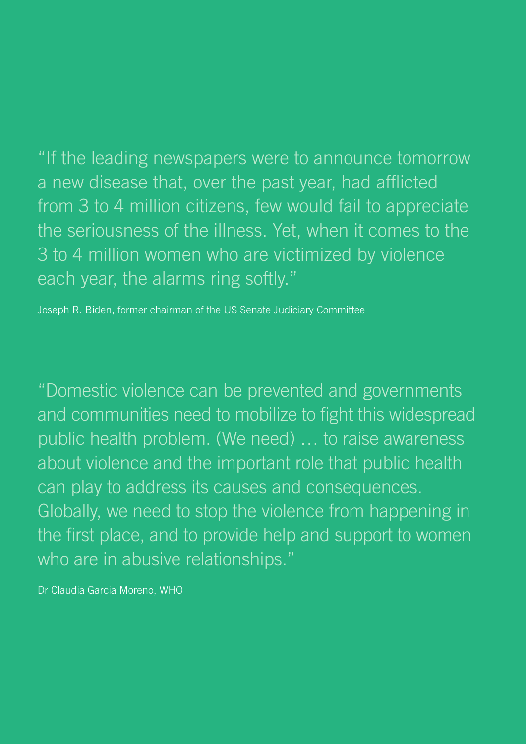"If the leading newspapers were to announce tomorrow a new disease that, over the past year, had afflicted from 3 to 4 million citizens, few would fail to appreciate the seriousness of the illness. Yet, when it comes to the 3 to 4 million women who are victimized by violence each year, the alarms ring softly."

Joseph R. Biden, former chairman of the US Senate Judiciary Committee

"Domestic violence can be prevented and governments and communities need to mobilize to fight this widespread public health problem. (We need) … to raise awareness about violence and the important role that public health can play to address its causes and consequences. Globally, we need to stop the violence from happening in the first place, and to provide help and support to women who are in abusive relationships."

Dr Claudia Garcia Moreno, WHO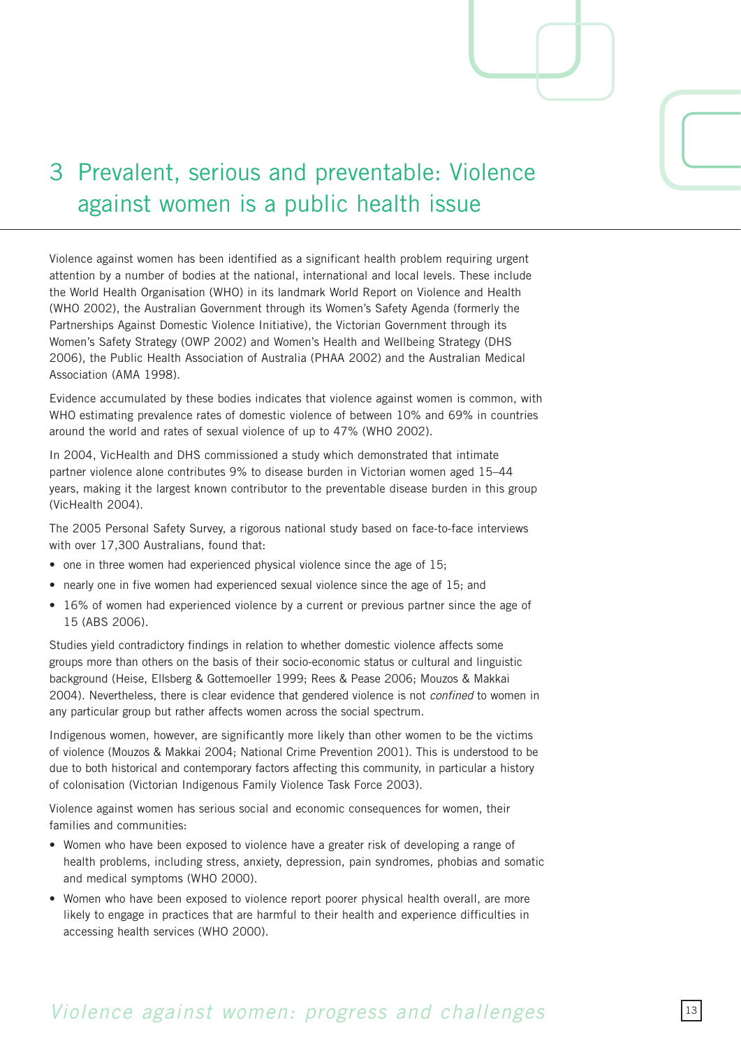# 3 Prevalent, serious and preventable: Violence against women is a public health issue

Violence against women has been identified as a significant health problem requiring urgent attention by a number of bodies at the national, international and local levels. These include the World Health Organisation (WHO) in its landmark World Report on Violence and Health (WHO 2002), the Australian Government through its Women's Safety Agenda (formerly the Partnerships Against Domestic Violence Initiative), the Victorian Government through its Women's Safety Strategy (OWP 2002) and Women's Health and Wellbeing Strategy (DHS 2006), the Public Health Association of Australia (PHAA 2002) and the Australian Medical Association (AMA 1998).

Evidence accumulated by these bodies indicates that violence against women is common, with WHO estimating prevalence rates of domestic violence of between 10% and 69% in countries around the world and rates of sexual violence of up to 47% (WHO 2002).

In 2004, VicHealth and DHS commissioned a study which demonstrated that intimate partner violence alone contributes 9% to disease burden in Victorian women aged 15–44 years, making it the largest known contributor to the preventable disease burden in this group (VicHealth 2004).

The 2005 Personal Safety Survey, a rigorous national study based on face-to-face interviews with over 17,300 Australians, found that:

- one in three women had experienced physical violence since the age of 15;
- nearly one in five women had experienced sexual violence since the age of 15; and
- 16% of women had experienced violence by a current or previous partner since the age of 15 (ABS 2006).

Studies yield contradictory findings in relation to whether domestic violence affects some groups more than others on the basis of their socio-economic status or cultural and linguistic background (Heise, Ellsberg & Gottemoeller 1999; Rees & Pease 2006; Mouzos & Makkai 2004). Nevertheless, there is clear evidence that gendered violence is not *confined* to women in any particular group but rather affects women across the social spectrum.

Indigenous women, however, are significantly more likely than other women to be the victims of violence (Mouzos & Makkai 2004; National Crime Prevention 2001). This is understood to be due to both historical and contemporary factors affecting this community, in particular a history of colonisation (Victorian Indigenous Family Violence Task Force 2003).

Violence against women has serious social and economic consequences for women, their families and communities:

- Women who have been exposed to violence have a greater risk of developing a range of health problems, including stress, anxiety, depression, pain syndromes, phobias and somatic and medical symptoms (WHO 2000).
- Women who have been exposed to violence report poorer physical health overall, are more likely to engage in practices that are harmful to their health and experience difficulties in accessing health services (WHO 2000).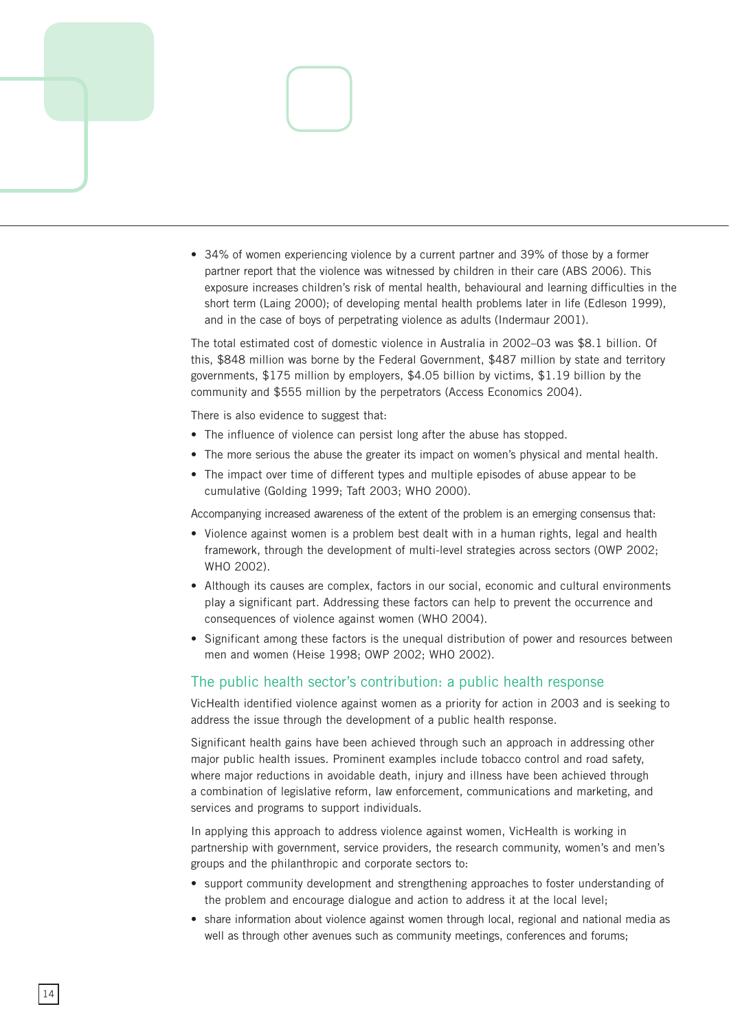- 34% of women experiencing violence by a current partner and 39% of those by a former partner report that the violence was witnessed by children in their care (ABS 2006). This exposure increases children's risk of mental health, behavioural and learning difficulties in the short term (Laing 2000); of developing mental health problems later in life (Edleson 1999), and in the case of boys of perpetrating violence as adults (Indermaur 2001).

The total estimated cost of domestic violence in Australia in 2002–03 was $8.1 billion. Of this, $848 million was borne by the Federal Government, $487 million by state and territory governments, $175 million by employers, $4.05 billion by victims, $1.19 billion by the community and $555 million by the perpetrators (Access Economics 2004).

There is also evidence to suggest that:

- The influence of violence can persist long after the abuse has stopped.
- The more serious the abuse the greater its impact on women's physical and mental health.
- The impact over time of different types and multiple episodes of abuse appear to be cumulative (Golding 1999; Taft 2003; WHO 2000).

Accompanying increased awareness of the extent of the problem is an emerging consensus that:

- Violence against women is a problem best dealt with in a human rights, legal and health framework, through the development of multi-level strategies across sectors (OWP 2002; WHO 2002).
- Although its causes are complex, factors in our social, economic and cultural environments play a significant part. Addressing these factors can help to prevent the occurrence and consequences of violence against women (WHO 2004).
- Significant among these factors is the unequal distribution of power and resources between men and women (Heise 1998; OWP 2002; WHO 2002).

## The public health sector's contribution: a public health response

VicHealth identified violence against women as a priority for action in 2003 and is seeking to address the issue through the development of a public health response.

Significant health gains have been achieved through such an approach in addressing other major public health issues. Prominent examples include tobacco control and road safety, where major reductions in avoidable death, injury and illness have been achieved through a combination of legislative reform, law enforcement, communications and marketing, and services and programs to support individuals.

In applying this approach to address violence against women, VicHealth is working in partnership with government, service providers, the research community, women's and men's groups and the philanthropic and corporate sectors to:

- support community development and strengthening approaches to foster understanding of the problem and encourage dialogue and action to address it at the local level;
- share information about violence against women through local, regional and national media as well as through other avenues such as community meetings, conferences and forums;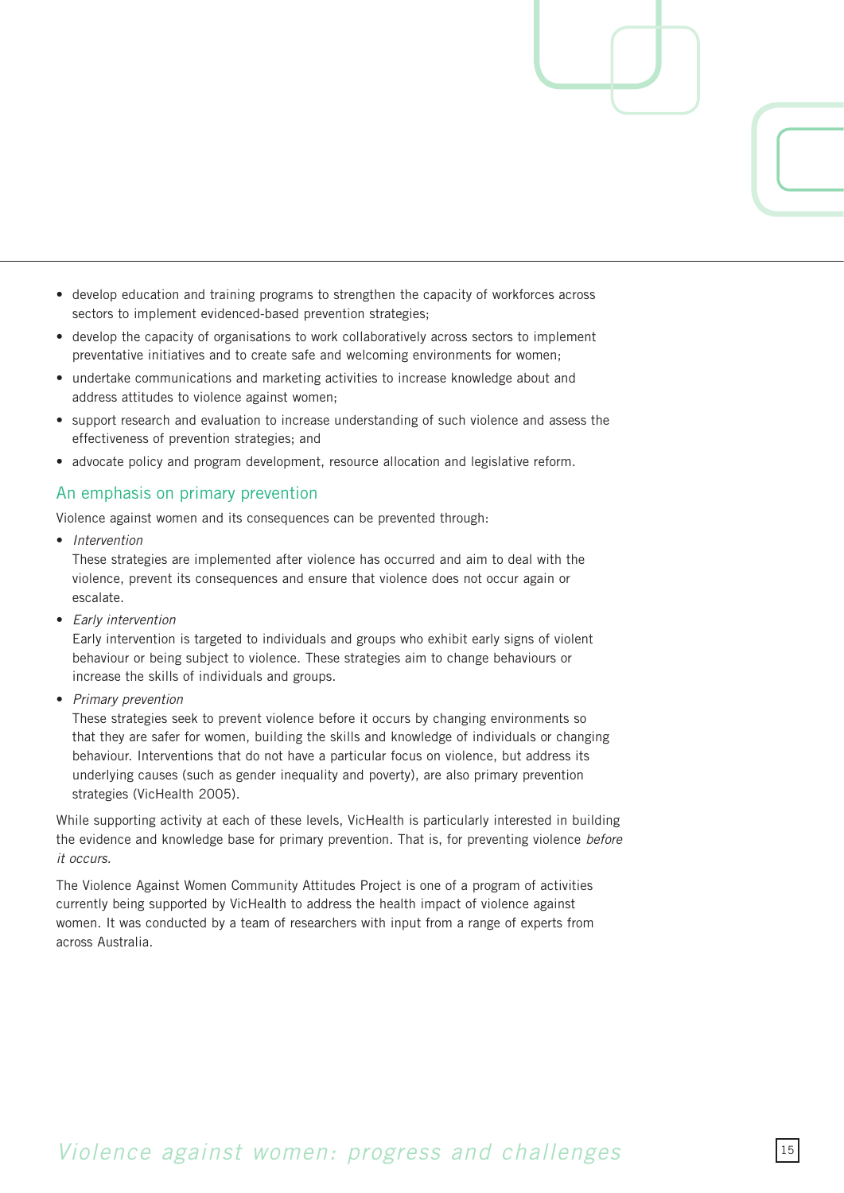- develop education and training programs to strengthen the capacity of workforces across sectors to implement evidenced-based prevention strategies;
- develop the capacity of organisations to work collaboratively across sectors to implement preventative initiatives and to create safe and welcoming environments for women;
- undertake communications and marketing activities to increase knowledge about and address attitudes to violence against women;
- support research and evaluation to increase understanding of such violence and assess the effectiveness of prevention strategies; and
- advocate policy and program development, resource allocation and legislative reform.

## An emphasis on primary prevention

Violence against women and its consequences can be prevented through:

- *Intervention*
  These strategies are implemented after violence has occurred and aim to deal with the violence, prevent its consequences and ensure that violence does not occur again or escalate.
- *Early intervention*
  Early intervention is targeted to individuals and groups who exhibit early signs of violent behaviour or being subject to violence. These strategies aim to change behaviours or increase the skills of individuals and groups.
- *Primary prevention*
  These strategies seek to prevent violence before it occurs by changing environments so that they are safer for women, building the skills and knowledge of individuals or changing behaviour. Interventions that do not have a particular focus on violence, but address its underlying causes (such as gender inequality and poverty), are also primary prevention strategies (VicHealth 2005).

While supporting activity at each of these levels, VicHealth is particularly interested in building the evidence and knowledge base for primary prevention. That is, for preventing violence *before it occurs*.

The Violence Against Women Community Attitudes Project is one of a program of activities currently being supported by VicHealth to address the health impact of violence against women. It was conducted by a team of researchers with input from a range of experts from across Australia.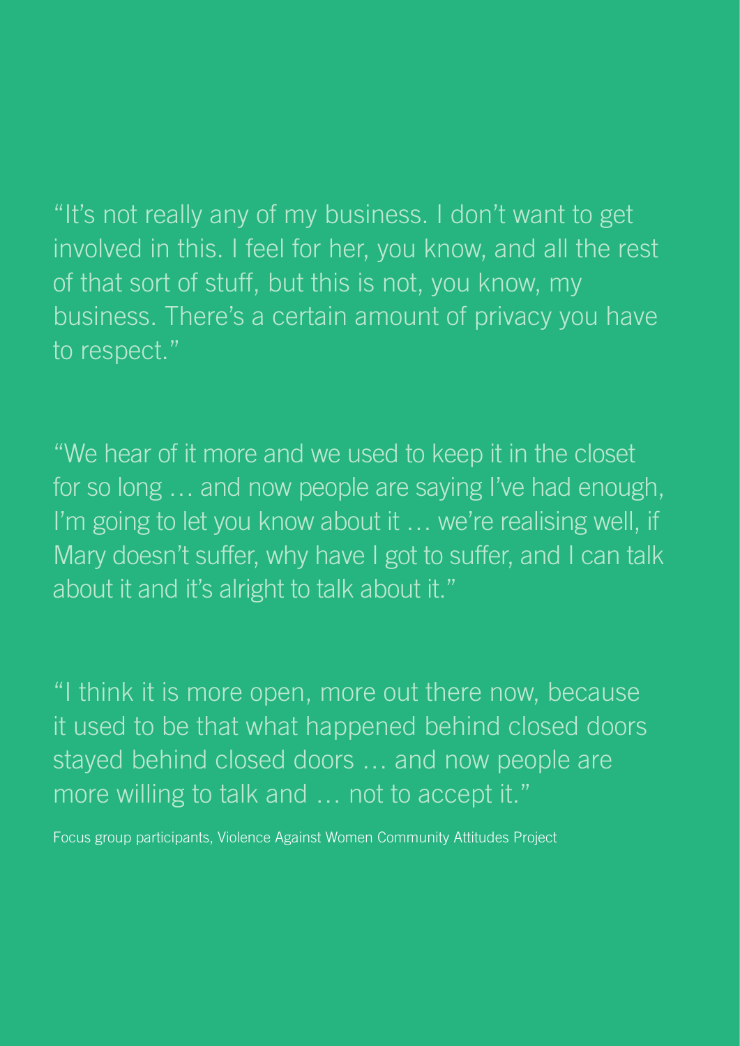"It's not really any of my business. I don't want to get involved in this. I feel for her, you know, and all the rest of that sort of stuff, but this is not, you know, my business. There's a certain amount of privacy you have to respect."

"We hear of it more and we used to keep it in the closet for so long … and now people are saying I've had enough, I'm going to let you know about it … we're realising well, if Mary doesn't suffer, why have I got to suffer, and I can talk about it and it's alright to talk about it."

"I think it is more open, more out there now, because it used to be that what happened behind closed doors stayed behind closed doors … and now people are more willing to talk and … not to accept it."

Focus group participants, Violence Against Women Community Attitudes Project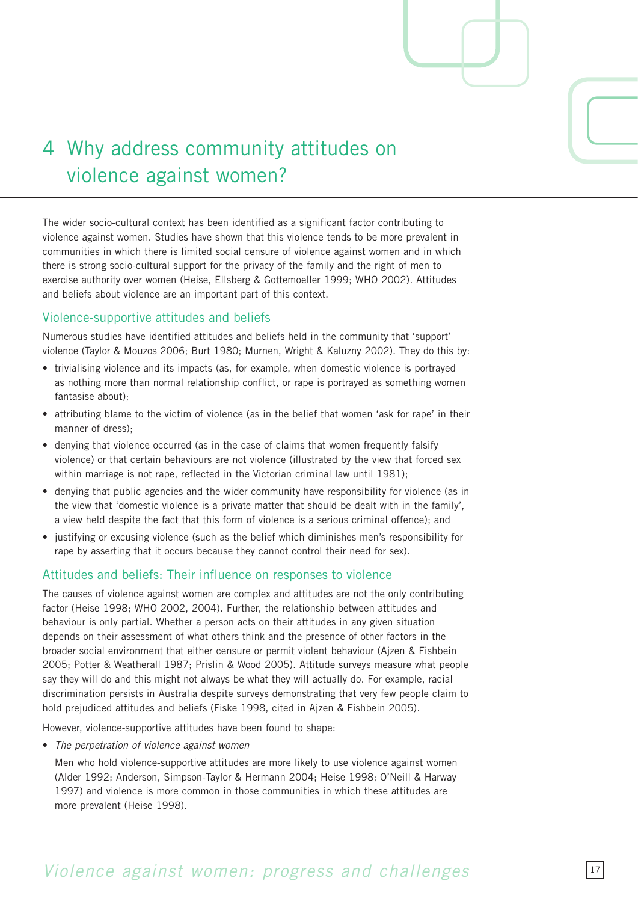# 4 Why address community attitudes on violence against women?

The wider socio-cultural context has been identified as a significant factor contributing to violence against women. Studies have shown that this violence tends to be more prevalent in communities in which there is limited social censure of violence against women and in which there is strong socio-cultural support for the privacy of the family and the right of men to exercise authority over women (Heise, Ellsberg & Gottemoeller 1999; WHO 2002). Attitudes and beliefs about violence are an important part of this context.

## Violence-supportive attitudes and beliefs

Numerous studies have identified attitudes and beliefs held in the community that 'support' violence (Taylor & Mouzos 2006; Burt 1980; Murnen, Wright & Kaluzny 2002). They do this by:

- trivialising violence and its impacts (as, for example, when domestic violence is portrayed as nothing more than normal relationship conflict, or rape is portrayed as something women fantasise about);
- attributing blame to the victim of violence (as in the belief that women 'ask for rape' in their manner of dress);
- denying that violence occurred (as in the case of claims that women frequently falsify violence) or that certain behaviours are not violence (illustrated by the view that forced sex within marriage is not rape, reflected in the Victorian criminal law until 1981);
- denying that public agencies and the wider community have responsibility for violence (as in the view that 'domestic violence is a private matter that should be dealt with in the family', a view held despite the fact that this form of violence is a serious criminal offence); and
- justifying or excusing violence (such as the belief which diminishes men's responsibility for rape by asserting that it occurs because they cannot control their need for sex).

## Attitudes and beliefs: Their influence on responses to violence

The causes of violence against women are complex and attitudes are not the only contributing factor (Heise 1998; WHO 2002, 2004). Further, the relationship between attitudes and behaviour is only partial. Whether a person acts on their attitudes in any given situation depends on their assessment of what others think and the presence of other factors in the broader social environment that either censure or permit violent behaviour (Ajzen & Fishbein 2005; Potter & Weatherall 1987; Prislin & Wood 2005). Attitude surveys measure what people say they will do and this might not always be what they will actually do. For example, racial discrimination persists in Australia despite surveys demonstrating that very few people claim to hold prejudiced attitudes and beliefs (Fiske 1998, cited in Ajzen & Fishbein 2005).

However, violence-supportive attitudes have been found to shape:

- *The perpetration of violence against women*

  Men who hold violence-supportive attitudes are more likely to use violence against women (Alder 1992; Anderson, Simpson-Taylor & Hermann 2004; Heise 1998; O'Neill & Harway 1997) and violence is more common in those communities in which these attitudes are more prevalent (Heise 1998).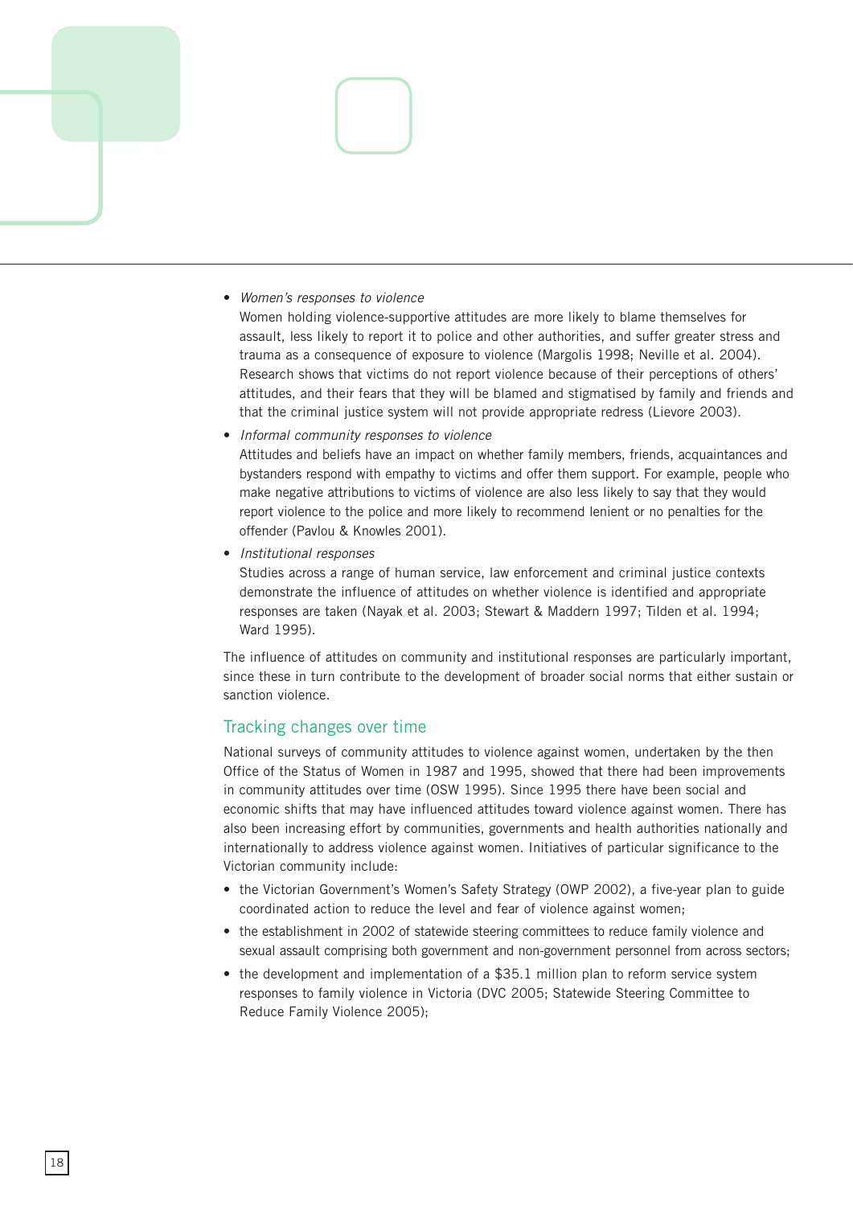- *Women's responses to violence*
  Women holding violence-supportive attitudes are more likely to blame themselves for assault, less likely to report it to police and other authorities, and suffer greater stress and trauma as a consequence of exposure to violence (Margolis 1998; Neville et al. 2004). Research shows that victims do not report violence because of their perceptions of others' attitudes, and their fears that they will be blamed and stigmatised by family and friends and that the criminal justice system will not provide appropriate redress (Lievore 2003).
- *Informal community responses to violence*
  Attitudes and beliefs have an impact on whether family members, friends, acquaintances and bystanders respond with empathy to victims and offer them support. For example, people who make negative attributions to victims of violence are also less likely to say that they would report violence to the police and more likely to recommend lenient or no penalties for the offender (Pavlou & Knowles 2001).
- *Institutional responses*
  Studies across a range of human service, law enforcement and criminal justice contexts demonstrate the influence of attitudes on whether violence is identified and appropriate responses are taken (Nayak et al. 2003; Stewart & Maddern 1997; Tilden et al. 1994; Ward 1995).

The influence of attitudes on community and institutional responses are particularly important, since these in turn contribute to the development of broader social norms that either sustain or sanction violence.

## Tracking changes over time

National surveys of community attitudes to violence against women, undertaken by the then Office of the Status of Women in 1987 and 1995, showed that there had been improvements in community attitudes over time (OSW 1995). Since 1995 there have been social and economic shifts that may have influenced attitudes toward violence against women. There has also been increasing effort by communities, governments and health authorities nationally and internationally to address violence against women. Initiatives of particular significance to the Victorian community include:

- the Victorian Government's Women's Safety Strategy (OWP 2002), a five-year plan to guide coordinated action to reduce the level and fear of violence against women;
- the establishment in 2002 of statewide steering committees to reduce family violence and sexual assault comprising both government and non-government personnel from across sectors;
- the development and implementation of a $35.1 million plan to reform service system responses to family violence in Victoria (DVC 2005; Statewide Steering Committee to Reduce Family Violence 2005);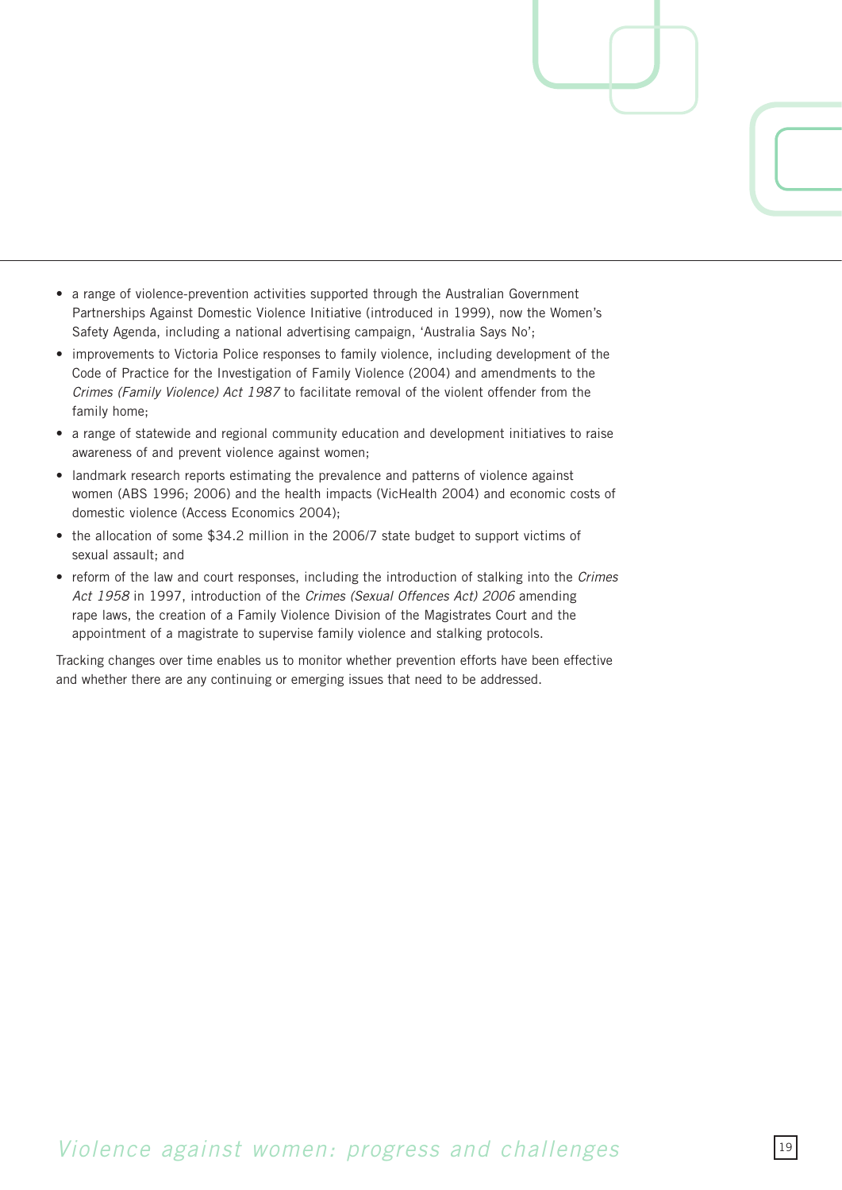- a range of violence-prevention activities supported through the Australian Government Partnerships Against Domestic Violence Initiative (introduced in 1999), now the Women's Safety Agenda, including a national advertising campaign, 'Australia Says No';
- improvements to Victoria Police responses to family violence, including development of the Code of Practice for the Investigation of Family Violence (2004) and amendments to the *Crimes (Family Violence) Act 1987* to facilitate removal of the violent offender from the family home;
- a range of statewide and regional community education and development initiatives to raise awareness of and prevent violence against women;
- landmark research reports estimating the prevalence and patterns of violence against women (ABS 1996; 2006) and the health impacts (VicHealth 2004) and economic costs of domestic violence (Access Economics 2004);
- the allocation of some $34.2 million in the 2006/7 state budget to support victims of sexual assault; and
- reform of the law and court responses, including the introduction of stalking into the *Crimes Act 1958* in 1997, introduction of the *Crimes (Sexual Offences Act) 2006* amending rape laws, the creation of a Family Violence Division of the Magistrates Court and the appointment of a magistrate to supervise family violence and stalking protocols.

Tracking changes over time enables us to monitor whether prevention efforts have been effective and whether there are any continuing or emerging issues that need to be addressed.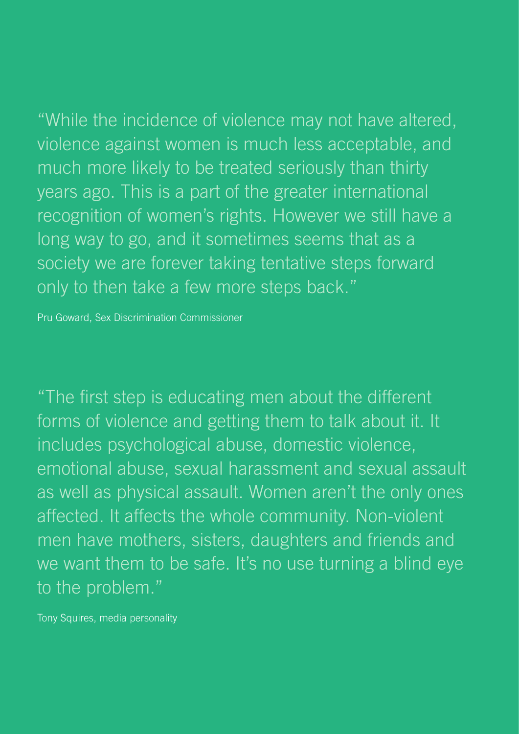"While the incidence of violence may not have altered, violence against women is much less acceptable, and much more likely to be treated seriously than thirty years ago. This is a part of the greater international recognition of women's rights. However we still have a long way to go, and it sometimes seems that as a society we are forever taking tentative steps forward only to then take a few more steps back."

Pru Goward, Sex Discrimination Commissioner

"The first step is educating men about the different forms of violence and getting them to talk about it. It includes psychological abuse, domestic violence, emotional abuse, sexual harassment and sexual assault as well as physical assault. Women aren't the only ones affected. It affects the whole community. Non-violent men have mothers, sisters, daughters and friends and we want them to be safe. It's no use turning a blind eye to the problem."

Tony Squires, media personality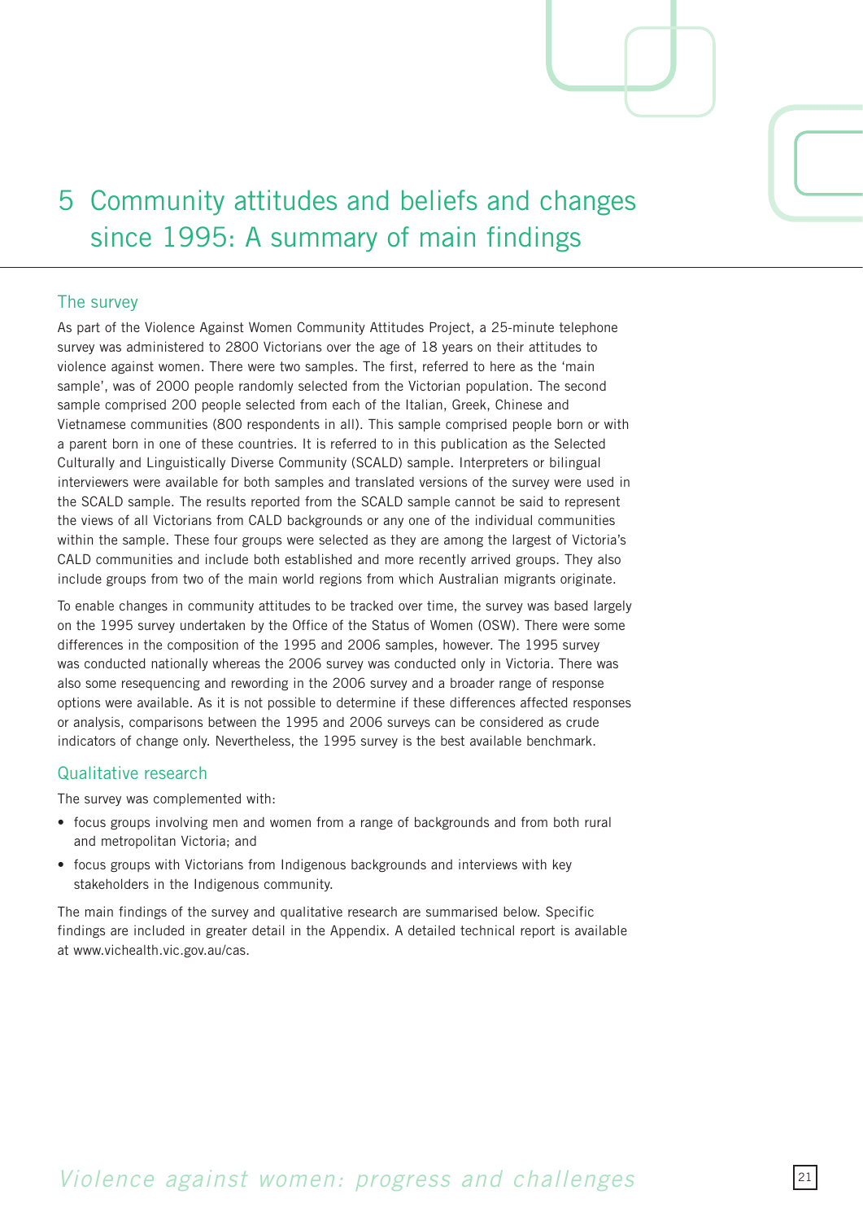# 5 Community attitudes and beliefs and changes since 1995: A summary of main findings

## The survey

As part of the Violence Against Women Community Attitudes Project, a 25-minute telephone survey was administered to 2800 Victorians over the age of 18 years on their attitudes to violence against women. There were two samples. The first, referred to here as the 'main sample', was of 2000 people randomly selected from the Victorian population. The second sample comprised 200 people selected from each of the Italian, Greek, Chinese and Vietnamese communities (800 respondents in all). This sample comprised people born or with a parent born in one of these countries. It is referred to in this publication as the Selected Culturally and Linguistically Diverse Community (SCALD) sample. Interpreters or bilingual interviewers were available for both samples and translated versions of the survey were used in the SCALD sample. The results reported from the SCALD sample cannot be said to represent the views of all Victorians from CALD backgrounds or any one of the individual communities within the sample. These four groups were selected as they are among the largest of Victoria's CALD communities and include both established and more recently arrived groups. They also include groups from two of the main world regions from which Australian migrants originate.

To enable changes in community attitudes to be tracked over time, the survey was based largely on the 1995 survey undertaken by the Office of the Status of Women (OSW). There were some differences in the composition of the 1995 and 2006 samples, however. The 1995 survey was conducted nationally whereas the 2006 survey was conducted only in Victoria. There was also some resequencing and rewording in the 2006 survey and a broader range of response options were available. As it is not possible to determine if these differences affected responses or analysis, comparisons between the 1995 and 2006 surveys can be considered as crude indicators of change only. Nevertheless, the 1995 survey is the best available benchmark.

## Qualitative research

The survey was complemented with:

- focus groups involving men and women from a range of backgrounds and from both rural and metropolitan Victoria; and
- focus groups with Victorians from Indigenous backgrounds and interviews with key stakeholders in the Indigenous community.

The main findings of the survey and qualitative research are summarised below. Specific findings are included in greater detail in the Appendix. A detailed technical report is available at www.vichealth.vic.gov.au/cas.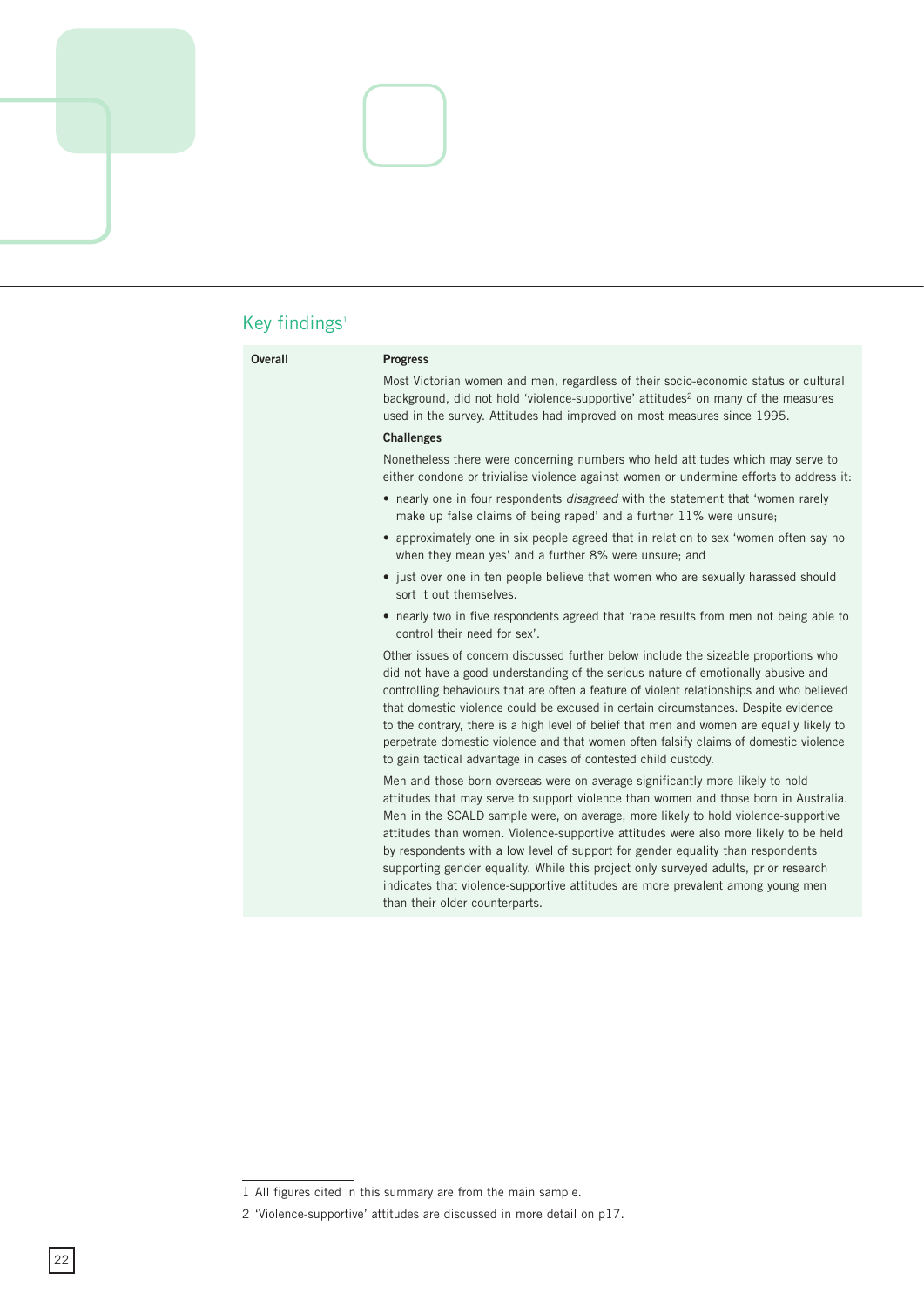## Key findings[1]

| Overall | **Progress**<br><br>Most Victorian women and men, regardless of their socio-economic status or cultural background, did not hold 'violence-supportive' attitudes[2] on many of the measures used in the survey. Attitudes had improved on most measures since 1995.<br><br>**Challenges**<br><br>Nonetheless there were concerning numbers who held attitudes which may serve to either condone or trivialise violence against women or undermine efforts to address it:<br><br>• nearly one in four respondents *disagreed* with the statement that 'women rarely make up false claims of being raped' and a further 11% were unsure;<br><br>• approximately one in six people agreed that in relation to sex 'women often say no when they mean yes' and a further 8% were unsure; and<br><br>• just over one in ten people believe that women who are sexually harassed should sort it out themselves.<br><br>• nearly two in five respondents agreed that 'rape results from men not being able to control their need for sex'.<br><br>Other issues of concern discussed further below include the sizeable proportions who did not have a good understanding of the serious nature of emotionally abusive and controlling behaviours that are often a feature of violent relationships and who believed that domestic violence could be excused in certain circumstances. Despite evidence to the contrary, there is a high level of belief that men and women are equally likely to perpetrate domestic violence and that women often falsify claims of domestic violence to gain tactical advantage in cases of contested child custody.<br><br>Men and those born overseas were on average significantly more likely to hold attitudes that may serve to support violence than women and those born in Australia. Men in the SCALD sample were, on average, more likely to hold violence-supportive attitudes than women. Violence-supportive attitudes were also more likely to be held by respondents with a low level of support for gender equality than respondents supporting gender equality. While this project only surveyed adults, prior research indicates that violence-supportive attitudes are more prevalent among young men than their older counterparts. |
|---|---|

1 All figures cited in this summary are from the main sample.

2 'Violence-supportive' attitudes are discussed in more detail on p17.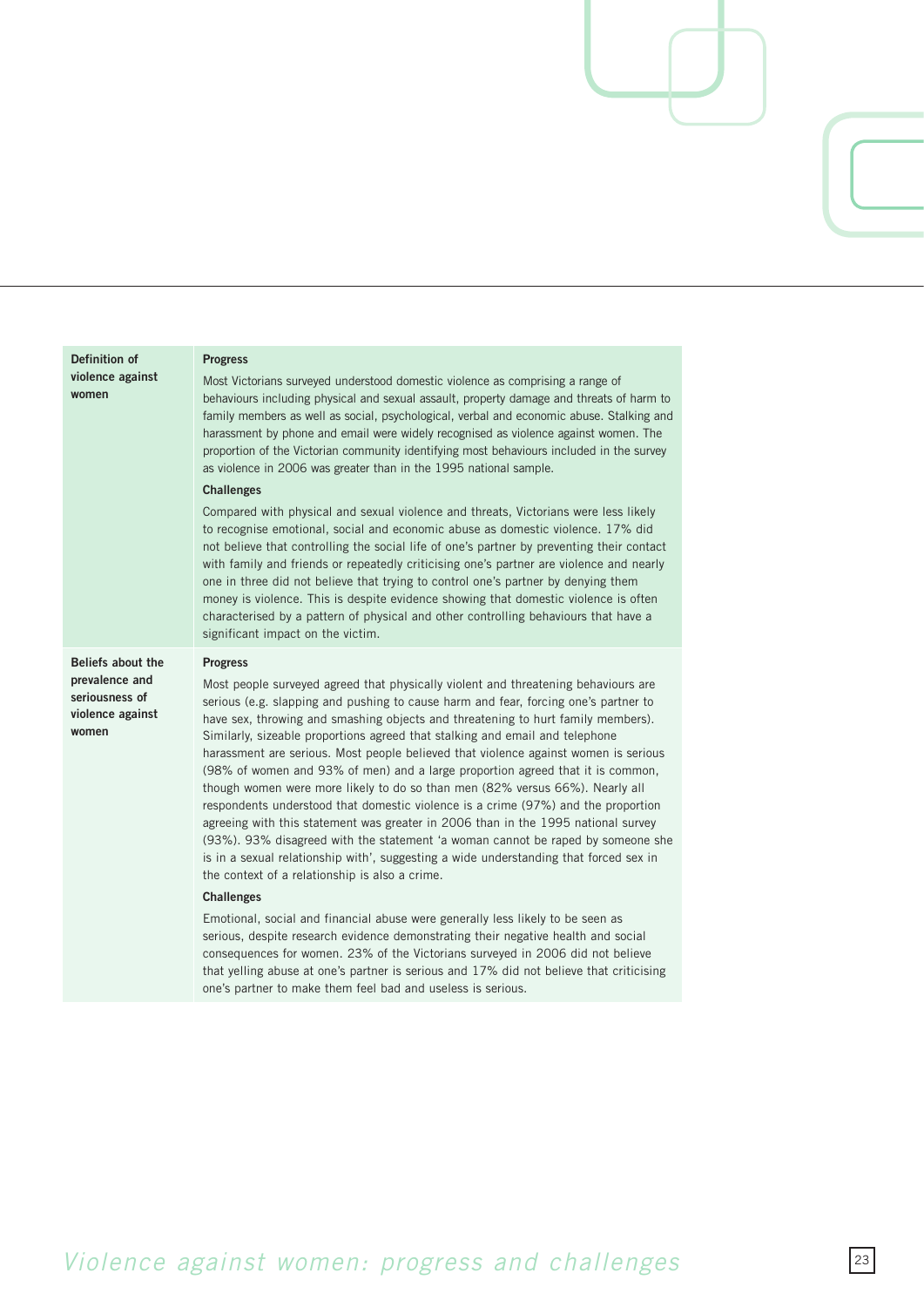| | |
|---|---|
| **Definition of violence against women** | **Progress**<br><br>Most Victorians surveyed understood domestic violence as comprising a range of behaviours including physical and sexual assault, property damage and threats of harm to family members as well as social, psychological, verbal and economic abuse. Stalking and harassment by phone and email were widely recognised as violence against women. The proportion of the Victorian community identifying most behaviours included in the survey as violence in 2006 was greater than in the 1995 national sample.<br><br>**Challenges**<br><br>Compared with physical and sexual violence and threats, Victorians were less likely to recognise emotional, social and economic abuse as domestic violence. 17% did not believe that controlling the social life of one's partner by preventing their contact with family and friends or repeatedly criticising one's partner are violence and nearly one in three did not believe that trying to control one's partner by denying them money is violence. This is despite evidence showing that domestic violence is often characterised by a pattern of physical and other controlling behaviours that have a significant impact on the victim. |
| **Beliefs about the prevalence and seriousness of violence against women** | **Progress**<br><br>Most people surveyed agreed that physically violent and threatening behaviours are serious (e.g. slapping and pushing to cause harm and fear, forcing one's partner to have sex, throwing and smashing objects and threatening to hurt family members). Similarly, sizeable proportions agreed that stalking and email and telephone harassment are serious. Most people believed that violence against women is serious (98% of women and 93% of men) and a large proportion agreed that it is common, though women were more likely to do so than men (82% versus 66%). Nearly all respondents understood that domestic violence is a crime (97%) and the proportion agreeing with this statement was greater in 2006 than in the 1995 national survey (93%). 93% disagreed with the statement 'a woman cannot be raped by someone she is in a sexual relationship with', suggesting a wide understanding that forced sex in the context of a relationship is also a crime.<br><br>**Challenges**<br><br>Emotional, social and financial abuse were generally less likely to be seen as serious, despite research evidence demonstrating their negative health and social consequences for women. 23% of the Victorians surveyed in 2006 did not believe that yelling abuse at one's partner is serious and 17% did not believe that criticising one's partner to make them feel bad and useless is serious. |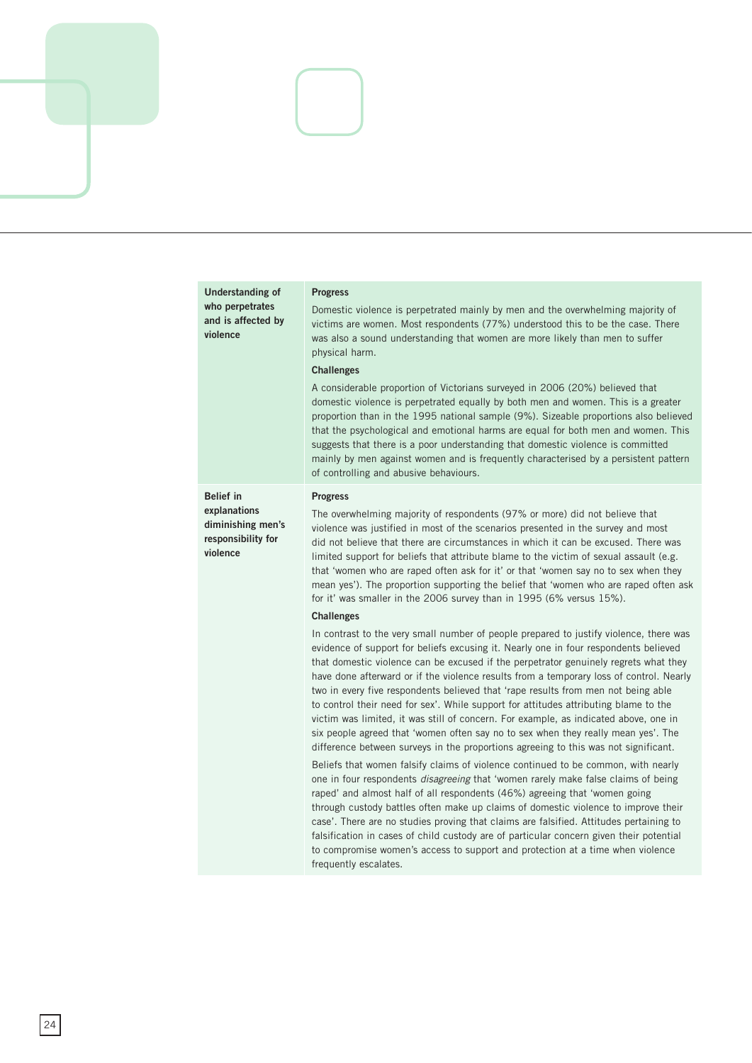| | |
|---|---|
| **Understanding of who perpetrates and is affected by violence** | **Progress**<br>Domestic violence is perpetrated mainly by men and the overwhelming majority of victims are women. Most respondents (77%) understood this to be the case. There was also a sound understanding that women are more likely than men to suffer physical harm.<br>**Challenges**<br>A considerable proportion of Victorians surveyed in 2006 (20%) believed that domestic violence is perpetrated equally by both men and women. This is a greater proportion than in the 1995 national sample (9%). Sizeable proportions also believed that the psychological and emotional harms are equal for both men and women. This suggests that there is a poor understanding that domestic violence is committed mainly by men against women and is frequently characterised by a persistent pattern of controlling and abusive behaviours. |
| **Belief in explanations diminishing men's responsibility for violence** | **Progress**<br>The overwhelming majority of respondents (97% or more) did not believe that violence was justified in most of the scenarios presented in the survey and most did not believe that there are circumstances in which it can be excused. There was limited support for beliefs that attribute blame to the victim of sexual assault (e.g. that 'women who are raped often ask for it' or that 'women say no to sex when they mean yes'). The proportion supporting the belief that 'women who are raped often ask for it' was smaller in the 2006 survey than in 1995 (6% versus 15%).<br>**Challenges**<br>In contrast to the very small number of people prepared to justify violence, there was evidence of support for beliefs excusing it. Nearly one in four respondents believed that domestic violence can be excused if the perpetrator genuinely regrets what they have done afterward or if the violence results from a temporary loss of control. Nearly two in every five respondents believed that 'rape results from men not being able to control their need for sex'. While support for attitudes attributing blame to the victim was limited, it was still of concern. For example, as indicated above, one in six people agreed that 'women often say no to sex when they really mean yes'. The difference between surveys in the proportions agreeing to this was not significant.<br>Beliefs that women falsify claims of violence continued to be common, with nearly one in four respondents *disagreeing* that 'women rarely make false claims of being raped' and almost half of all respondents (46%) agreeing that 'women going through custody battles often make up claims of domestic violence to improve their case'. There are no studies proving that claims are falsified. Attitudes pertaining to falsification in cases of child custody are of particular concern given their potential to compromise women's access to support and protection at a time when violence frequently escalates. |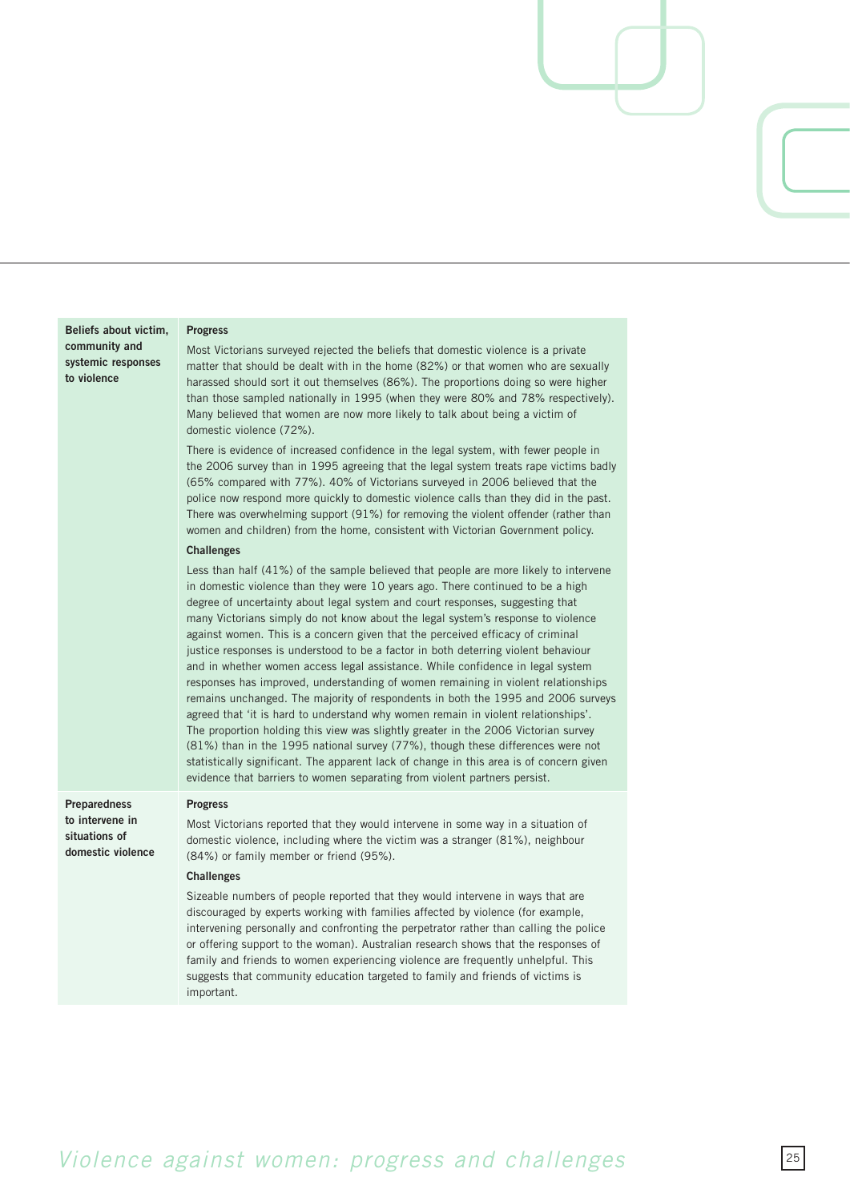| | |
|---|---|
| **Beliefs about victim, community and systemic responses to violence** | **Progress**<br><br>Most Victorians surveyed rejected the beliefs that domestic violence is a private matter that should be dealt with in the home (82%) or that women who are sexually harassed should sort it out themselves (86%). The proportions doing so were higher than those sampled nationally in 1995 (when they were 80% and 78% respectively). Many believed that women are now more likely to talk about being a victim of domestic violence (72%).<br><br>There is evidence of increased confidence in the legal system, with fewer people in the 2006 survey than in 1995 agreeing that the legal system treats rape victims badly (65% compared with 77%). 40% of Victorians surveyed in 2006 believed that the police now respond more quickly to domestic violence calls than they did in the past. There was overwhelming support (91%) for removing the violent offender (rather than women and children) from the home, consistent with Victorian Government policy.<br><br>**Challenges**<br><br>Less than half (41%) of the sample believed that people are more likely to intervene in domestic violence than they were 10 years ago. There continued to be a high degree of uncertainty about legal system and court responses, suggesting that many Victorians simply do not know about the legal system's response to violence against women. This is a concern given that the perceived efficacy of criminal justice responses is understood to be a factor in both deterring violent behaviour and in whether women access legal assistance. While confidence in legal system responses has improved, understanding of women remaining in violent relationships remains unchanged. The majority of respondents in both the 1995 and 2006 surveys agreed that 'it is hard to understand why women remain in violent relationships'. The proportion holding this view was slightly greater in the 2006 Victorian survey (81%) than in the 1995 national survey (77%), though these differences were not statistically significant. The apparent lack of change in this area is of concern given evidence that barriers to women separating from violent partners persist. |
| **Preparedness to intervene in situations of domestic violence** | **Progress**<br><br>Most Victorians reported that they would intervene in some way in a situation of domestic violence, including where the victim was a stranger (81%), neighbour (84%) or family member or friend (95%).<br><br>**Challenges**<br><br>Sizeable numbers of people reported that they would intervene in ways that are discouraged by experts working with families affected by violence (for example, intervening personally and confronting the perpetrator rather than calling the police or offering support to the woman). Australian research shows that the responses of family and friends to women experiencing violence are frequently unhelpful. This suggests that community education targeted to family and friends of victims is important. |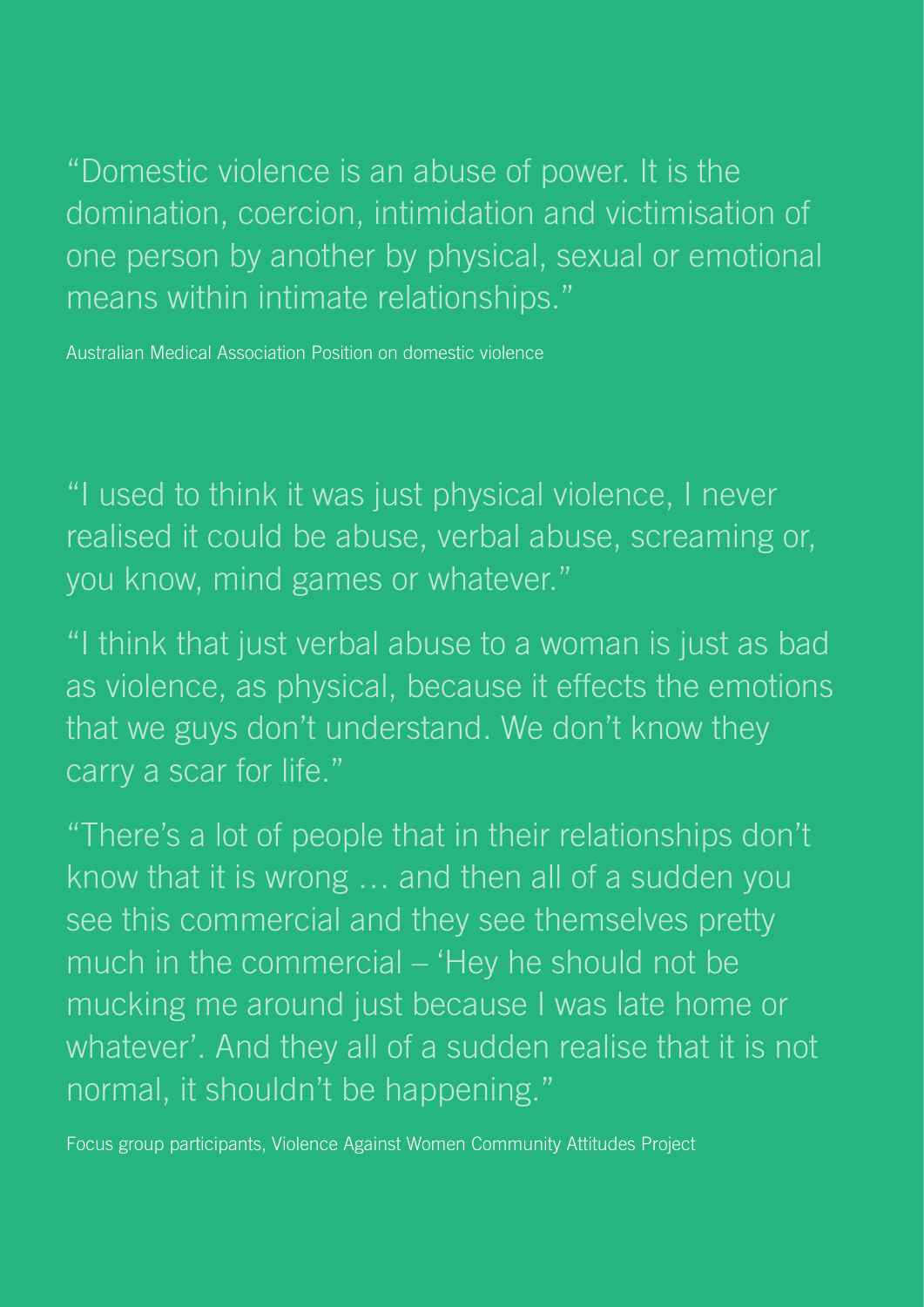"Domestic violence is an abuse of power. It is the domination, coercion, intimidation and victimisation of one person by another by physical, sexual or emotional means within intimate relationships."

Australian Medical Association Position on domestic violence

"I used to think it was just physical violence, I never realised it could be abuse, verbal abuse, screaming or, you know, mind games or whatever."

"I think that just verbal abuse to a woman is just as bad as violence, as physical, because it effects the emotions that we guys don't understand. We don't know they carry a scar for life."

"There's a lot of people that in their relationships don't know that it is wrong … and then all of a sudden you see this commercial and they see themselves pretty much in the commercial – 'Hey he should not be mucking me around just because I was late home or whatever'. And they all of a sudden realise that it is not normal, it shouldn't be happening."

Focus group participants, Violence Against Women Community Attitudes Project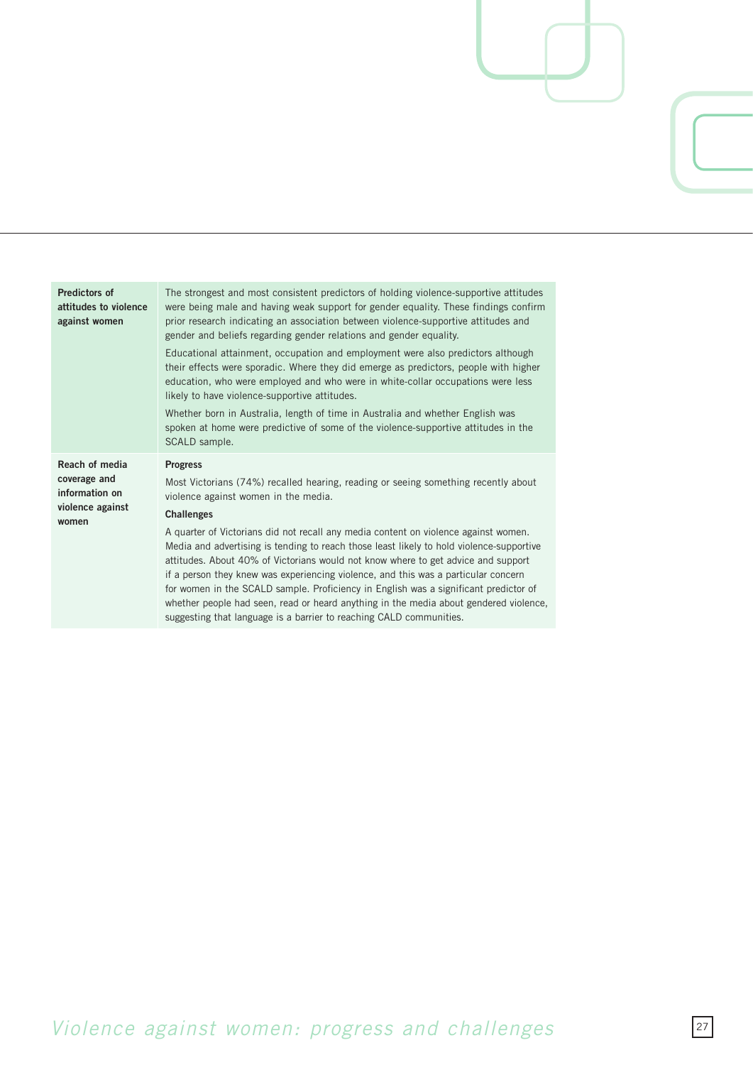| | |
|---|---|
| **Predictors of attitudes to violence against women** | The strongest and most consistent predictors of holding violence-supportive attitudes were being male and having weak support for gender equality. These findings confirm prior research indicating an association between violence-supportive attitudes and gender and beliefs regarding gender relations and gender equality.<br><br>Educational attainment, occupation and employment were also predictors although their effects were sporadic. Where they did emerge as predictors, people with higher education, who were employed and who were in white-collar occupations were less likely to have violence-supportive attitudes.<br><br>Whether born in Australia, length of time in Australia and whether English was spoken at home were predictive of some of the violence-supportive attitudes in the SCALD sample. |
| **Reach of media coverage and information on violence against women** | **Progress**<br><br>Most Victorians (74%) recalled hearing, reading or seeing something recently about violence against women in the media.<br><br>**Challenges**<br><br>A quarter of Victorians did not recall any media content on violence against women. Media and advertising is tending to reach those least likely to hold violence-supportive attitudes. About 40% of Victorians would not know where to get advice and support if a person they knew was experiencing violence, and this was a particular concern for women in the SCALD sample. Proficiency in English was a significant predictor of whether people had seen, read or heard anything in the media about gendered violence, suggesting that language is a barrier to reaching CALD communities. |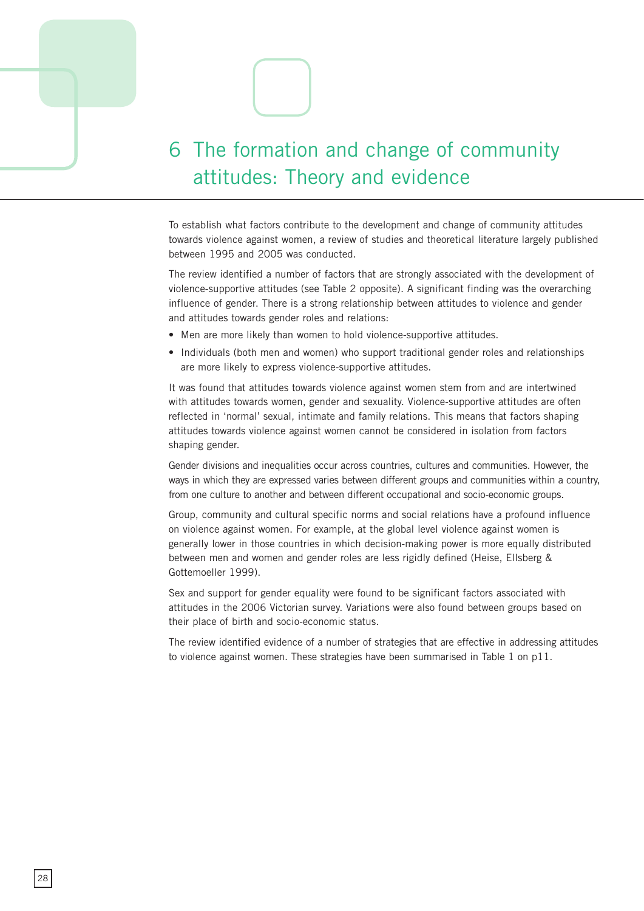# 6 The formation and change of community attitudes: Theory and evidence

To establish what factors contribute to the development and change of community attitudes towards violence against women, a review of studies and theoretical literature largely published between 1995 and 2005 was conducted.

The review identified a number of factors that are strongly associated with the development of violence-supportive attitudes (see Table 2 opposite). A significant finding was the overarching influence of gender. There is a strong relationship between attitudes to violence and gender and attitudes towards gender roles and relations:

- Men are more likely than women to hold violence-supportive attitudes.
- Individuals (both men and women) who support traditional gender roles and relationships are more likely to express violence-supportive attitudes.

It was found that attitudes towards violence against women stem from and are intertwined with attitudes towards women, gender and sexuality. Violence-supportive attitudes are often reflected in 'normal' sexual, intimate and family relations. This means that factors shaping attitudes towards violence against women cannot be considered in isolation from factors shaping gender.

Gender divisions and inequalities occur across countries, cultures and communities. However, the ways in which they are expressed varies between different groups and communities within a country, from one culture to another and between different occupational and socio-economic groups.

Group, community and cultural specific norms and social relations have a profound influence on violence against women. For example, at the global level violence against women is generally lower in those countries in which decision-making power is more equally distributed between men and women and gender roles are less rigidly defined (Heise, Ellsberg & Gottemoeller 1999).

Sex and support for gender equality were found to be significant factors associated with attitudes in the 2006 Victorian survey. Variations were also found between groups based on their place of birth and socio-economic status.

The review identified evidence of a number of strategies that are effective in addressing attitudes to violence against women. These strategies have been summarised in Table 1 on p11.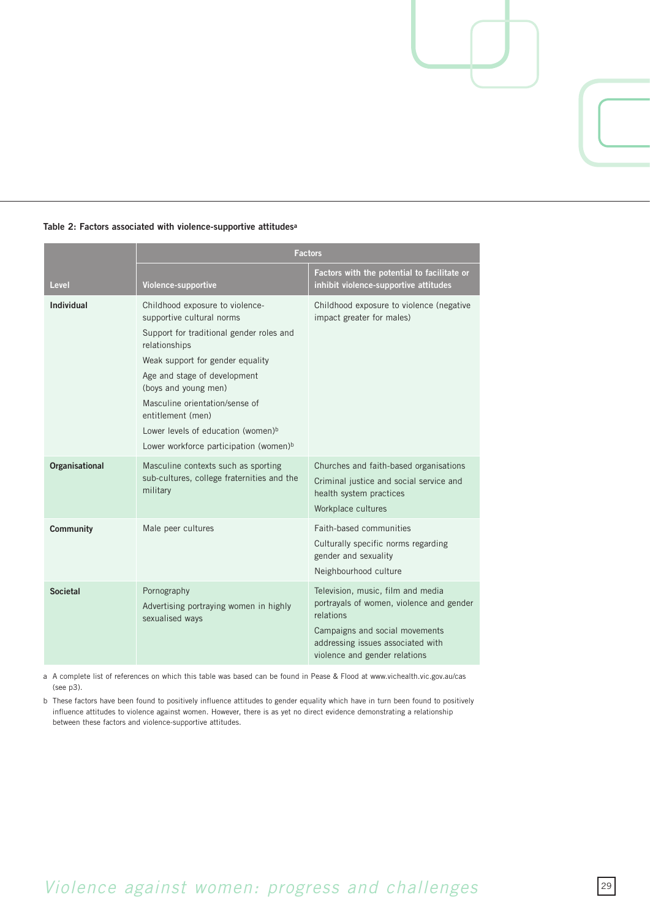**Table 2: Factors associated with violence-supportive attitudes[a]**

| Level | Factors | |
|---|---|---|
| | Violence-supportive | Factors with the potential to facilitate or inhibit violence-supportive attitudes |
| **Individual** | Childhood exposure to violence-supportive cultural norms<br>Support for traditional gender roles and relationships<br>Weak support for gender equality<br>Age and stage of development (boys and young men)<br>Masculine orientation/sense of entitlement (men)<br>Lower levels of education (women)[b]<br>Lower workforce participation (women)[b] | Childhood exposure to violence (negative impact greater for males) |
| **Organisational** | Masculine contexts such as sporting sub-cultures, college fraternities and the military | Churches and faith-based organisations<br>Criminal justice and social service and health system practices<br>Workplace cultures |
| **Community** | Male peer cultures | Faith-based communities<br>Culturally specific norms regarding gender and sexuality<br>Neighbourhood culture |
| **Societal** | Pornography<br>Advertising portraying women in highly sexualised ways | Television, music, film and media portrayals of women, violence and gender relations<br>Campaigns and social movements addressing issues associated with violence and gender relations |

a A complete list of references on which this table was based can be found in Pease & Flood at www.vichealth.vic.gov.au/cas (see p3).

b These factors have been found to positively influence attitudes to gender equality which have in turn been found to positively influence attitudes to violence against women. However, there is as yet no direct evidence demonstrating a relationship between these factors and violence-supportive attitudes.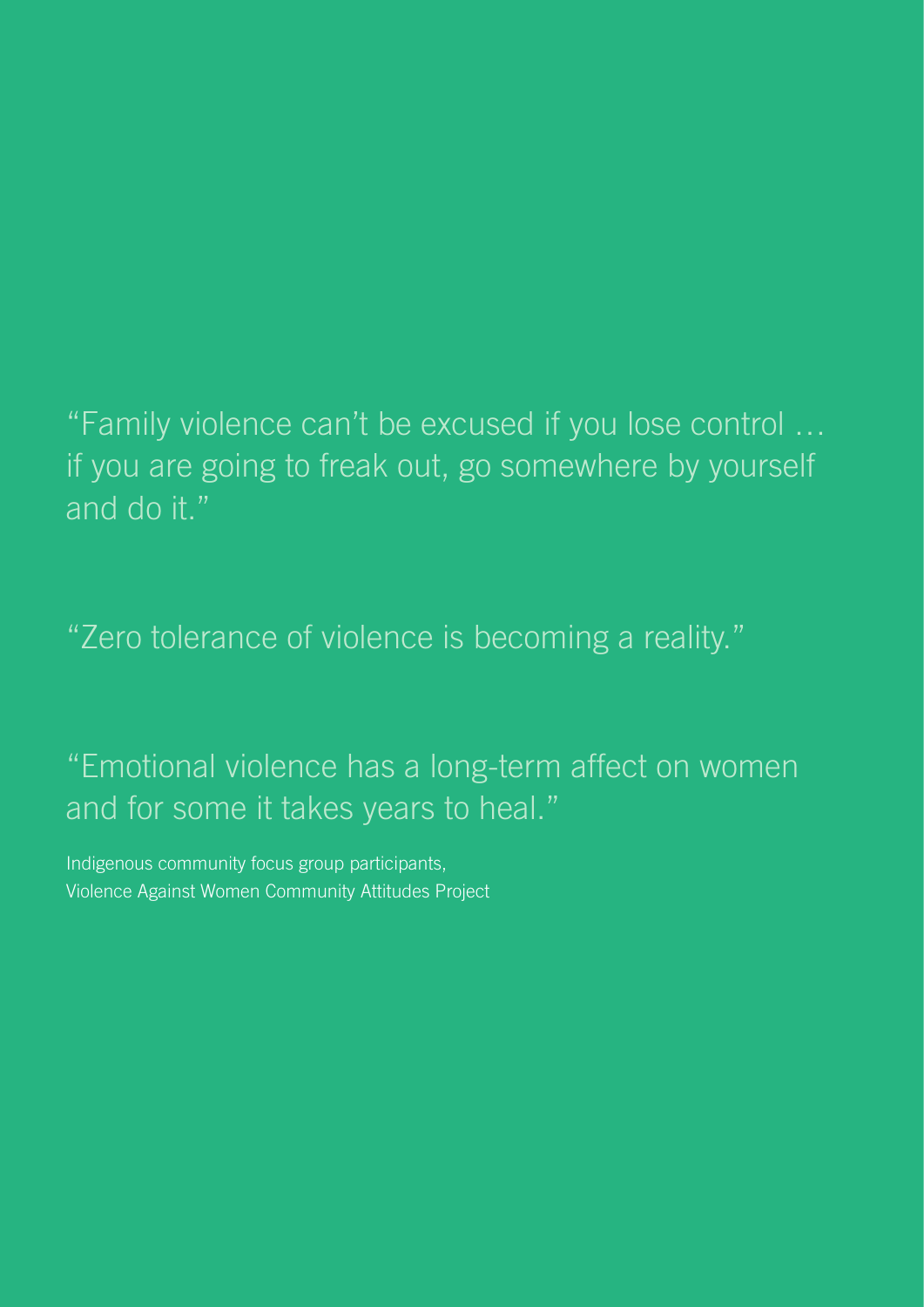"Family violence can't be excused if you lose control … if you are going to freak out, go somewhere by yourself and do it."

"Zero tolerance of violence is becoming a reality."

"Emotional violence has a long-term affect on women and for some it takes years to heal."

Indigenous community focus group participants,
Violence Against Women Community Attitudes Project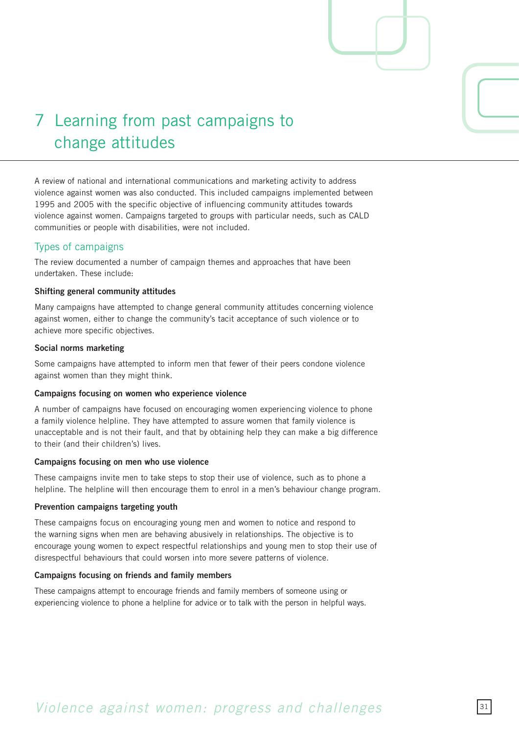# 7 Learning from past campaigns to change attitudes

A review of national and international communications and marketing activity to address violence against women was also conducted. This included campaigns implemented between 1995 and 2005 with the specific objective of influencing community attitudes towards violence against women. Campaigns targeted to groups with particular needs, such as CALD communities or people with disabilities, were not included.

## Types of campaigns

The review documented a number of campaign themes and approaches that have been undertaken. These include:

**Shifting general community attitudes**

Many campaigns have attempted to change general community attitudes concerning violence against women, either to change the community's tacit acceptance of such violence or to achieve more specific objectives.

**Social norms marketing**

Some campaigns have attempted to inform men that fewer of their peers condone violence against women than they might think.

**Campaigns focusing on women who experience violence**

A number of campaigns have focused on encouraging women experiencing violence to phone a family violence helpline. They have attempted to assure women that family violence is unacceptable and is not their fault, and that by obtaining help they can make a big difference to their (and their children's) lives.

**Campaigns focusing on men who use violence**

These campaigns invite men to take steps to stop their use of violence, such as to phone a helpline. The helpline will then encourage them to enrol in a men's behaviour change program.

**Prevention campaigns targeting youth**

These campaigns focus on encouraging young men and women to notice and respond to the warning signs when men are behaving abusively in relationships. The objective is to encourage young women to expect respectful relationships and young men to stop their use of disrespectful behaviours that could worsen into more severe patterns of violence.

**Campaigns focusing on friends and family members**

These campaigns attempt to encourage friends and family members of someone using or experiencing violence to phone a helpline for advice or to talk with the person in helpful ways.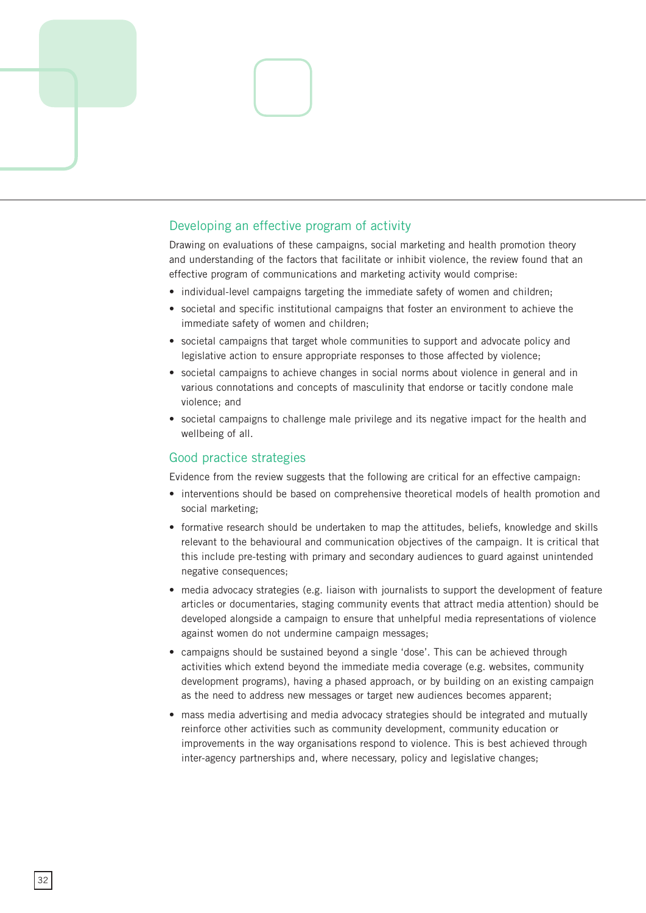## Developing an effective program of activity

Drawing on evaluations of these campaigns, social marketing and health promotion theory and understanding of the factors that facilitate or inhibit violence, the review found that an effective program of communications and marketing activity would comprise:

- individual-level campaigns targeting the immediate safety of women and children;
- societal and specific institutional campaigns that foster an environment to achieve the immediate safety of women and children;
- societal campaigns that target whole communities to support and advocate policy and legislative action to ensure appropriate responses to those affected by violence;
- societal campaigns to achieve changes in social norms about violence in general and in various connotations and concepts of masculinity that endorse or tacitly condone male violence; and
- societal campaigns to challenge male privilege and its negative impact for the health and wellbeing of all.

## Good practice strategies

Evidence from the review suggests that the following are critical for an effective campaign:

- interventions should be based on comprehensive theoretical models of health promotion and social marketing;
- formative research should be undertaken to map the attitudes, beliefs, knowledge and skills relevant to the behavioural and communication objectives of the campaign. It is critical that this include pre-testing with primary and secondary audiences to guard against unintended negative consequences;
- media advocacy strategies (e.g. liaison with journalists to support the development of feature articles or documentaries, staging community events that attract media attention) should be developed alongside a campaign to ensure that unhelpful media representations of violence against women do not undermine campaign messages;
- campaigns should be sustained beyond a single 'dose'. This can be achieved through activities which extend beyond the immediate media coverage (e.g. websites, community development programs), having a phased approach, or by building on an existing campaign as the need to address new messages or target new audiences becomes apparent;
- mass media advertising and media advocacy strategies should be integrated and mutually reinforce other activities such as community development, community education or improvements in the way organisations respond to violence. This is best achieved through inter-agency partnerships and, where necessary, policy and legislative changes;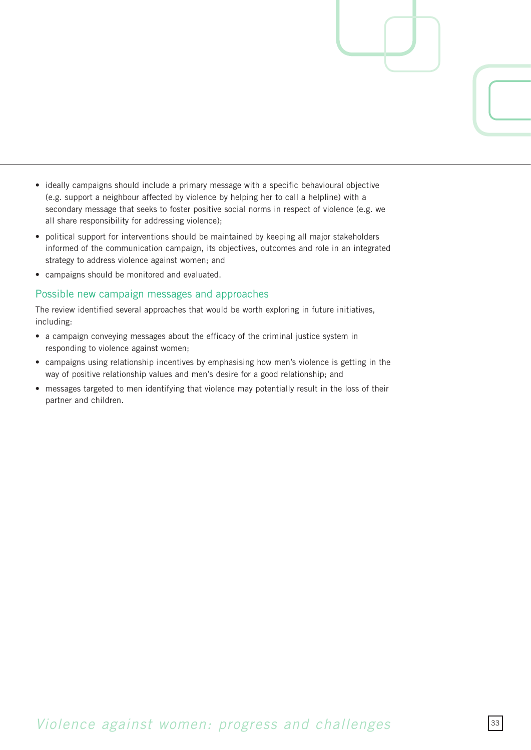- ideally campaigns should include a primary message with a specific behavioural objective (e.g. support a neighbour affected by violence by helping her to call a helpline) with a secondary message that seeks to foster positive social norms in respect of violence (e.g. we all share responsibility for addressing violence);
- political support for interventions should be maintained by keeping all major stakeholders informed of the communication campaign, its objectives, outcomes and role in an integrated strategy to address violence against women; and
- campaigns should be monitored and evaluated.

### Possible new campaign messages and approaches

The review identified several approaches that would be worth exploring in future initiatives, including:

- a campaign conveying messages about the efficacy of the criminal justice system in responding to violence against women;
- campaigns using relationship incentives by emphasising how men's violence is getting in the way of positive relationship values and men's desire for a good relationship; and
- messages targeted to men identifying that violence may potentially result in the loss of their partner and children.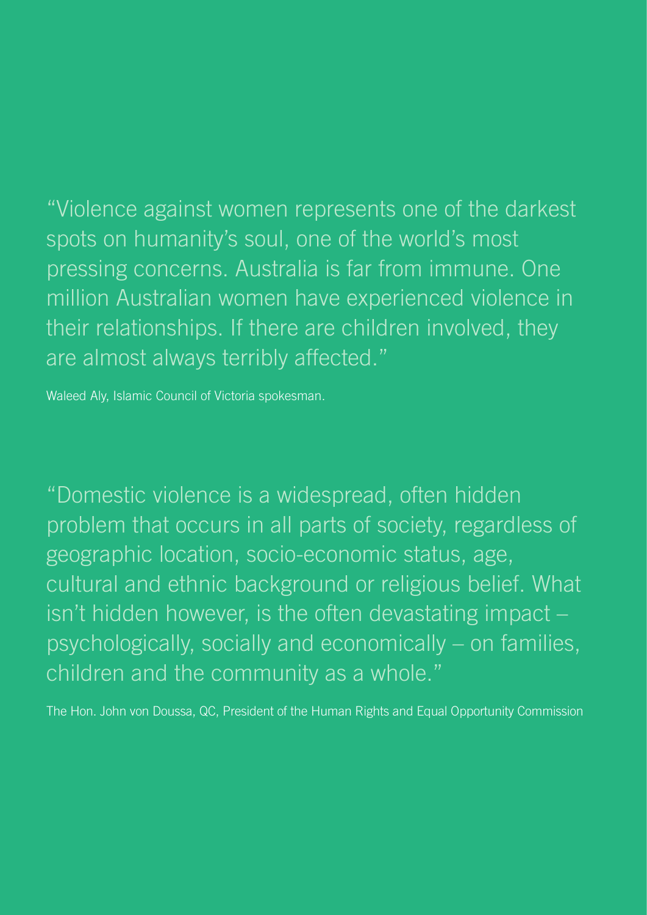"Violence against women represents one of the darkest spots on humanity's soul, one of the world's most pressing concerns. Australia is far from immune. One million Australian women have experienced violence in their relationships. If there are children involved, they are almost always terribly affected."

Waleed Aly, Islamic Council of Victoria spokesman.

"Domestic violence is a widespread, often hidden problem that occurs in all parts of society, regardless of geographic location, socio-economic status, age, cultural and ethnic background or religious belief. What isn't hidden however, is the often devastating impact – psychologically, socially and economically – on families, children and the community as a whole."

The Hon. John von Doussa, QC, President of the Human Rights and Equal Opportunity Commission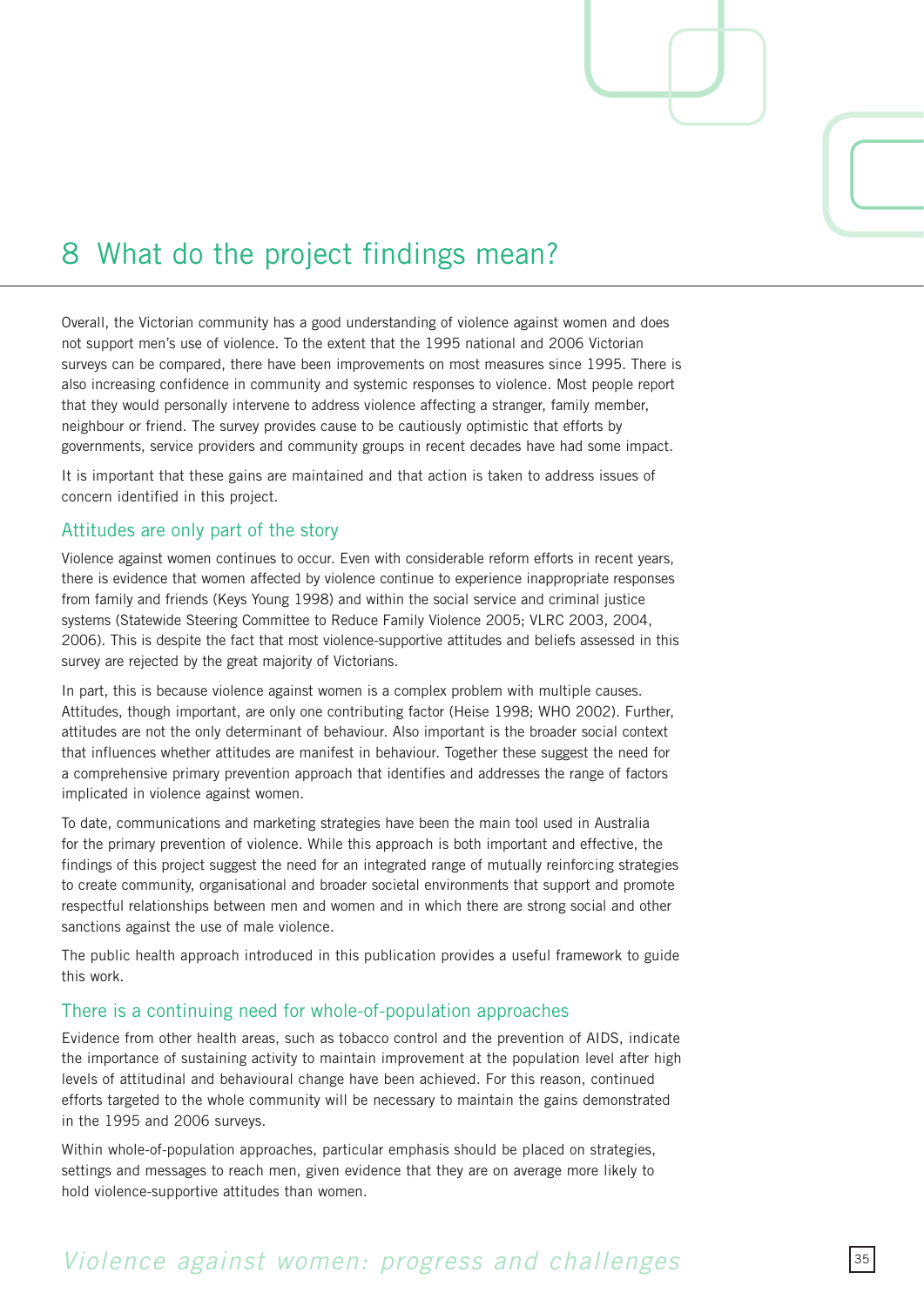# 8 What do the project findings mean?

Overall, the Victorian community has a good understanding of violence against women and does not support men's use of violence. To the extent that the 1995 national and 2006 Victorian surveys can be compared, there have been improvements on most measures since 1995. There is also increasing confidence in community and systemic responses to violence. Most people report that they would personally intervene to address violence affecting a stranger, family member, neighbour or friend. The survey provides cause to be cautiously optimistic that efforts by governments, service providers and community groups in recent decades have had some impact.

It is important that these gains are maintained and that action is taken to address issues of concern identified in this project.

## Attitudes are only part of the story

Violence against women continues to occur. Even with considerable reform efforts in recent years, there is evidence that women affected by violence continue to experience inappropriate responses from family and friends (Keys Young 1998) and within the social service and criminal justice systems (Statewide Steering Committee to Reduce Family Violence 2005; VLRC 2003, 2004, 2006). This is despite the fact that most violence-supportive attitudes and beliefs assessed in this survey are rejected by the great majority of Victorians.

In part, this is because violence against women is a complex problem with multiple causes. Attitudes, though important, are only one contributing factor (Heise 1998; WHO 2002). Further, attitudes are not the only determinant of behaviour. Also important is the broader social context that influences whether attitudes are manifest in behaviour. Together these suggest the need for a comprehensive primary prevention approach that identifies and addresses the range of factors implicated in violence against women.

To date, communications and marketing strategies have been the main tool used in Australia for the primary prevention of violence. While this approach is both important and effective, the findings of this project suggest the need for an integrated range of mutually reinforcing strategies to create community, organisational and broader societal environments that support and promote respectful relationships between men and women and in which there are strong social and other sanctions against the use of male violence.

The public health approach introduced in this publication provides a useful framework to guide this work.

## There is a continuing need for whole-of-population approaches

Evidence from other health areas, such as tobacco control and the prevention of AIDS, indicate the importance of sustaining activity to maintain improvement at the population level after high levels of attitudinal and behavioural change have been achieved. For this reason, continued efforts targeted to the whole community will be necessary to maintain the gains demonstrated in the 1995 and 2006 surveys.

Within whole-of-population approaches, particular emphasis should be placed on strategies, settings and messages to reach men, given evidence that they are on average more likely to hold violence-supportive attitudes than women.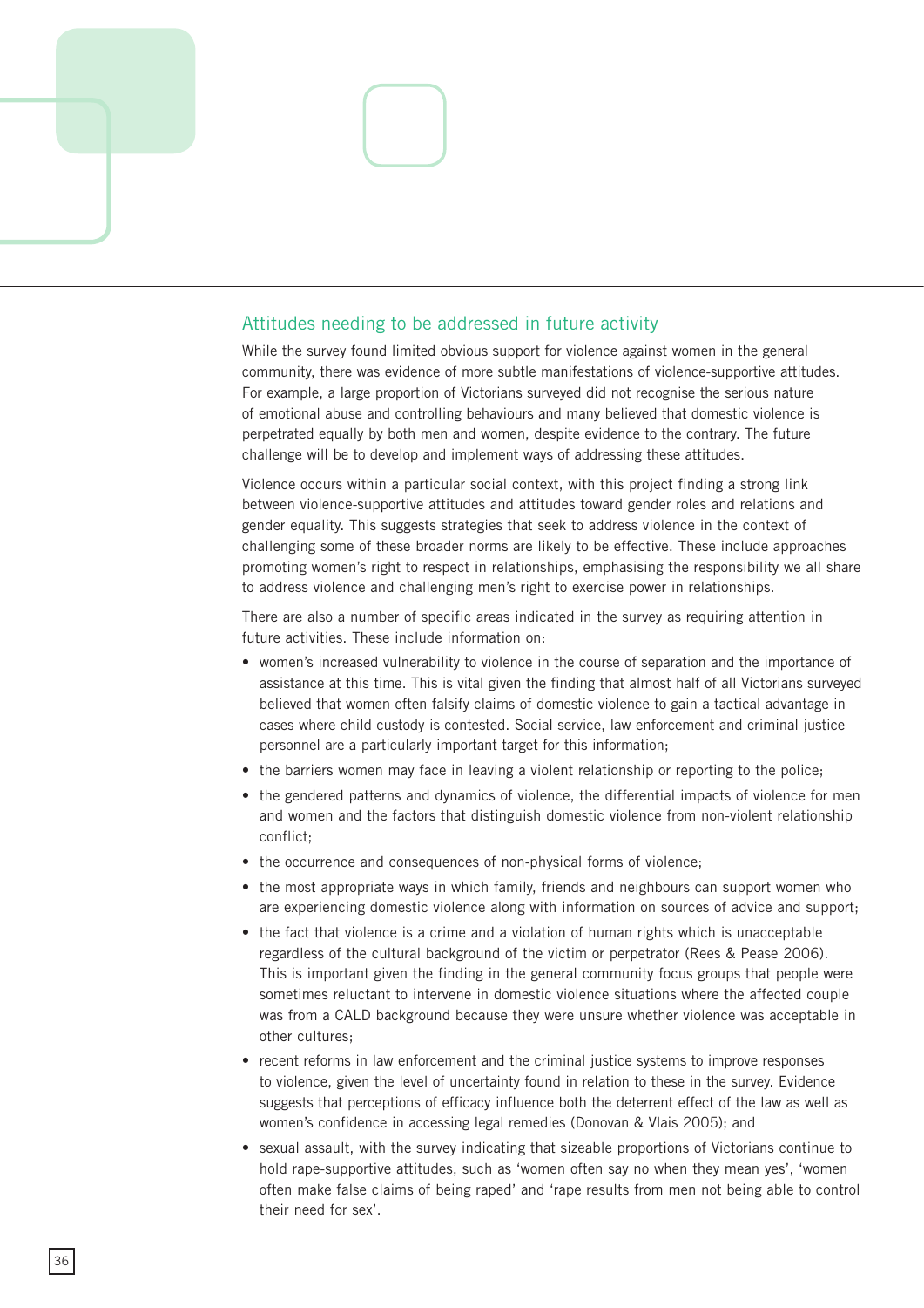## Attitudes needing to be addressed in future activity

While the survey found limited obvious support for violence against women in the general community, there was evidence of more subtle manifestations of violence-supportive attitudes. For example, a large proportion of Victorians surveyed did not recognise the serious nature of emotional abuse and controlling behaviours and many believed that domestic violence is perpetrated equally by both men and women, despite evidence to the contrary. The future challenge will be to develop and implement ways of addressing these attitudes.

Violence occurs within a particular social context, with this project finding a strong link between violence-supportive attitudes and attitudes toward gender roles and relations and gender equality. This suggests strategies that seek to address violence in the context of challenging some of these broader norms are likely to be effective. These include approaches promoting women's right to respect in relationships, emphasising the responsibility we all share to address violence and challenging men's right to exercise power in relationships.

There are also a number of specific areas indicated in the survey as requiring attention in future activities. These include information on:

- women's increased vulnerability to violence in the course of separation and the importance of assistance at this time. This is vital given the finding that almost half of all Victorians surveyed believed that women often falsify claims of domestic violence to gain a tactical advantage in cases where child custody is contested. Social service, law enforcement and criminal justice personnel are a particularly important target for this information;
- the barriers women may face in leaving a violent relationship or reporting to the police;
- the gendered patterns and dynamics of violence, the differential impacts of violence for men and women and the factors that distinguish domestic violence from non-violent relationship conflict;
- the occurrence and consequences of non-physical forms of violence;
- the most appropriate ways in which family, friends and neighbours can support women who are experiencing domestic violence along with information on sources of advice and support;
- the fact that violence is a crime and a violation of human rights which is unacceptable regardless of the cultural background of the victim or perpetrator (Rees & Pease 2006). This is important given the finding in the general community focus groups that people were sometimes reluctant to intervene in domestic violence situations where the affected couple was from a CALD background because they were unsure whether violence was acceptable in other cultures;
- recent reforms in law enforcement and the criminal justice systems to improve responses to violence, given the level of uncertainty found in relation to these in the survey. Evidence suggests that perceptions of efficacy influence both the deterrent effect of the law as well as women's confidence in accessing legal remedies (Donovan & Vlais 2005); and
- sexual assault, with the survey indicating that sizeable proportions of Victorians continue to hold rape-supportive attitudes, such as 'women often say no when they mean yes', 'women often make false claims of being raped' and 'rape results from men not being able to control their need for sex'.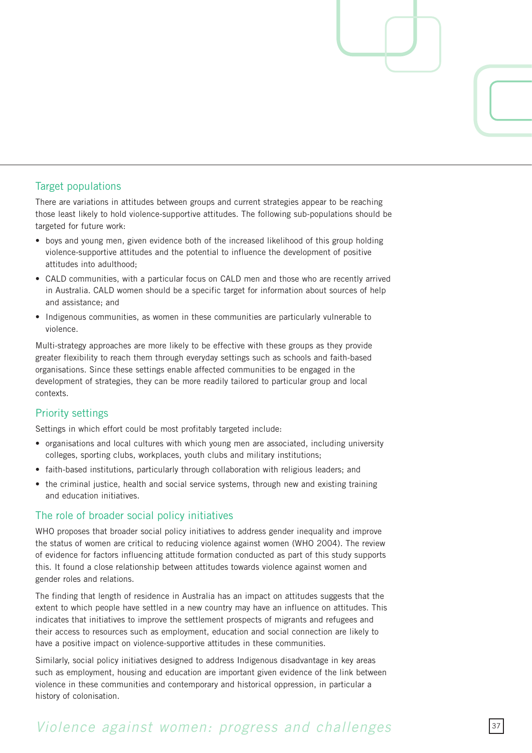## Target populations

There are variations in attitudes between groups and current strategies appear to be reaching those least likely to hold violence-supportive attitudes. The following sub-populations should be targeted for future work:

- boys and young men, given evidence both of the increased likelihood of this group holding violence-supportive attitudes and the potential to influence the development of positive attitudes into adulthood;
- CALD communities, with a particular focus on CALD men and those who are recently arrived in Australia. CALD women should be a specific target for information about sources of help and assistance; and
- Indigenous communities, as women in these communities are particularly vulnerable to violence.

Multi-strategy approaches are more likely to be effective with these groups as they provide greater flexibility to reach them through everyday settings such as schools and faith-based organisations. Since these settings enable affected communities to be engaged in the development of strategies, they can be more readily tailored to particular group and local contexts.

## Priority settings

Settings in which effort could be most profitably targeted include:

- organisations and local cultures with which young men are associated, including university colleges, sporting clubs, workplaces, youth clubs and military institutions;
- faith-based institutions, particularly through collaboration with religious leaders; and
- the criminal justice, health and social service systems, through new and existing training and education initiatives.

## The role of broader social policy initiatives

WHO proposes that broader social policy initiatives to address gender inequality and improve the status of women are critical to reducing violence against women (WHO 2004). The review of evidence for factors influencing attitude formation conducted as part of this study supports this. It found a close relationship between attitudes towards violence against women and gender roles and relations.

The finding that length of residence in Australia has an impact on attitudes suggests that the extent to which people have settled in a new country may have an influence on attitudes. This indicates that initiatives to improve the settlement prospects of migrants and refugees and their access to resources such as employment, education and social connection are likely to have a positive impact on violence-supportive attitudes in these communities.

Similarly, social policy initiatives designed to address Indigenous disadvantage in key areas such as employment, housing and education are important given evidence of the link between violence in these communities and contemporary and historical oppression, in particular a history of colonisation.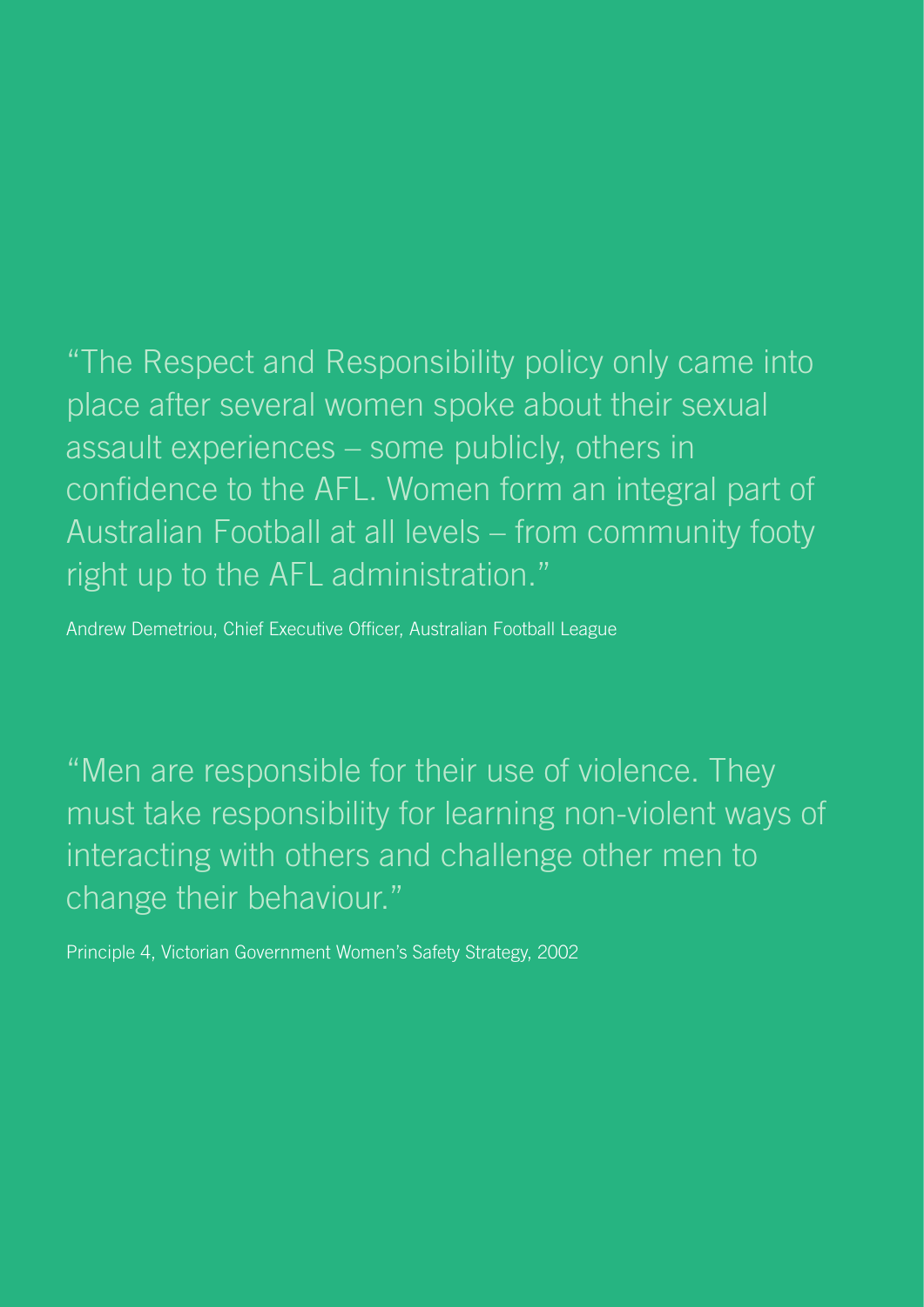"The Respect and Responsibility policy only came into place after several women spoke about their sexual assault experiences – some publicly, others in confidence to the AFL. Women form an integral part of Australian Football at all levels – from community footy right up to the AFL administration."

Andrew Demetriou, Chief Executive Officer, Australian Football League

"Men are responsible for their use of violence. They must take responsibility for learning non-violent ways of interacting with others and challenge other men to change their behaviour."

Principle 4, Victorian Government Women's Safety Strategy, 2002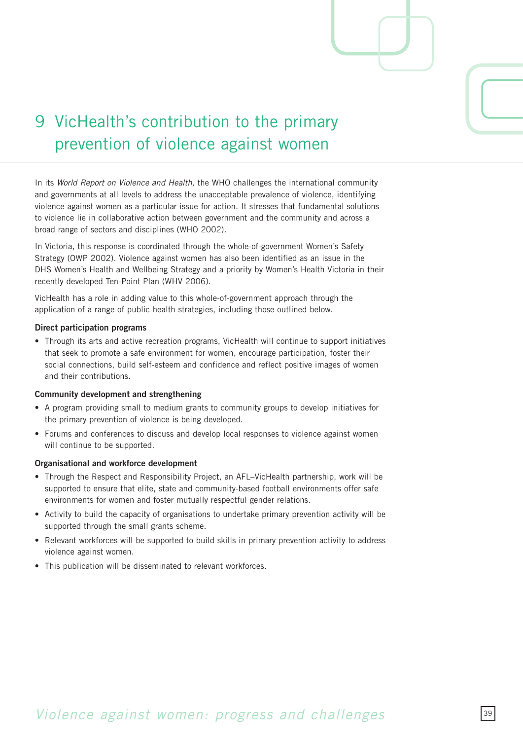# 9 VicHealth's contribution to the primary prevention of violence against women

In its *World Report on Violence and Health,* the WHO challenges the international community and governments at all levels to address the unacceptable prevalence of violence, identifying violence against women as a particular issue for action. It stresses that fundamental solutions to violence lie in collaborative action between government and the community and across a broad range of sectors and disciplines (WHO 2002).

In Victoria, this response is coordinated through the whole-of-government Women's Safety Strategy (OWP 2002). Violence against women has also been identified as an issue in the DHS Women's Health and Wellbeing Strategy and a priority by Women's Health Victoria in their recently developed Ten-Point Plan (WHV 2006).

VicHealth has a role in adding value to this whole-of-government approach through the application of a range of public health strategies, including those outlined below.

**Direct participation programs**

- Through its arts and active recreation programs, VicHealth will continue to support initiatives that seek to promote a safe environment for women, encourage participation, foster their social connections, build self-esteem and confidence and reflect positive images of women and their contributions.

**Community development and strengthening**

- A program providing small to medium grants to community groups to develop initiatives for the primary prevention of violence is being developed.
- Forums and conferences to discuss and develop local responses to violence against women will continue to be supported.

**Organisational and workforce development**

- Through the Respect and Responsibility Project, an AFL–VicHealth partnership, work will be supported to ensure that elite, state and community-based football environments offer safe environments for women and foster mutually respectful gender relations.
- Activity to build the capacity of organisations to undertake primary prevention activity will be supported through the small grants scheme.
- Relevant workforces will be supported to build skills in primary prevention activity to address violence against women.
- This publication will be disseminated to relevant workforces.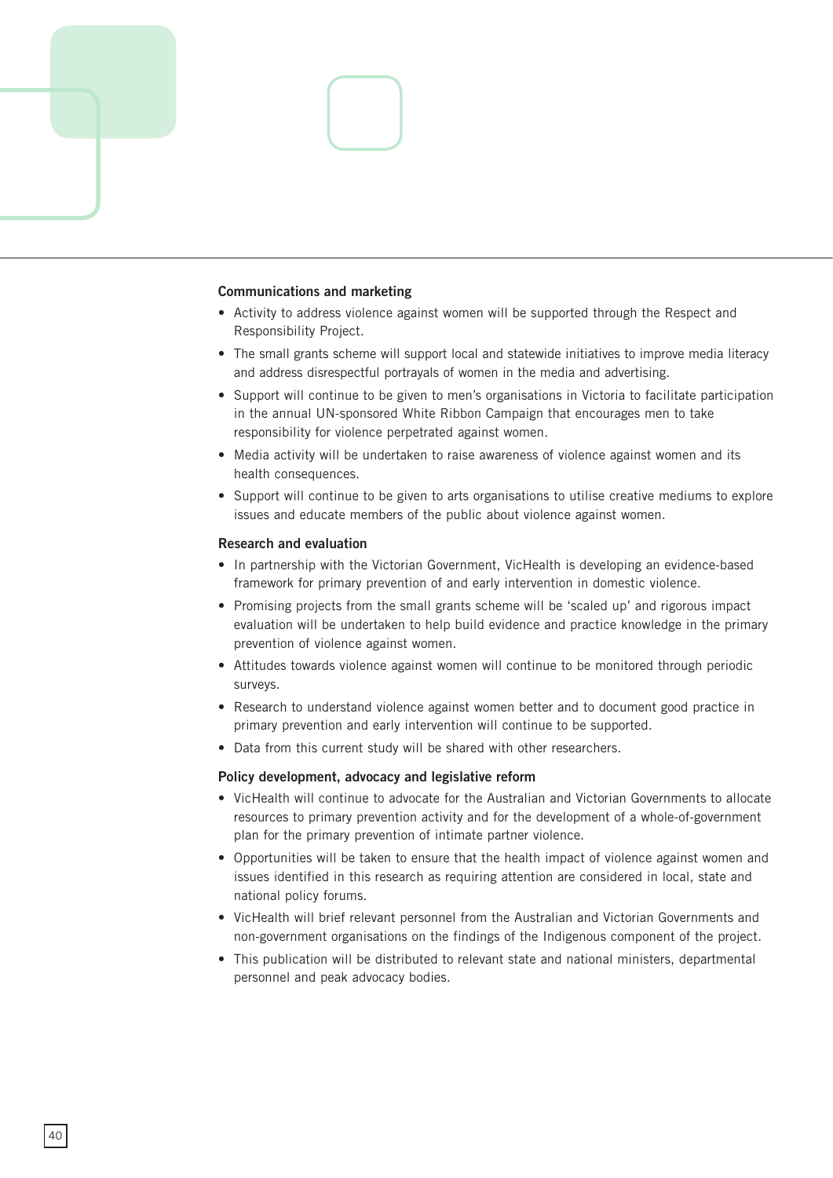### Communications and marketing

- Activity to address violence against women will be supported through the Respect and Responsibility Project.
- The small grants scheme will support local and statewide initiatives to improve media literacy and address disrespectful portrayals of women in the media and advertising.
- Support will continue to be given to men's organisations in Victoria to facilitate participation in the annual UN-sponsored White Ribbon Campaign that encourages men to take responsibility for violence perpetrated against women.
- Media activity will be undertaken to raise awareness of violence against women and its health consequences.
- Support will continue to be given to arts organisations to utilise creative mediums to explore issues and educate members of the public about violence against women.

### Research and evaluation

- In partnership with the Victorian Government, VicHealth is developing an evidence-based framework for primary prevention of and early intervention in domestic violence.
- Promising projects from the small grants scheme will be 'scaled up' and rigorous impact evaluation will be undertaken to help build evidence and practice knowledge in the primary prevention of violence against women.
- Attitudes towards violence against women will continue to be monitored through periodic surveys.
- Research to understand violence against women better and to document good practice in primary prevention and early intervention will continue to be supported.
- Data from this current study will be shared with other researchers.

### Policy development, advocacy and legislative reform

- VicHealth will continue to advocate for the Australian and Victorian Governments to allocate resources to primary prevention activity and for the development of a whole-of-government plan for the primary prevention of intimate partner violence.
- Opportunities will be taken to ensure that the health impact of violence against women and issues identified in this research as requiring attention are considered in local, state and national policy forums.
- VicHealth will brief relevant personnel from the Australian and Victorian Governments and non-government organisations on the findings of the Indigenous component of the project.
- This publication will be distributed to relevant state and national ministers, departmental personnel and peak advocacy bodies.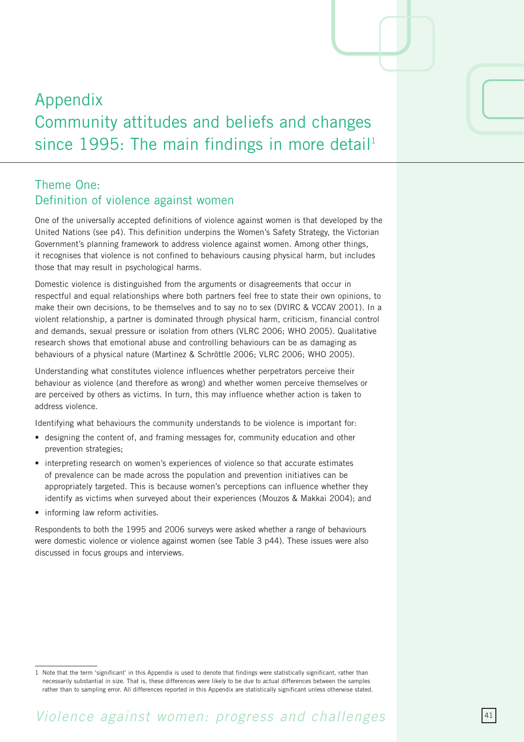# Appendix
# Community attitudes and beliefs and changes since 1995: The main findings in more detail[1]

## Theme One:
## Definition of violence against women

One of the universally accepted definitions of violence against women is that developed by the United Nations (see p4). This definition underpins the Women's Safety Strategy, the Victorian Government's planning framework to address violence against women. Among other things, it recognises that violence is not confined to behaviours causing physical harm, but includes those that may result in psychological harms.

Domestic violence is distinguished from the arguments or disagreements that occur in respectful and equal relationships where both partners feel free to state their own opinions, to make their own decisions, to be themselves and to say no to sex (DVIRC & VCCAV 2001). In a violent relationship, a partner is dominated through physical harm, criticism, financial control and demands, sexual pressure or isolation from others (VLRC 2006; WHO 2005). Qualitative research shows that emotional abuse and controlling behaviours can be as damaging as behaviours of a physical nature (Martinez & Schröttle 2006; VLRC 2006; WHO 2005).

Understanding what constitutes violence influences whether perpetrators perceive their behaviour as violence (and therefore as wrong) and whether women perceive themselves or are perceived by others as victims. In turn, this may influence whether action is taken to address violence.

Identifying what behaviours the community understands to be violence is important for:

- designing the content of, and framing messages for, community education and other prevention strategies;
- interpreting research on women's experiences of violence so that accurate estimates of prevalence can be made across the population and prevention initiatives can be appropriately targeted. This is because women's perceptions can influence whether they identify as victims when surveyed about their experiences (Mouzos & Makkai 2004); and
- informing law reform activities.

Respondents to both the 1995 and 2006 surveys were asked whether a range of behaviours were domestic violence or violence against women (see Table 3 p44). These issues were also discussed in focus groups and interviews.

---

1 Note that the term 'significant' in this Appendix is used to denote that findings were statistically significant, rather than necessarily substantial in size. That is, these differences were likely to be due to actual differences between the samples rather than to sampling error. All differences reported in this Appendix are statistically significant unless otherwise stated.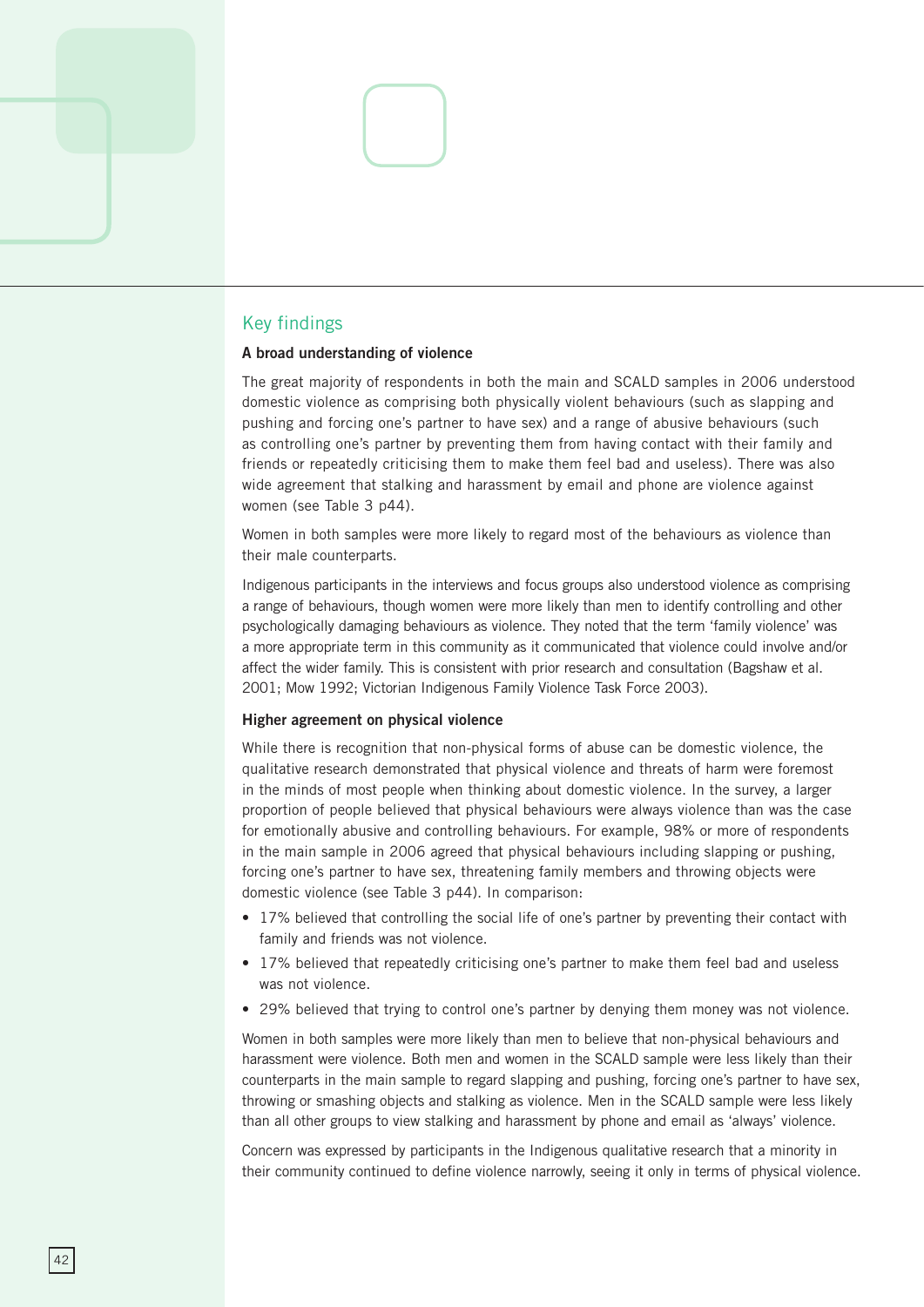## Key findings

### A broad understanding of violence

The great majority of respondents in both the main and SCALD samples in 2006 understood domestic violence as comprising both physically violent behaviours (such as slapping and pushing and forcing one's partner to have sex) and a range of abusive behaviours (such as controlling one's partner by preventing them from having contact with their family and friends or repeatedly criticising them to make them feel bad and useless). There was also wide agreement that stalking and harassment by email and phone are violence against women (see Table 3 p44).

Women in both samples were more likely to regard most of the behaviours as violence than their male counterparts.

Indigenous participants in the interviews and focus groups also understood violence as comprising a range of behaviours, though women were more likely than men to identify controlling and other psychologically damaging behaviours as violence. They noted that the term 'family violence' was a more appropriate term in this community as it communicated that violence could involve and/or affect the wider family. This is consistent with prior research and consultation (Bagshaw et al. 2001; Mow 1992; Victorian Indigenous Family Violence Task Force 2003).

### Higher agreement on physical violence

While there is recognition that non-physical forms of abuse can be domestic violence, the qualitative research demonstrated that physical violence and threats of harm were foremost in the minds of most people when thinking about domestic violence. In the survey, a larger proportion of people believed that physical behaviours were always violence than was the case for emotionally abusive and controlling behaviours. For example, 98% or more of respondents in the main sample in 2006 agreed that physical behaviours including slapping or pushing, forcing one's partner to have sex, threatening family members and throwing objects were domestic violence (see Table 3 p44). In comparison:

- 17% believed that controlling the social life of one's partner by preventing their contact with family and friends was not violence.
- 17% believed that repeatedly criticising one's partner to make them feel bad and useless was not violence.
- 29% believed that trying to control one's partner by denying them money was not violence.

Women in both samples were more likely than men to believe that non-physical behaviours and harassment were violence. Both men and women in the SCALD sample were less likely than their counterparts in the main sample to regard slapping and pushing, forcing one's partner to have sex, throwing or smashing objects and stalking as violence. Men in the SCALD sample were less likely than all other groups to view stalking and harassment by phone and email as 'always' violence.

Concern was expressed by participants in the Indigenous qualitative research that a minority in their community continued to define violence narrowly, seeing it only in terms of physical violence.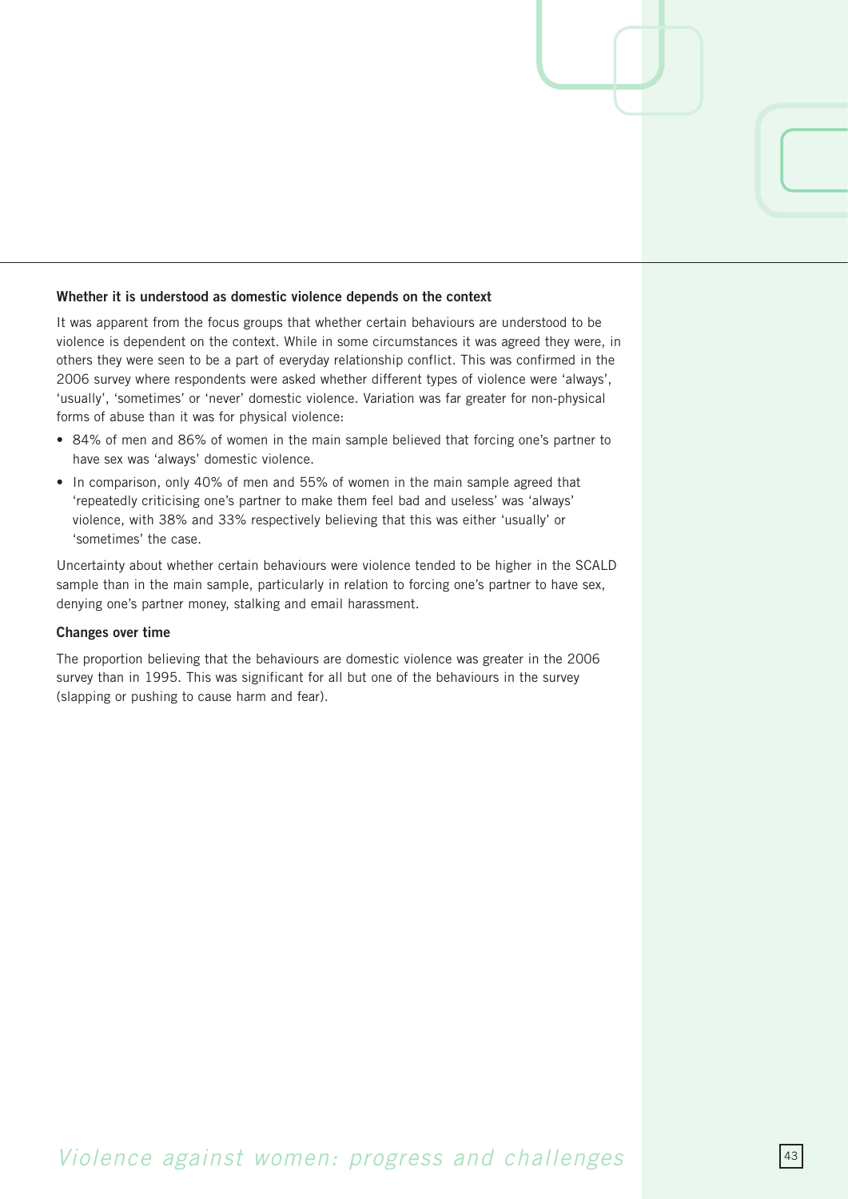### Whether it is understood as domestic violence depends on the context

It was apparent from the focus groups that whether certain behaviours are understood to be violence is dependent on the context. While in some circumstances it was agreed they were, in others they were seen to be a part of everyday relationship conflict. This was confirmed in the 2006 survey where respondents were asked whether different types of violence were 'always', 'usually', 'sometimes' or 'never' domestic violence. Variation was far greater for non-physical forms of abuse than it was for physical violence:

- 84% of men and 86% of women in the main sample believed that forcing one's partner to have sex was 'always' domestic violence.
- In comparison, only 40% of men and 55% of women in the main sample agreed that 'repeatedly criticising one's partner to make them feel bad and useless' was 'always' violence, with 38% and 33% respectively believing that this was either 'usually' or 'sometimes' the case.

Uncertainty about whether certain behaviours were violence tended to be higher in the SCALD sample than in the main sample, particularly in relation to forcing one's partner to have sex, denying one's partner money, stalking and email harassment.

### Changes over time

The proportion believing that the behaviours are domestic violence was greater in the 2006 survey than in 1995. This was significant for all but one of the behaviours in the survey (slapping or pushing to cause harm and fear).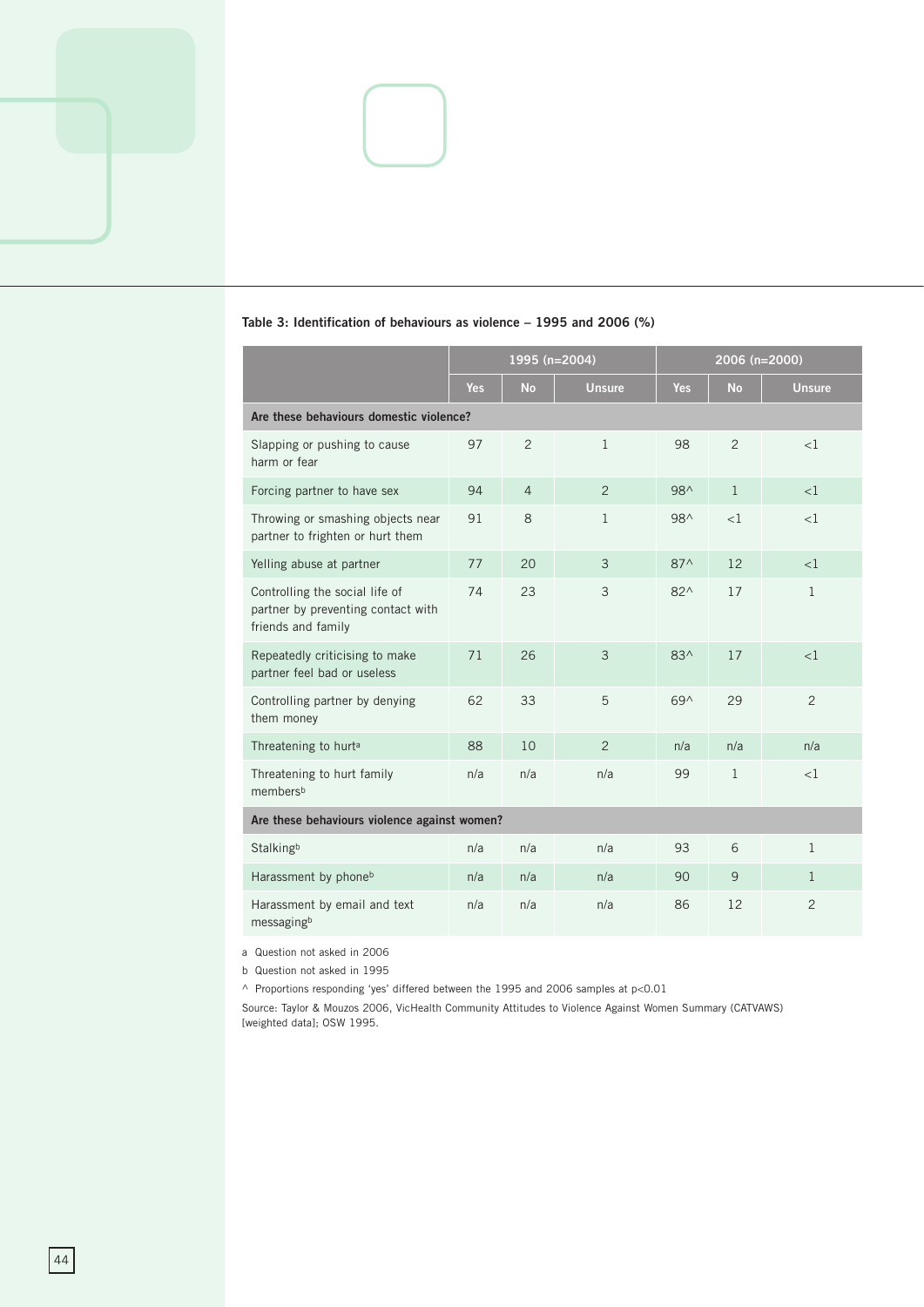**Table 3: Identification of behaviours as violence – 1995 and 2006 (%)**

| | 1995 (n=2004) | | | 2006 (n=2000) | | |
|---|---|---|---|---|---|---|
| | Yes | No | Unsure | Yes | No | Unsure |
| **Are these behaviours domestic violence?** | | | | | | |
| Slapping or pushing to cause harm or fear | 97 | 2 | 1 | 98 | 2 | <1 |
| Forcing partner to have sex | 94 | 4 | 2 | 98^ | 1 | <1 |
| Throwing or smashing objects near partner to frighten or hurt them | 91 | 8 | 1 | 98^ | <1 | <1 |
| Yelling abuse at partner | 77 | 20 | 3 | 87^ | 12 | <1 |
| Controlling the social life of partner by preventing contact with friends and family | 74 | 23 | 3 | 82^ | 17 | 1 |
| Repeatedly criticising to make partner feel bad or useless | 71 | 26 | 3 | 83^ | 17 | <1 |
| Controlling partner by denying them money | 62 | 33 | 5 | 69^ | 29 | 2 |
| Threatening to hurt[a] | 88 | 10 | 2 | n/a | n/a | n/a |
| Threatening to hurt family members[b] | n/a | n/a | n/a | 99 | 1 | <1 |
| **Are these behaviours violence against women?** | | | | | | |
| Stalking[b] | n/a | n/a | n/a | 93 | 6 | 1 |
| Harassment by phone[b] | n/a | n/a | n/a | 90 | 9 | 1 |
| Harassment by email and text messaging[b] | n/a | n/a | n/a | 86 | 12 | 2 |

a Question not asked in 2006

b Question not asked in 1995

^ Proportions responding 'yes' differed between the 1995 and 2006 samples at $p<0.01$

Source: Taylor & Mouzos 2006, VicHealth Community Attitudes to Violence Against Women Summary (CATVAWS) [weighted data]; OSW 1995.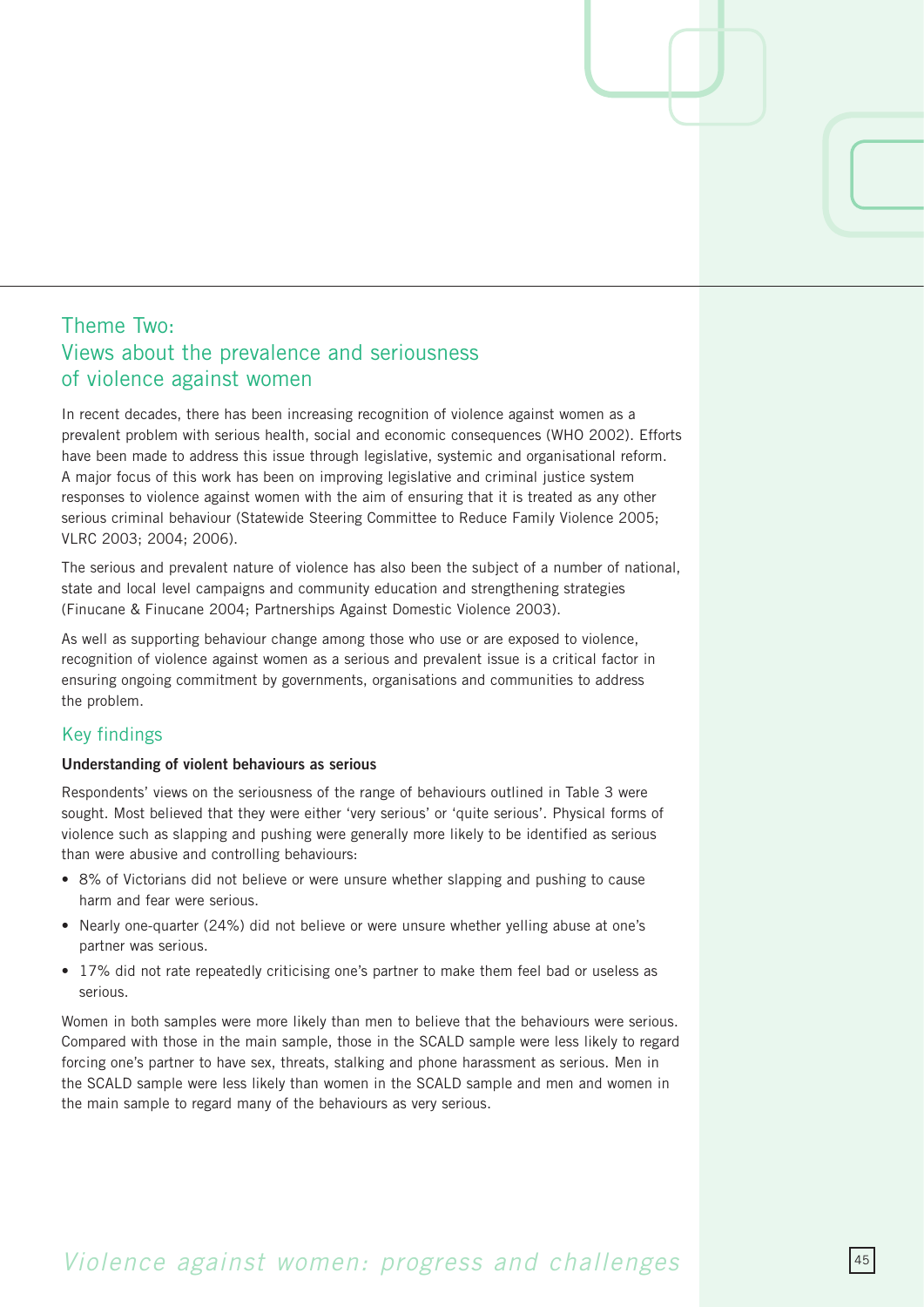## Theme Two: Views about the prevalence and seriousness of violence against women

In recent decades, there has been increasing recognition of violence against women as a prevalent problem with serious health, social and economic consequences (WHO 2002). Efforts have been made to address this issue through legislative, systemic and organisational reform. A major focus of this work has been on improving legislative and criminal justice system responses to violence against women with the aim of ensuring that it is treated as any other serious criminal behaviour (Statewide Steering Committee to Reduce Family Violence 2005; VLRC 2003; 2004; 2006).

The serious and prevalent nature of violence has also been the subject of a number of national, state and local level campaigns and community education and strengthening strategies (Finucane & Finucane 2004; Partnerships Against Domestic Violence 2003).

As well as supporting behaviour change among those who use or are exposed to violence, recognition of violence against women as a serious and prevalent issue is a critical factor in ensuring ongoing commitment by governments, organisations and communities to address the problem.

### Key findings

**Understanding of violent behaviours as serious**

Respondents' views on the seriousness of the range of behaviours outlined in Table 3 were sought. Most believed that they were either 'very serious' or 'quite serious'. Physical forms of violence such as slapping and pushing were generally more likely to be identified as serious than were abusive and controlling behaviours:

- 8% of Victorians did not believe or were unsure whether slapping and pushing to cause harm and fear were serious.
- Nearly one-quarter (24%) did not believe or were unsure whether yelling abuse at one's partner was serious.
- 17% did not rate repeatedly criticising one's partner to make them feel bad or useless as serious.

Women in both samples were more likely than men to believe that the behaviours were serious. Compared with those in the main sample, those in the SCALD sample were less likely to regard forcing one's partner to have sex, threats, stalking and phone harassment as serious. Men in the SCALD sample were less likely than women in the SCALD sample and men and women in the main sample to regard many of the behaviours as very serious.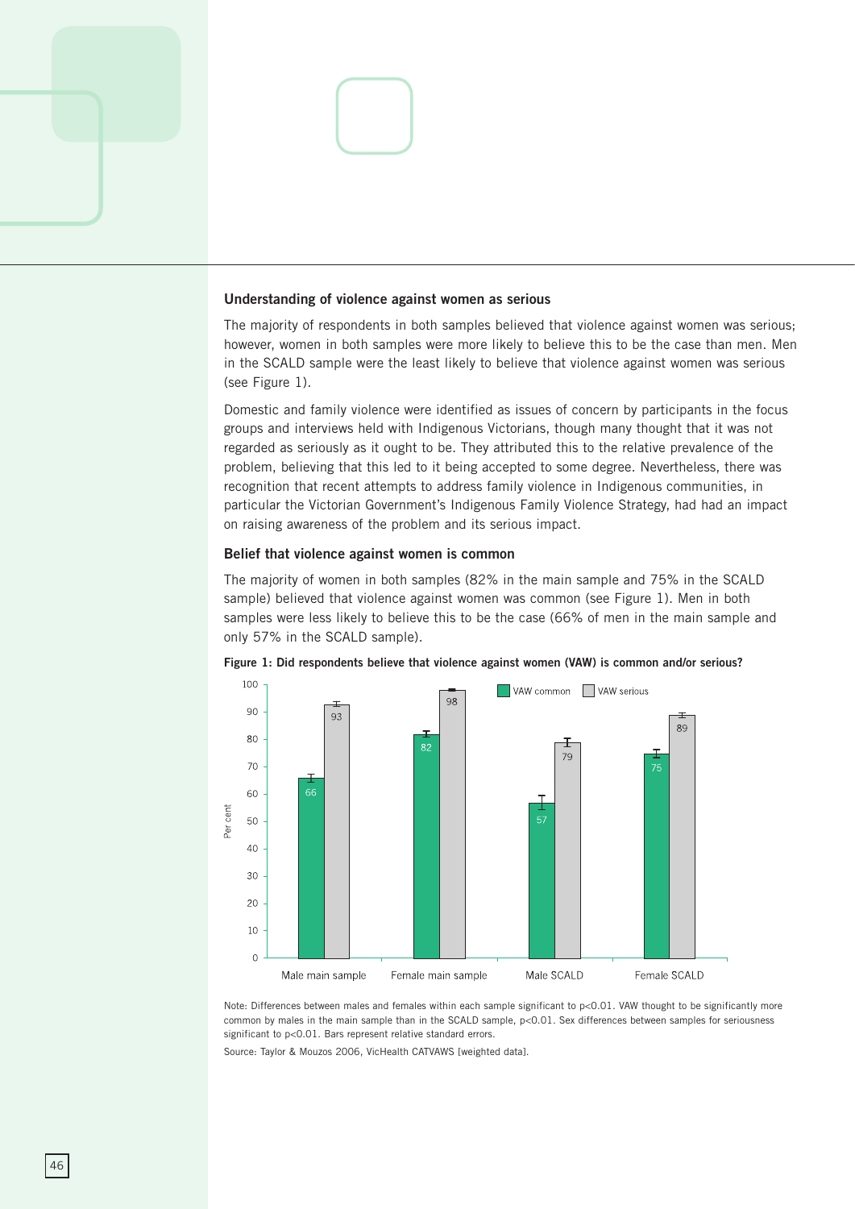### Understanding of violence against women as serious

The majority of respondents in both samples believed that violence against women was serious; however, women in both samples were more likely to believe this to be the case than men. Men in the SCALD sample were the least likely to believe that violence against women was serious (see Figure 1).

Domestic and family violence were identified as issues of concern by participants in the focus groups and interviews held with Indigenous Victorians, though many thought that it was not regarded as seriously as it ought to be. They attributed this to the relative prevalence of the problem, believing that this led to it being accepted to some degree. Nevertheless, there was recognition that recent attempts to address family violence in Indigenous communities, in particular the Victorian Government's Indigenous Family Violence Strategy, had had an impact on raising awareness of the problem and its serious impact.

### Belief that violence against women is common

The majority of women in both samples (82% in the main sample and 75% in the SCALD sample) believed that violence against women was common (see Figure 1). Men in both samples were less likely to believe this to be the case (66% of men in the main sample and only 57% in the SCALD sample).

**Figure 1: Did respondents believe that violence against women (VAW) is common and/or serious?**

| | VAW common (per cent) | VAW serious (per cent) |
|---|---|---|
| Male main sample | 66 | 93 |
| Female main sample | 82 | 98 |
| Male SCALD | 57 | 79 |
| Female SCALD | 75 | 89 |

Note: Differences between males and females within each sample significant to p<0.01. VAW thought to be significantly more common by males in the main sample than in the SCALD sample, p<0.01. Sex differences between samples for seriousness significant to p<0.01. Bars represent relative standard errors.

Source: Taylor & Mouzos 2006, VicHealth CATVAWS [weighted data].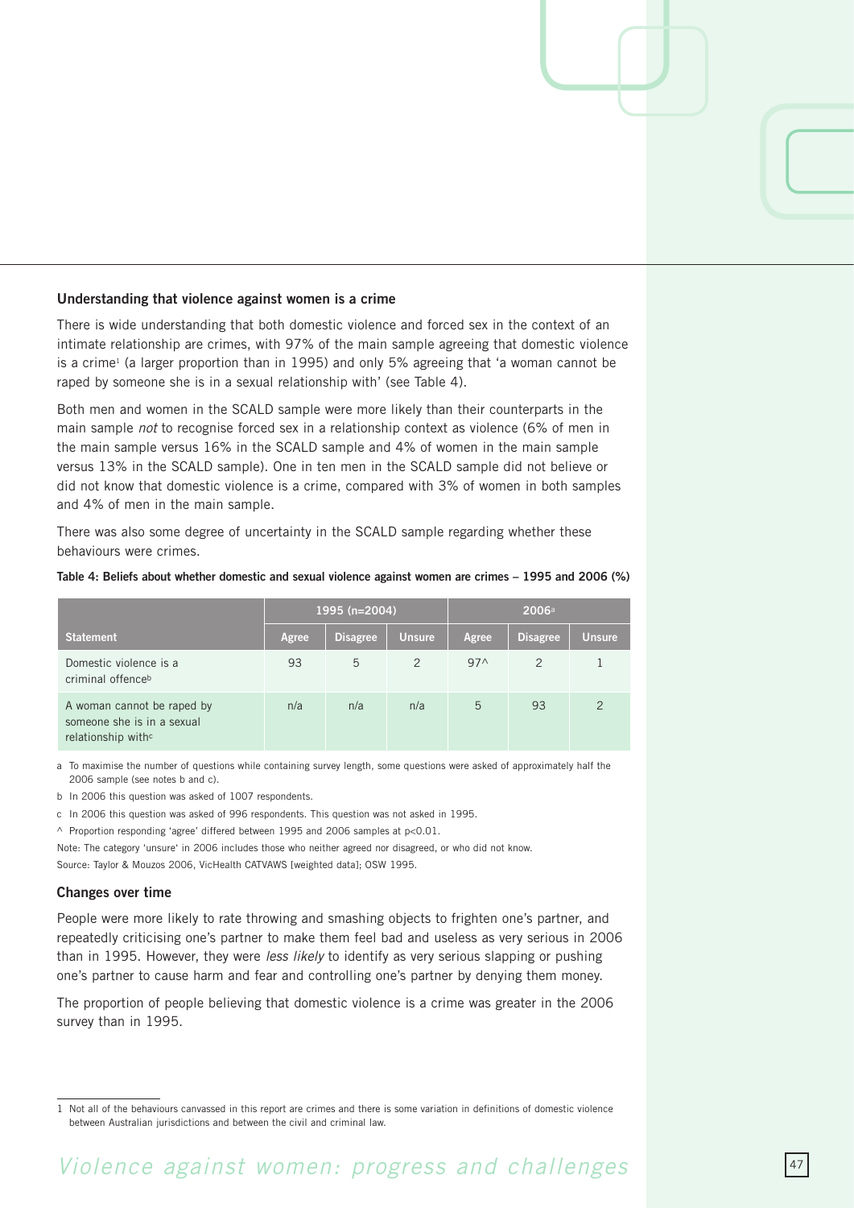### Understanding that violence against women is a crime

There is wide understanding that both domestic violence and forced sex in the context of an intimate relationship are crimes, with 97% of the main sample agreeing that domestic violence is a crime[1] (a larger proportion than in 1995) and only 5% agreeing that 'a woman cannot be raped by someone she is in a sexual relationship with' (see Table 4).

Both men and women in the SCALD sample were more likely than their counterparts in the main sample *not* to recognise forced sex in a relationship context as violence (6% of men in the main sample versus 16% in the SCALD sample and 4% of women in the main sample versus 13% in the SCALD sample). One in ten men in the SCALD sample did not believe or did not know that domestic violence is a crime, compared with 3% of women in both samples and 4% of men in the main sample.

There was also some degree of uncertainty in the SCALD sample regarding whether these behaviours were crimes.

**Table 4: Beliefs about whether domestic and sexual violence against women are crimes – 1995 and 2006 (%)**

| | 1995 (n=2004) | | | 2006[a] | | |
|---|---|---|---|---|---|---|
| **Statement** | **Agree** | **Disagree** | **Unsure** | **Agree** | **Disagree** | **Unsure** |
| Domestic violence is a criminal offence[b] | 93 | 5 | 2 | 97^ | 2 | 1 |
| A woman cannot be raped by someone she is in a sexual relationship with[c] | n/a | n/a | n/a | 5 | 93 | 2 |

a To maximise the number of questions while containing survey length, some questions were asked of approximately half the 2006 sample (see notes b and c).

b In 2006 this question was asked of 1007 respondents.

c In 2006 this question was asked of 996 respondents. This question was not asked in 1995.

^ Proportion responding 'agree' differed between 1995 and 2006 samples at $p<0.01$.

Note: The category 'unsure' in 2006 includes those who neither agreed nor disagreed, or who did not know.

Source: Taylor & Mouzos 2006, VicHealth CATVAWS [weighted data]; OSW 1995.

### Changes over time

People were more likely to rate throwing and smashing objects to frighten one's partner, and repeatedly criticising one's partner to make them feel bad and useless as very serious in 2006 than in 1995. However, they were *less likely* to identify as very serious slapping or pushing one's partner to cause harm and fear and controlling one's partner by denying them money.

The proportion of people believing that domestic violence is a crime was greater in the 2006 survey than in 1995.

1 Not all of the behaviours canvassed in this report are crimes and there is some variation in definitions of domestic violence between Australian jurisdictions and between the civil and criminal law.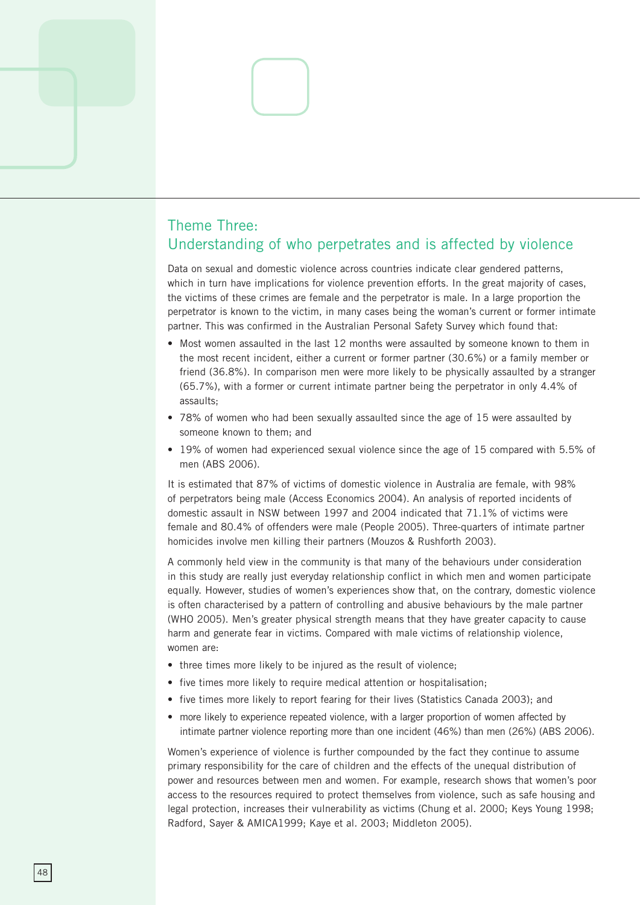## Theme Three: Understanding of who perpetrates and is affected by violence

Data on sexual and domestic violence across countries indicate clear gendered patterns, which in turn have implications for violence prevention efforts. In the great majority of cases, the victims of these crimes are female and the perpetrator is male. In a large proportion the perpetrator is known to the victim, in many cases being the woman's current or former intimate partner. This was confirmed in the Australian Personal Safety Survey which found that:

- Most women assaulted in the last 12 months were assaulted by someone known to them in the most recent incident, either a current or former partner (30.6%) or a family member or friend (36.8%). In comparison men were more likely to be physically assaulted by a stranger (65.7%), with a former or current intimate partner being the perpetrator in only 4.4% of assaults;
- 78% of women who had been sexually assaulted since the age of 15 were assaulted by someone known to them; and
- 19% of women had experienced sexual violence since the age of 15 compared with 5.5% of men (ABS 2006).

It is estimated that 87% of victims of domestic violence in Australia are female, with 98% of perpetrators being male (Access Economics 2004). An analysis of reported incidents of domestic assault in NSW between 1997 and 2004 indicated that 71.1% of victims were female and 80.4% of offenders were male (People 2005). Three-quarters of intimate partner homicides involve men killing their partners (Mouzos & Rushforth 2003).

A commonly held view in the community is that many of the behaviours under consideration in this study are really just everyday relationship conflict in which men and women participate equally. However, studies of women's experiences show that, on the contrary, domestic violence is often characterised by a pattern of controlling and abusive behaviours by the male partner (WHO 2005). Men's greater physical strength means that they have greater capacity to cause harm and generate fear in victims. Compared with male victims of relationship violence, women are:

- three times more likely to be injured as the result of violence;
- five times more likely to require medical attention or hospitalisation;
- five times more likely to report fearing for their lives (Statistics Canada 2003); and
- more likely to experience repeated violence, with a larger proportion of women affected by intimate partner violence reporting more than one incident (46%) than men (26%) (ABS 2006).

Women's experience of violence is further compounded by the fact they continue to assume primary responsibility for the care of children and the effects of the unequal distribution of power and resources between men and women. For example, research shows that women's poor access to the resources required to protect themselves from violence, such as safe housing and legal protection, increases their vulnerability as victims (Chung et al. 2000; Keys Young 1998; Radford, Sayer & AMICA1999; Kaye et al. 2003; Middleton 2005).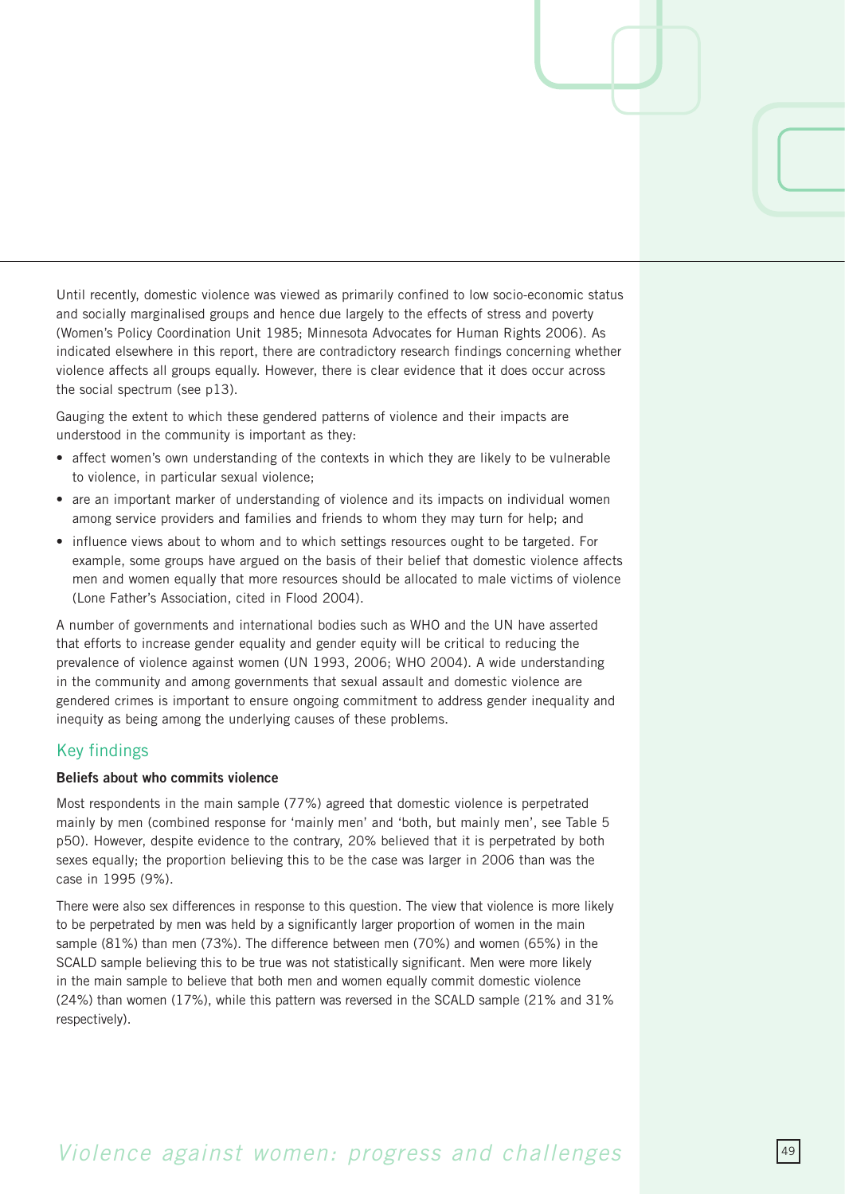Until recently, domestic violence was viewed as primarily confined to low socio-economic status and socially marginalised groups and hence due largely to the effects of stress and poverty (Women's Policy Coordination Unit 1985; Minnesota Advocates for Human Rights 2006). As indicated elsewhere in this report, there are contradictory research findings concerning whether violence affects all groups equally. However, there is clear evidence that it does occur across the social spectrum (see p13).

Gauging the extent to which these gendered patterns of violence and their impacts are understood in the community is important as they:

- affect women's own understanding of the contexts in which they are likely to be vulnerable to violence, in particular sexual violence;
- are an important marker of understanding of violence and its impacts on individual women among service providers and families and friends to whom they may turn for help; and
- influence views about to whom and to which settings resources ought to be targeted. For example, some groups have argued on the basis of their belief that domestic violence affects men and women equally that more resources should be allocated to male victims of violence (Lone Father's Association, cited in Flood 2004).

A number of governments and international bodies such as WHO and the UN have asserted that efforts to increase gender equality and gender equity will be critical to reducing the prevalence of violence against women (UN 1993, 2006; WHO 2004). A wide understanding in the community and among governments that sexual assault and domestic violence are gendered crimes is important to ensure ongoing commitment to address gender inequality and inequity as being among the underlying causes of these problems.

## Key findings

**Beliefs about who commits violence**

Most respondents in the main sample (77%) agreed that domestic violence is perpetrated mainly by men (combined response for 'mainly men' and 'both, but mainly men', see Table 5 p50). However, despite evidence to the contrary, 20% believed that it is perpetrated by both sexes equally; the proportion believing this to be the case was larger in 2006 than was the case in 1995 (9%).

There were also sex differences in response to this question. The view that violence is more likely to be perpetrated by men was held by a significantly larger proportion of women in the main sample (81%) than men (73%). The difference between men (70%) and women (65%) in the SCALD sample believing this to be true was not statistically significant. Men were more likely in the main sample to believe that both men and women equally commit domestic violence (24%) than women (17%), while this pattern was reversed in the SCALD sample (21% and 31% respectively).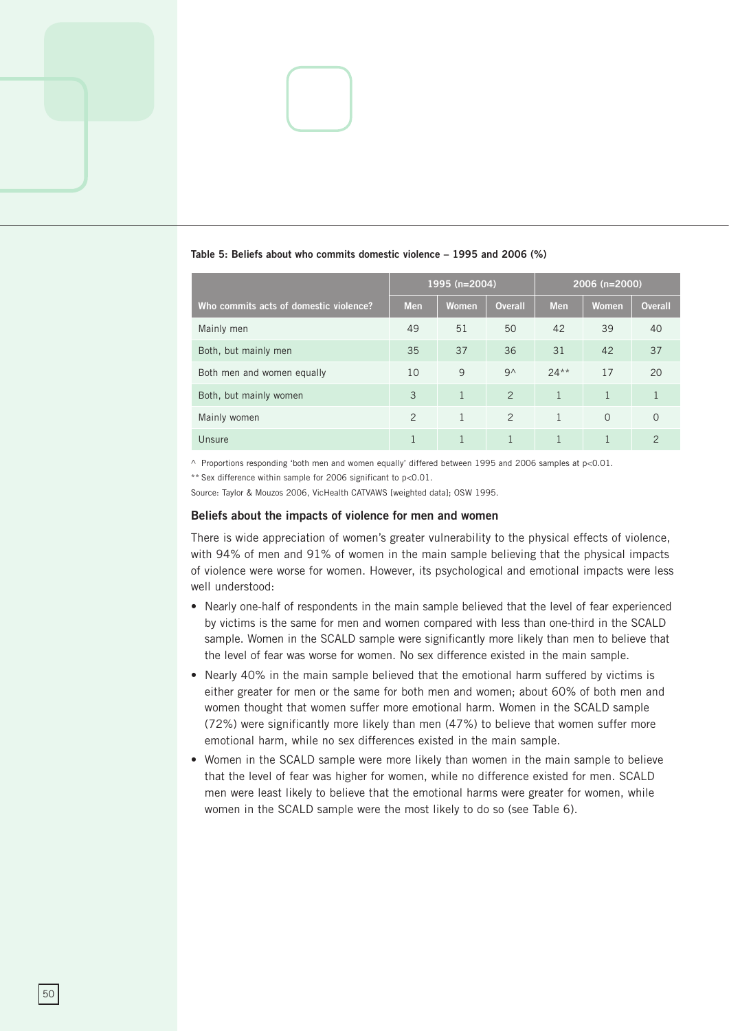**Table 5: Beliefs about who commits domestic violence – 1995 and 2006 (%)**

| | 1995 (n=2004) | | | 2006 (n=2000) | | |
|---|---|---|---|---|---|---|
| **Who commits acts of domestic violence?** | **Men** | **Women** | **Overall** | **Men** | **Women** | **Overall** |
| Mainly men | 49 | 51 | 50 | 42 | 39 | 40 |
| Both, but mainly men | 35 | 37 | 36 | 31 | 42 | 37 |
| Both men and women equally | 10 | 9 | 9^ | 24** | 17 | 20 |
| Both, but mainly women | 3 | 1 | 2 | 1 | 1 | 1 |
| Mainly women | 2 | 1 | 2 | 1 | 0 | 0 |
| Unsure | 1 | 1 | 1 | 1 | 1 | 2 |

^ Proportions responding 'both men and women equally' differed between 1995 and 2006 samples at $p<0.01$.

** Sex difference within sample for 2006 significant to $p<0.01$.

Source: Taylor & Mouzos 2006, VicHealth CATVAWS [weighted data]; OSW 1995.

### Beliefs about the impacts of violence for men and women

There is wide appreciation of women's greater vulnerability to the physical effects of violence, with 94% of men and 91% of women in the main sample believing that the physical impacts of violence were worse for women. However, its psychological and emotional impacts were less well understood:

- Nearly one-half of respondents in the main sample believed that the level of fear experienced by victims is the same for men and women compared with less than one-third in the SCALD sample. Women in the SCALD sample were significantly more likely than men to believe that the level of fear was worse for women. No sex difference existed in the main sample.
- Nearly 40% in the main sample believed that the emotional harm suffered by victims is either greater for men or the same for both men and women; about 60% of both men and women thought that women suffer more emotional harm. Women in the SCALD sample (72%) were significantly more likely than men (47%) to believe that women suffer more emotional harm, while no sex differences existed in the main sample.
- Women in the SCALD sample were more likely than women in the main sample to believe that the level of fear was higher for women, while no difference existed for men. SCALD men were least likely to believe that the emotional harms were greater for women, while women in the SCALD sample were the most likely to do so (see Table 6).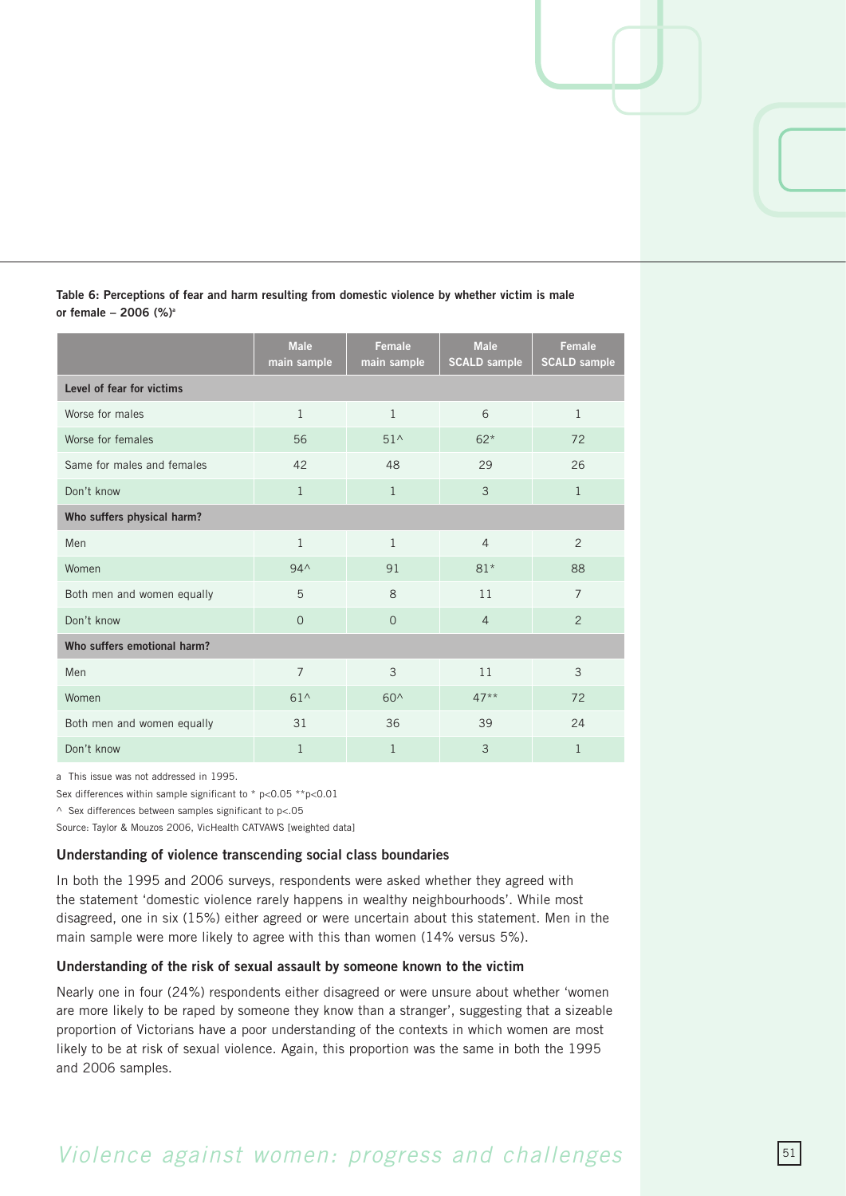**Table 6: Perceptions of fear and harm resulting from domestic violence by whether victim is male or female – 2006 (%)[a]**

| | Male main sample | Female main sample | Male SCALD sample | Female SCALD sample |
|---|---|---|---|---|
| **Level of fear for victims** | | | | |
| Worse for males | 1 | 1 | 6 | 1 |
| Worse for females | 56 | 51^ | 62* | 72 |
| Same for males and females | 42 | 48 | 29 | 26 |
| Don't know | 1 | 1 | 3 | 1 |
| **Who suffers physical harm?** | | | | |
| Men | 1 | 1 | 4 | 2 |
| Women | 94^ | 91 | 81* | 88 |
| Both men and women equally | 5 | 8 | 11 | 7 |
| Don't know | 0 | 0 | 4 | 2 |
| **Who suffers emotional harm?** | | | | |
| Men | 7 | 3 | 11 | 3 |
| Women | 61^ | 60^ | 47** | 72 |
| Both men and women equally | 31 | 36 | 39 | 24 |
| Don't know | 1 | 1 | 3 | 1 |

a This issue was not addressed in 1995.

Sex differences within sample significant to * $p<0.05$ ** $p<0.01$

^ Sex differences between samples significant to $p<.05$

Source: Taylor & Mouzos 2006, VicHealth CATVAWS [weighted data]

### Understanding of violence transcending social class boundaries

In both the 1995 and 2006 surveys, respondents were asked whether they agreed with the statement 'domestic violence rarely happens in wealthy neighbourhoods'. While most disagreed, one in six (15%) either agreed or were uncertain about this statement. Men in the main sample were more likely to agree with this than women (14% versus 5%).

### Understanding of the risk of sexual assault by someone known to the victim

Nearly one in four (24%) respondents either disagreed or were unsure about whether 'women are more likely to be raped by someone they know than a stranger', suggesting that a sizeable proportion of Victorians have a poor understanding of the contexts in which women are most likely to be at risk of sexual violence. Again, this proportion was the same in both the 1995 and 2006 samples.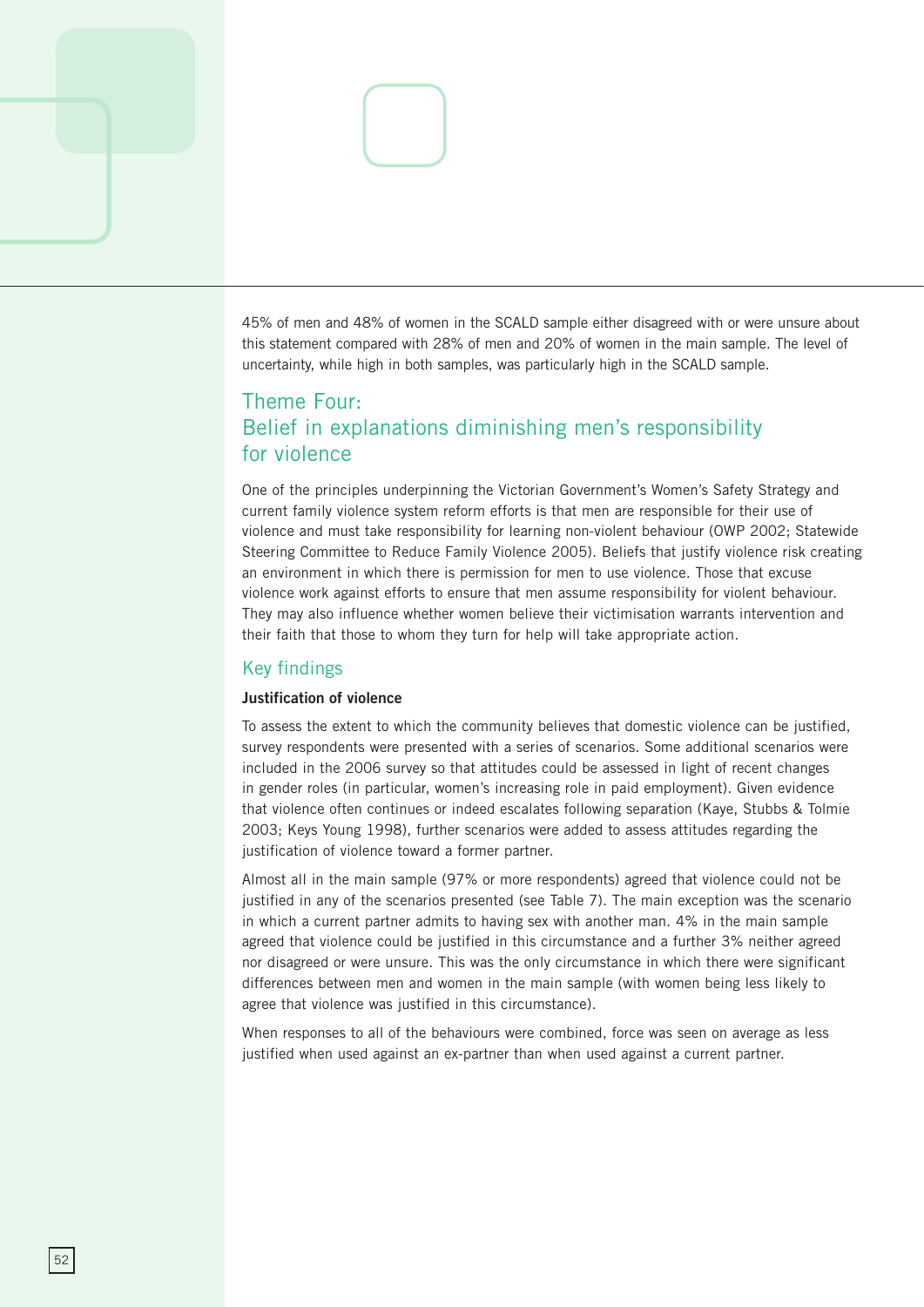45% of men and 48% of women in the SCALD sample either disagreed with or were unsure about this statement compared with 28% of men and 20% of women in the main sample. The level of uncertainty, while high in both samples, was particularly high in the SCALD sample.

## Theme Four: Belief in explanations diminishing men's responsibility for violence

One of the principles underpinning the Victorian Government's Women's Safety Strategy and current family violence system reform efforts is that men are responsible for their use of violence and must take responsibility for learning non-violent behaviour (OWP 2002; Statewide Steering Committee to Reduce Family Violence 2005). Beliefs that justify violence risk creating an environment in which there is permission for men to use violence. Those that excuse violence work against efforts to ensure that men assume responsibility for violent behaviour. They may also influence whether women believe their victimisation warrants intervention and their faith that those to whom they turn for help will take appropriate action.

### Key findings

**Justification of violence**

To assess the extent to which the community believes that domestic violence can be justified, survey respondents were presented with a series of scenarios. Some additional scenarios were included in the 2006 survey so that attitudes could be assessed in light of recent changes in gender roles (in particular, women's increasing role in paid employment). Given evidence that violence often continues or indeed escalates following separation (Kaye, Stubbs & Tolmie 2003; Keys Young 1998), further scenarios were added to assess attitudes regarding the justification of violence toward a former partner.

Almost all in the main sample (97% or more respondents) agreed that violence could not be justified in any of the scenarios presented (see Table 7). The main exception was the scenario in which a current partner admits to having sex with another man. 4% in the main sample agreed that violence could be justified in this circumstance and a further 3% neither agreed nor disagreed or were unsure. This was the only circumstance in which there were significant differences between men and women in the main sample (with women being less likely to agree that violence was justified in this circumstance).

When responses to all of the behaviours were combined, force was seen on average as less justified when used against an ex-partner than when used against a current partner.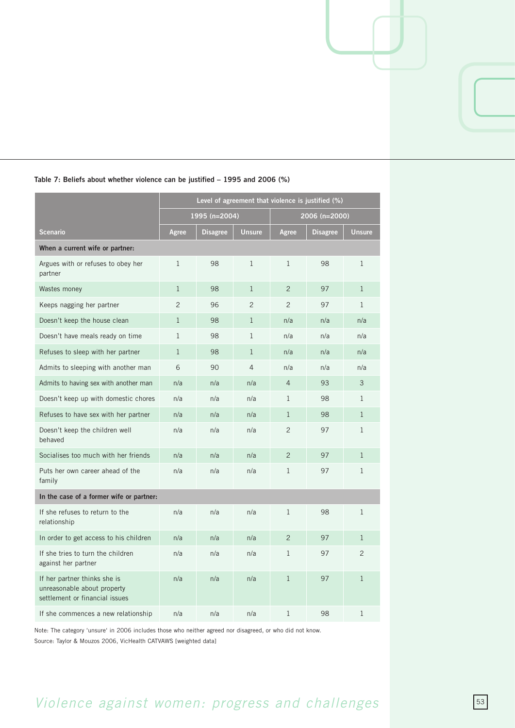**Table 7: Beliefs about whether violence can be justified – 1995 and 2006 (%)**

| | Level of agreement that violence is justified (%) | | | | | |
|---|---|---|---|---|---|---|
| | 1995 (n=2004) | | | 2006 (n=2000) | | |
| Scenario | Agree | Disagree | Unsure | Agree | Disagree | Unsure |
| **When a current wife or partner:** | | | | | | |
| Argues with or refuses to obey her partner | 1 | 98 | 1 | 1 | 98 | 1 |
| Wastes money | 1 | 98 | 1 | 2 | 97 | 1 |
| Keeps nagging her partner | 2 | 96 | 2 | 2 | 97 | 1 |
| Doesn't keep the house clean | 1 | 98 | 1 | n/a | n/a | n/a |
| Doesn't have meals ready on time | 1 | 98 | 1 | n/a | n/a | n/a |
| Refuses to sleep with her partner | 1 | 98 | 1 | n/a | n/a | n/a |
| Admits to sleeping with another man | 6 | 90 | 4 | n/a | n/a | n/a |
| Admits to having sex with another man | n/a | n/a | n/a | 4 | 93 | 3 |
| Doesn't keep up with domestic chores | n/a | n/a | n/a | 1 | 98 | 1 |
| Refuses to have sex with her partner | n/a | n/a | n/a | 1 | 98 | 1 |
| Doesn't keep the children well behaved | n/a | n/a | n/a | 2 | 97 | 1 |
| Socialises too much with her friends | n/a | n/a | n/a | 2 | 97 | 1 |
| Puts her own career ahead of the family | n/a | n/a | n/a | 1 | 97 | 1 |
| **In the case of a former wife or partner:** | | | | | | |
| If she refuses to return to the relationship | n/a | n/a | n/a | 1 | 98 | 1 |
| In order to get access to his children | n/a | n/a | n/a | 2 | 97 | 1 |
| If she tries to turn the children against her partner | n/a | n/a | n/a | 1 | 97 | 2 |
| If her partner thinks she is unreasonable about property settlement or financial issues | n/a | n/a | n/a | 1 | 97 | 1 |
| If she commences a new relationship | n/a | n/a | n/a | 1 | 98 | 1 |

Note: The category 'unsure' in 2006 includes those who neither agreed nor disagreed, or who did not know.

Source: Taylor & Mouzos 2006, VicHealth CATVAWS [weighted data]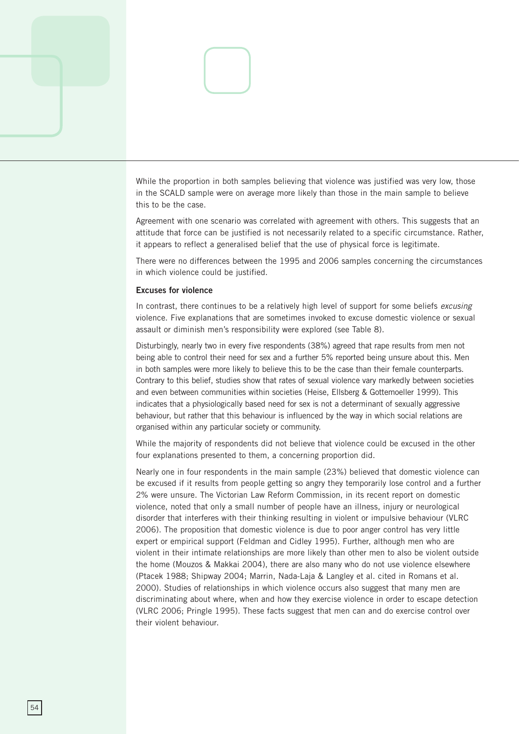While the proportion in both samples believing that violence was justified was very low, those in the SCALD sample were on average more likely than those in the main sample to believe this to be the case.

Agreement with one scenario was correlated with agreement with others. This suggests that an attitude that force can be justified is not necessarily related to a specific circumstance. Rather, it appears to reflect a generalised belief that the use of physical force is legitimate.

There were no differences between the 1995 and 2006 samples concerning the circumstances in which violence could be justified.

**Excuses for violence**

In contrast, there continues to be a relatively high level of support for some beliefs *excusing* violence. Five explanations that are sometimes invoked to excuse domestic violence or sexual assault or diminish men's responsibility were explored (see Table 8).

Disturbingly, nearly two in every five respondents (38%) agreed that rape results from men not being able to control their need for sex and a further 5% reported being unsure about this. Men in both samples were more likely to believe this to be the case than their female counterparts. Contrary to this belief, studies show that rates of sexual violence vary markedly between societies and even between communities within societies (Heise, Ellsberg & Gottemoeller 1999). This indicates that a physiologically based need for sex is not a determinant of sexually aggressive behaviour, but rather that this behaviour is influenced by the way in which social relations are organised within any particular society or community.

While the majority of respondents did not believe that violence could be excused in the other four explanations presented to them, a concerning proportion did.

Nearly one in four respondents in the main sample (23%) believed that domestic violence can be excused if it results from people getting so angry they temporarily lose control and a further 2% were unsure. The Victorian Law Reform Commission, in its recent report on domestic violence, noted that only a small number of people have an illness, injury or neurological disorder that interferes with their thinking resulting in violent or impulsive behaviour (VLRC 2006). The proposition that domestic violence is due to poor anger control has very little expert or empirical support (Feldman and Cidley 1995). Further, although men who are violent in their intimate relationships are more likely than other men to also be violent outside the home (Mouzos & Makkai 2004), there are also many who do not use violence elsewhere (Ptacek 1988; Shipway 2004; Marrin, Nada-Laja & Langley et al. cited in Romans et al. 2000). Studies of relationships in which violence occurs also suggest that many men are discriminating about where, when and how they exercise violence in order to escape detection (VLRC 2006; Pringle 1995). These facts suggest that men can and do exercise control over their violent behaviour.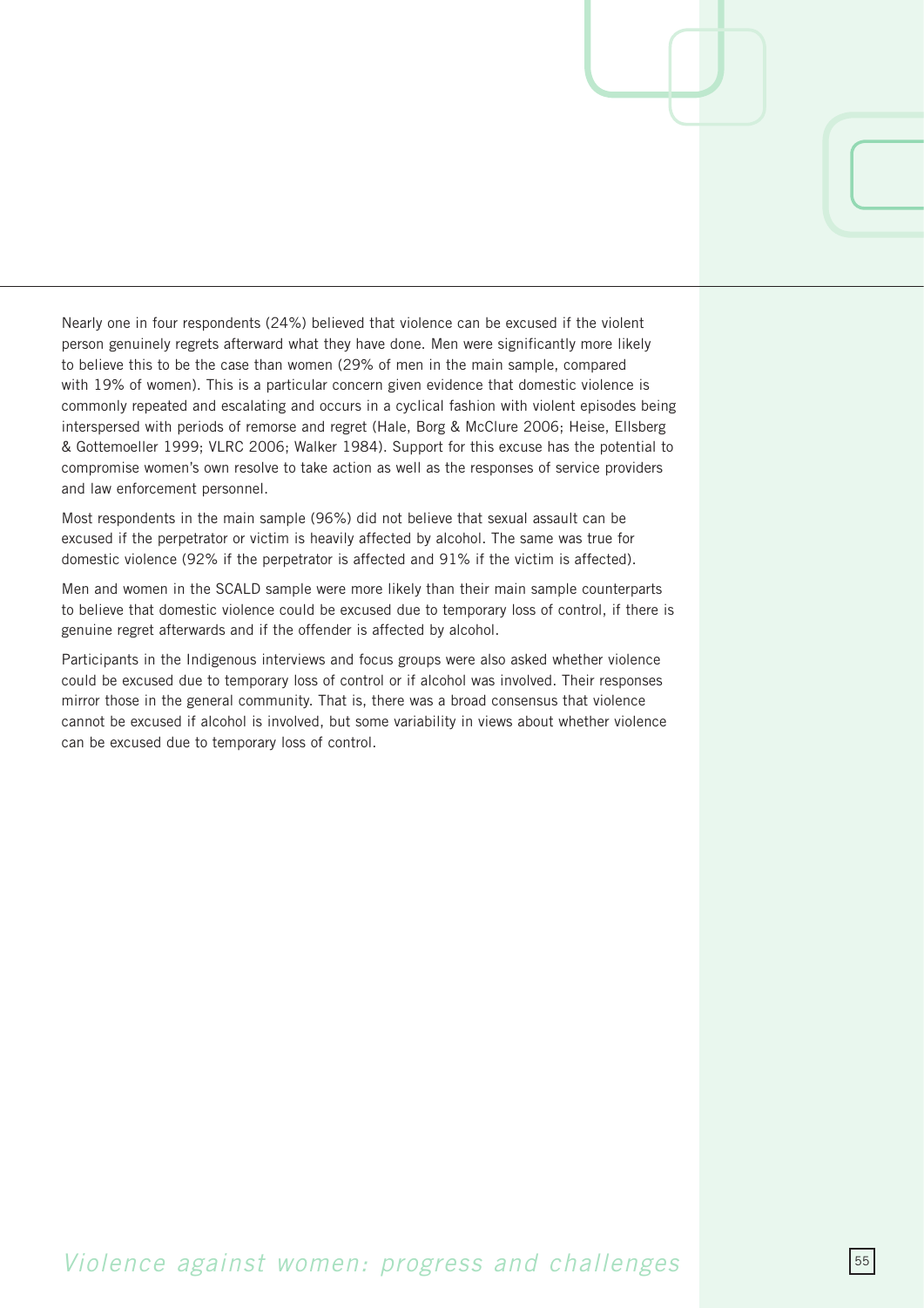Nearly one in four respondents (24%) believed that violence can be excused if the violent person genuinely regrets afterward what they have done. Men were significantly more likely to believe this to be the case than women (29% of men in the main sample, compared with 19% of women). This is a particular concern given evidence that domestic violence is commonly repeated and escalating and occurs in a cyclical fashion with violent episodes being interspersed with periods of remorse and regret (Hale, Borg & McClure 2006; Heise, Ellsberg & Gottemoeller 1999; VLRC 2006; Walker 1984). Support for this excuse has the potential to compromise women's own resolve to take action as well as the responses of service providers and law enforcement personnel.

Most respondents in the main sample (96%) did not believe that sexual assault can be excused if the perpetrator or victim is heavily affected by alcohol. The same was true for domestic violence (92% if the perpetrator is affected and 91% if the victim is affected).

Men and women in the SCALD sample were more likely than their main sample counterparts to believe that domestic violence could be excused due to temporary loss of control, if there is genuine regret afterwards and if the offender is affected by alcohol.

Participants in the Indigenous interviews and focus groups were also asked whether violence could be excused due to temporary loss of control or if alcohol was involved. Their responses mirror those in the general community. That is, there was a broad consensus that violence cannot be excused if alcohol is involved, but some variability in views about whether violence can be excused due to temporary loss of control.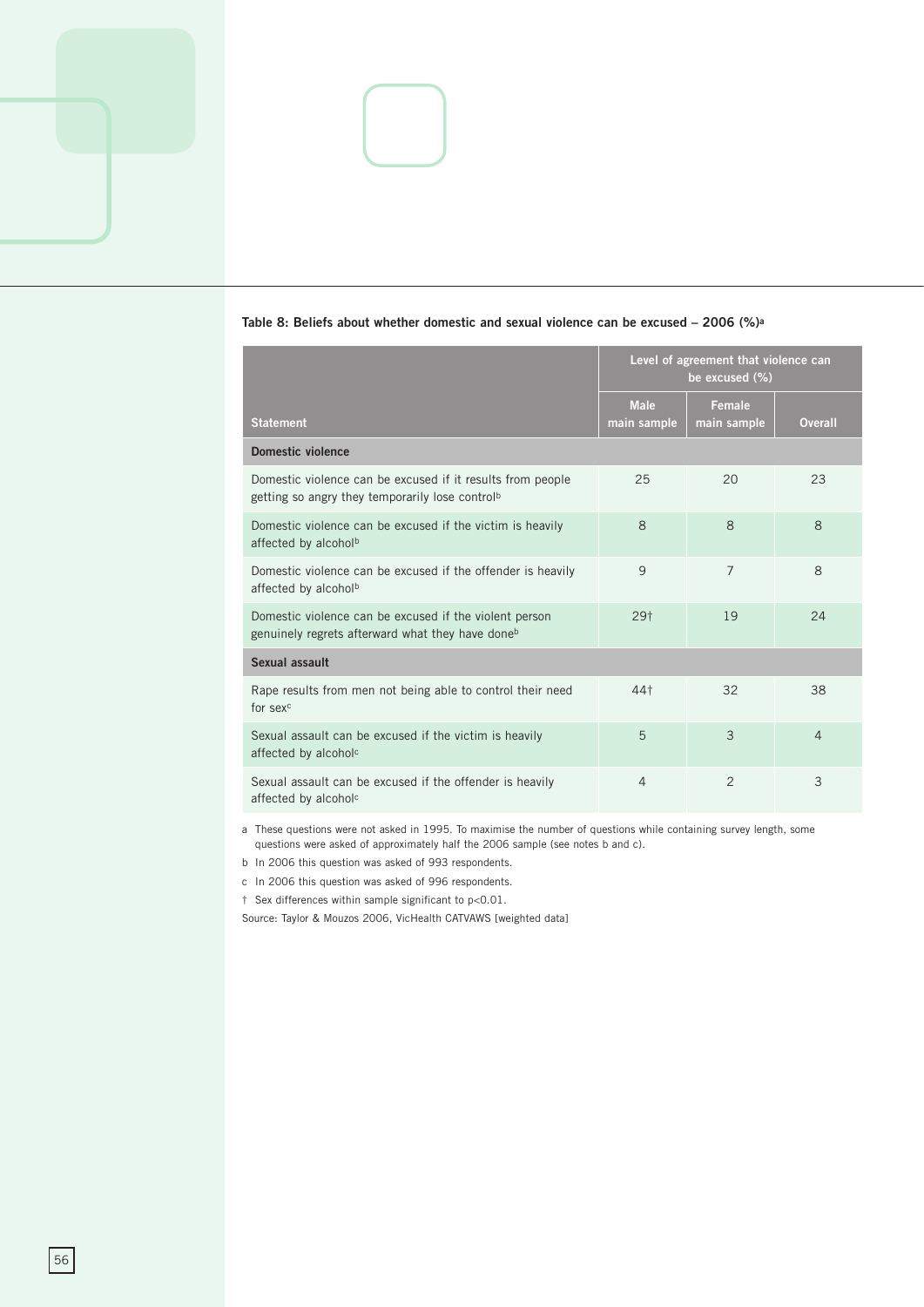**Table 8: Beliefs about whether domestic and sexual violence can be excused – 2006 (%)[a]**

| Statement | Level of agreement that violence can be excused (%) | | |
|---|---|---|---|
| | Male main sample | Female main sample | Overall |
| **Domestic violence** | | | |
| Domestic violence can be excused if it results from people getting so angry they temporarily lose control[b] | 25 | 20 | 23 |
| Domestic violence can be excused if the victim is heavily affected by alcohol[b] | 8 | 8 | 8 |
| Domestic violence can be excused if the offender is heavily affected by alcohol[b] | 9 | 7 | 8 |
| Domestic violence can be excused if the violent person genuinely regrets afterward what they have done[b] | 29† | 19 | 24 |
| **Sexual assault** | | | |
| Rape results from men not being able to control their need for sex[c] | 44† | 32 | 38 |
| Sexual assault can be excused if the victim is heavily affected by alcohol[c] | 5 | 3 | 4 |
| Sexual assault can be excused if the offender is heavily affected by alcohol[c] | 4 | 2 | 3 |

a These questions were not asked in 1995. To maximise the number of questions while containing survey length, some questions were asked of approximately half the 2006 sample (see notes b and c).

b In 2006 this question was asked of 993 respondents.

c In 2006 this question was asked of 996 respondents.

† Sex differences within sample significant to $p<0.01$.

Source: Taylor & Mouzos 2006, VicHealth CATVAWS [weighted data]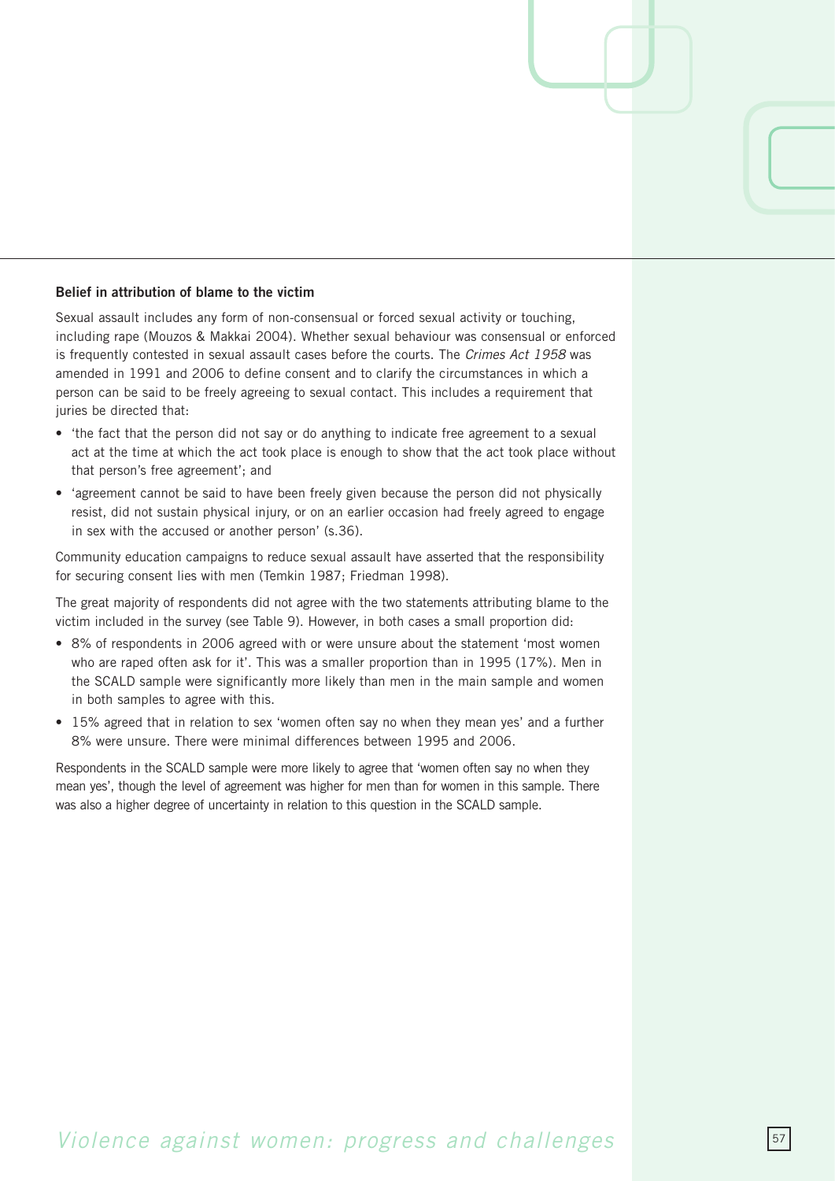**Belief in attribution of blame to the victim**

Sexual assault includes any form of non-consensual or forced sexual activity or touching, including rape (Mouzos & Makkai 2004). Whether sexual behaviour was consensual or enforced is frequently contested in sexual assault cases before the courts. The *Crimes Act 1958* was amended in 1991 and 2006 to define consent and to clarify the circumstances in which a person can be said to be freely agreeing to sexual contact. This includes a requirement that juries be directed that:

- 'the fact that the person did not say or do anything to indicate free agreement to a sexual act at the time at which the act took place is enough to show that the act took place without that person's free agreement'; and
- 'agreement cannot be said to have been freely given because the person did not physically resist, did not sustain physical injury, or on an earlier occasion had freely agreed to engage in sex with the accused or another person' (s.36).

Community education campaigns to reduce sexual assault have asserted that the responsibility for securing consent lies with men (Temkin 1987; Friedman 1998).

The great majority of respondents did not agree with the two statements attributing blame to the victim included in the survey (see Table 9). However, in both cases a small proportion did:

- 8% of respondents in 2006 agreed with or were unsure about the statement 'most women who are raped often ask for it'. This was a smaller proportion than in 1995 (17%). Men in the SCALD sample were significantly more likely than men in the main sample and women in both samples to agree with this.
- 15% agreed that in relation to sex 'women often say no when they mean yes' and a further 8% were unsure. There were minimal differences between 1995 and 2006.

Respondents in the SCALD sample were more likely to agree that 'women often say no when they mean yes', though the level of agreement was higher for men than for women in this sample. There was also a higher degree of uncertainty in relation to this question in the SCALD sample.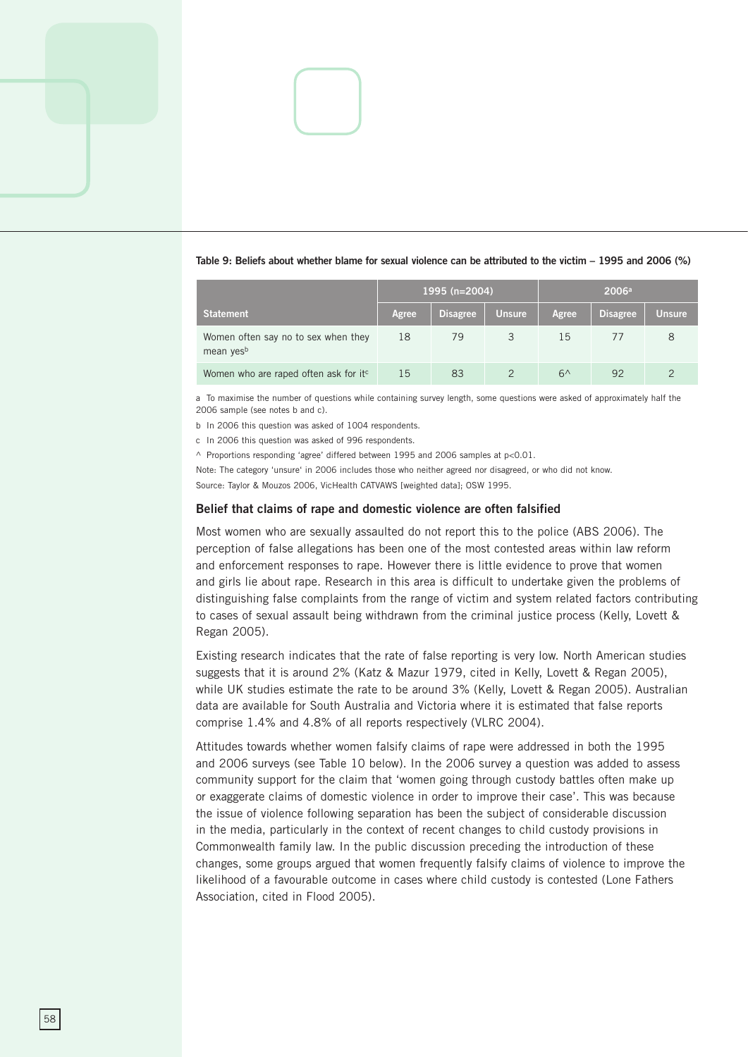**Table 9: Beliefs about whether blame for sexual violence can be attributed to the victim – 1995 and 2006 (%)**

| | 1995 (n=2004) | | | 2006[a] | | |
|---|---|---|---|---|---|---|
| Statement | Agree | Disagree | Unsure | Agree | Disagree | Unsure |
| Women often say no to sex when they mean yes[b] | 18 | 79 | 3 | 15 | 77 | 8 |
| Women who are raped often ask for it[c] | 15 | 83 | 2 | 6^ | 92 | 2 |

a To maximise the number of questions while containing survey length, some questions were asked of approximately half the 2006 sample (see notes b and c).

b In 2006 this question was asked of 1004 respondents.

c In 2006 this question was asked of 996 respondents.

^ Proportions responding 'agree' differed between 1995 and 2006 samples at $p<0.01$.

Note: The category 'unsure' in 2006 includes those who neither agreed nor disagreed, or who did not know.

Source: Taylor & Mouzos 2006, VicHealth CATVAWS [weighted data]; OSW 1995.

### Belief that claims of rape and domestic violence are often falsified

Most women who are sexually assaulted do not report this to the police (ABS 2006). The perception of false allegations has been one of the most contested areas within law reform and enforcement responses to rape. However there is little evidence to prove that women and girls lie about rape. Research in this area is difficult to undertake given the problems of distinguishing false complaints from the range of victim and system related factors contributing to cases of sexual assault being withdrawn from the criminal justice process (Kelly, Lovett & Regan 2005).

Existing research indicates that the rate of false reporting is very low. North American studies suggests that it is around 2% (Katz & Mazur 1979, cited in Kelly, Lovett & Regan 2005), while UK studies estimate the rate to be around 3% (Kelly, Lovett & Regan 2005). Australian data are available for South Australia and Victoria where it is estimated that false reports comprise 1.4% and 4.8% of all reports respectively (VLRC 2004).

Attitudes towards whether women falsify claims of rape were addressed in both the 1995 and 2006 surveys (see Table 10 below). In the 2006 survey a question was added to assess community support for the claim that 'women going through custody battles often make up or exaggerate claims of domestic violence in order to improve their case'. This was because the issue of violence following separation has been the subject of considerable discussion in the media, particularly in the context of recent changes to child custody provisions in Commonwealth family law. In the public discussion preceding the introduction of these changes, some groups argued that women frequently falsify claims of violence to improve the likelihood of a favourable outcome in cases where child custody is contested (Lone Fathers Association, cited in Flood 2005).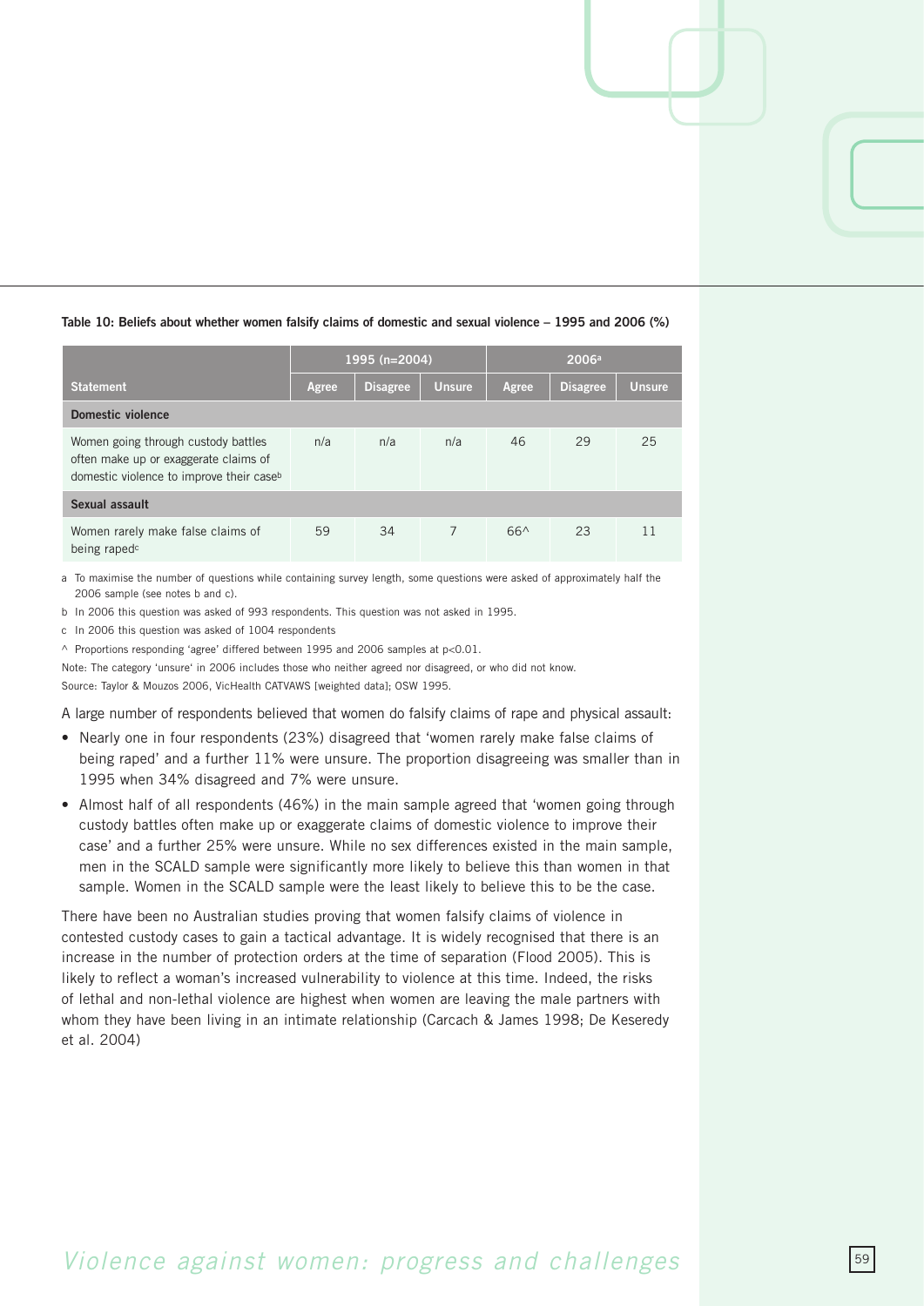**Table 10: Beliefs about whether women falsify claims of domestic and sexual violence – 1995 and 2006 (%)**

| Statement | 1995 (n=2004) | | | 2006[a] | | |
|---|---|---|---|---|---|---|
| | Agree | Disagree | Unsure | Agree | Disagree | Unsure |
| **Domestic violence** | | | | | | |
| Women going through custody battles often make up or exaggerate claims of domestic violence to improve their case[b] | n/a | n/a | n/a | 46 | 29 | 25 |
| **Sexual assault** | | | | | | |
| Women rarely make false claims of being raped[c] | 59 | 34 | 7 | 66^ | 23 | 11 |

a To maximise the number of questions while containing survey length, some questions were asked of approximately half the 2006 sample (see notes b and c).

b In 2006 this question was asked of 993 respondents. This question was not asked in 1995.

c In 2006 this question was asked of 1004 respondents

^ Proportions responding 'agree' differed between 1995 and 2006 samples at $p<0.01$.

Note: The category 'unsure' in 2006 includes those who neither agreed nor disagreed, or who did not know.

Source: Taylor & Mouzos 2006, VicHealth CATVAWS [weighted data]; OSW 1995.

A large number of respondents believed that women do falsify claims of rape and physical assault:

- Nearly one in four respondents (23%) disagreed that 'women rarely make false claims of being raped' and a further 11% were unsure. The proportion disagreeing was smaller than in 1995 when 34% disagreed and 7% were unsure.
- Almost half of all respondents (46%) in the main sample agreed that 'women going through custody battles often make up or exaggerate claims of domestic violence to improve their case' and a further 25% were unsure. While no sex differences existed in the main sample, men in the SCALD sample were significantly more likely to believe this than women in that sample. Women in the SCALD sample were the least likely to believe this to be the case.

There have been no Australian studies proving that women falsify claims of violence in contested custody cases to gain a tactical advantage. It is widely recognised that there is an increase in the number of protection orders at the time of separation (Flood 2005). This is likely to reflect a woman's increased vulnerability to violence at this time. Indeed, the risks of lethal and non-lethal violence are highest when women are leaving the male partners with whom they have been living in an intimate relationship (Carcach & James 1998; De Keseredy et al. 2004)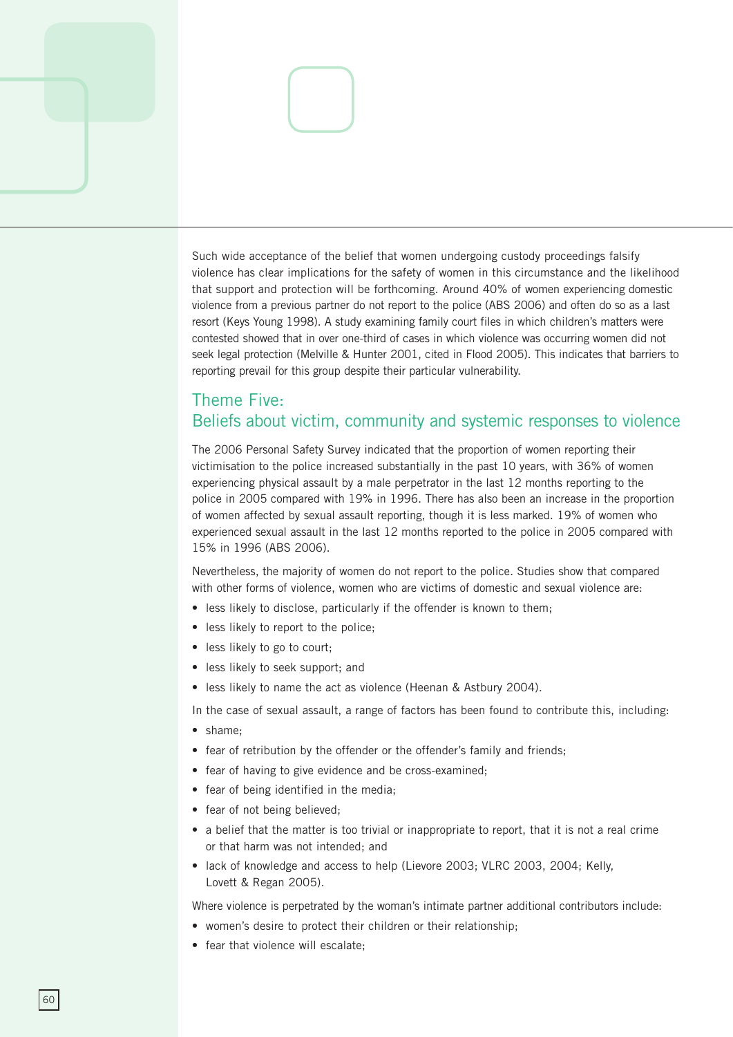Such wide acceptance of the belief that women undergoing custody proceedings falsify violence has clear implications for the safety of women in this circumstance and the likelihood that support and protection will be forthcoming. Around 40% of women experiencing domestic violence from a previous partner do not report to the police (ABS 2006) and often do so as a last resort (Keys Young 1998). A study examining family court files in which children's matters were contested showed that in over one-third of cases in which violence was occurring women did not seek legal protection (Melville & Hunter 2001, cited in Flood 2005). This indicates that barriers to reporting prevail for this group despite their particular vulnerability.

## Theme Five: Beliefs about victim, community and systemic responses to violence

The 2006 Personal Safety Survey indicated that the proportion of women reporting their victimisation to the police increased substantially in the past 10 years, with 36% of women experiencing physical assault by a male perpetrator in the last 12 months reporting to the police in 2005 compared with 19% in 1996. There has also been an increase in the proportion of women affected by sexual assault reporting, though it is less marked. 19% of women who experienced sexual assault in the last 12 months reported to the police in 2005 compared with 15% in 1996 (ABS 2006).

Nevertheless, the majority of women do not report to the police. Studies show that compared with other forms of violence, women who are victims of domestic and sexual violence are:

- less likely to disclose, particularly if the offender is known to them;
- less likely to report to the police;
- less likely to go to court;
- less likely to seek support; and
- less likely to name the act as violence (Heenan & Astbury 2004).

In the case of sexual assault, a range of factors has been found to contribute this, including:

- shame;
- fear of retribution by the offender or the offender's family and friends;
- fear of having to give evidence and be cross-examined;
- fear of being identified in the media;
- fear of not being believed;
- a belief that the matter is too trivial or inappropriate to report, that it is not a real crime or that harm was not intended; and
- lack of knowledge and access to help (Lievore 2003; VLRC 2003, 2004; Kelly, Lovett & Regan 2005).

Where violence is perpetrated by the woman's intimate partner additional contributors include:

- women's desire to protect their children or their relationship;
- fear that violence will escalate;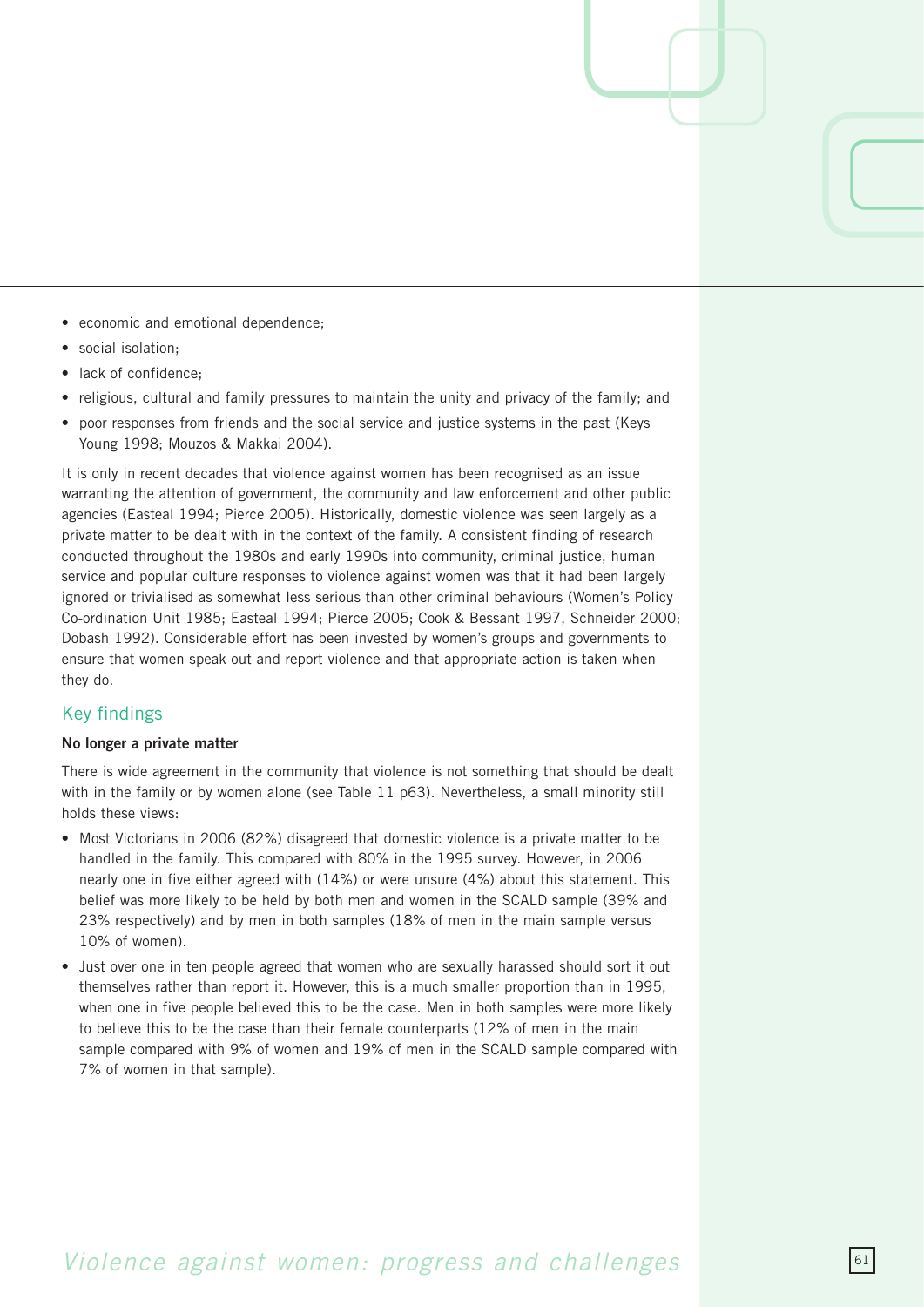- economic and emotional dependence;
- social isolation;
- lack of confidence;
- religious, cultural and family pressures to maintain the unity and privacy of the family; and
- poor responses from friends and the social service and justice systems in the past (Keys Young 1998; Mouzos & Makkai 2004).

It is only in recent decades that violence against women has been recognised as an issue warranting the attention of government, the community and law enforcement and other public agencies (Easteal 1994; Pierce 2005). Historically, domestic violence was seen largely as a private matter to be dealt with in the context of the family. A consistent finding of research conducted throughout the 1980s and early 1990s into community, criminal justice, human service and popular culture responses to violence against women was that it had been largely ignored or trivialised as somewhat less serious than other criminal behaviours (Women's Policy Co-ordination Unit 1985; Easteal 1994; Pierce 2005; Cook & Bessant 1997, Schneider 2000; Dobash 1992). Considerable effort has been invested by women's groups and governments to ensure that women speak out and report violence and that appropriate action is taken when they do.

## Key findings

**No longer a private matter**

There is wide agreement in the community that violence is not something that should be dealt with in the family or by women alone (see Table 11 p63). Nevertheless, a small minority still holds these views:

- Most Victorians in 2006 (82%) disagreed that domestic violence is a private matter to be handled in the family. This compared with 80% in the 1995 survey. However, in 2006 nearly one in five either agreed with (14%) or were unsure (4%) about this statement. This belief was more likely to be held by both men and women in the SCALD sample (39% and 23% respectively) and by men in both samples (18% of men in the main sample versus 10% of women).
- Just over one in ten people agreed that women who are sexually harassed should sort it out themselves rather than report it. However, this is a much smaller proportion than in 1995, when one in five people believed this to be the case. Men in both samples were more likely to believe this to be the case than their female counterparts (12% of men in the main sample compared with 9% of women and 19% of men in the SCALD sample compared with 7% of women in that sample).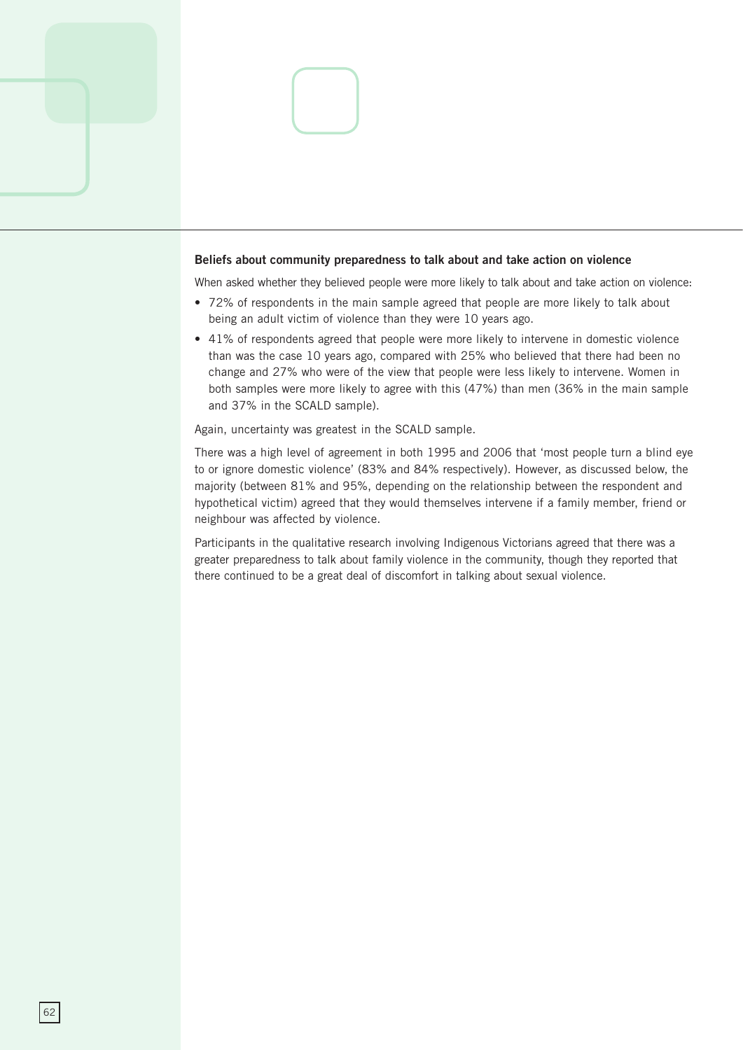### Beliefs about community preparedness to talk about and take action on violence

When asked whether they believed people were more likely to talk about and take action on violence:

- 72% of respondents in the main sample agreed that people are more likely to talk about being an adult victim of violence than they were 10 years ago.
- 41% of respondents agreed that people were more likely to intervene in domestic violence than was the case 10 years ago, compared with 25% who believed that there had been no change and 27% who were of the view that people were less likely to intervene. Women in both samples were more likely to agree with this (47%) than men (36% in the main sample and 37% in the SCALD sample).

Again, uncertainty was greatest in the SCALD sample.

There was a high level of agreement in both 1995 and 2006 that 'most people turn a blind eye to or ignore domestic violence' (83% and 84% respectively). However, as discussed below, the majority (between 81% and 95%, depending on the relationship between the respondent and hypothetical victim) agreed that they would themselves intervene if a family member, friend or neighbour was affected by violence.

Participants in the qualitative research involving Indigenous Victorians agreed that there was a greater preparedness to talk about family violence in the community, though they reported that there continued to be a great deal of discomfort in talking about sexual violence.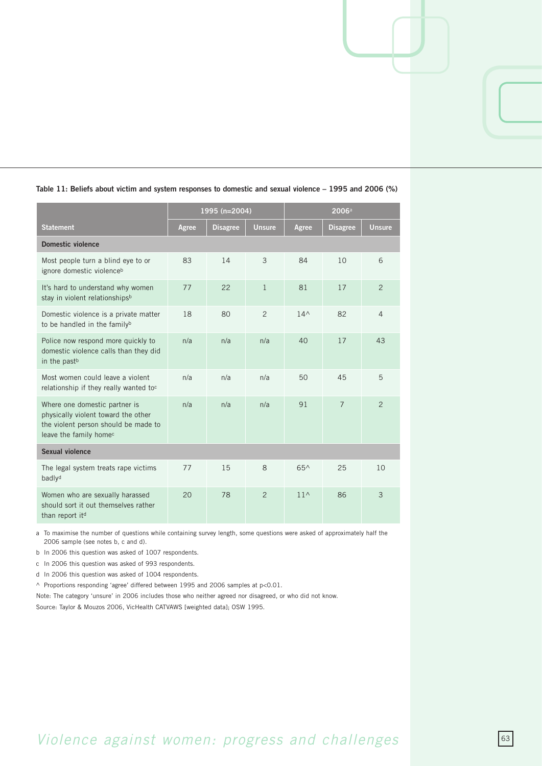**Table 11: Beliefs about victim and system responses to domestic and sexual violence – 1995 and 2006 (%)**

| | 1995 (n=2004) | | | 2006[a] | | |
|---|---|---|---|---|---|---|
| **Statement** | **Agree** | **Disagree** | **Unsure** | **Agree** | **Disagree** | **Unsure** |
| **Domestic violence** | | | | | | |
| Most people turn a blind eye to or ignore domestic violence[b] | 83 | 14 | 3 | 84 | 10 | 6 |
| It's hard to understand why women stay in violent relationships[b] | 77 | 22 | 1 | 81 | 17 | 2 |
| Domestic violence is a private matter to be handled in the family[b] | 18 | 80 | 2 | 14^ | 82 | 4 |
| Police now respond more quickly to domestic violence calls than they did in the past[b] | n/a | n/a | n/a | 40 | 17 | 43 |
| Most women could leave a violent relationship if they really wanted to[c] | n/a | n/a | n/a | 50 | 45 | 5 |
| Where one domestic partner is physically violent toward the other the violent person should be made to leave the family home[c] | n/a | n/a | n/a | 91 | 7 | 2 |
| **Sexual violence** | | | | | | |
| The legal system treats rape victims badly[d] | 77 | 15 | 8 | 65^ | 25 | 10 |
| Women who are sexually harassed should sort it out themselves rather than report it[d] | 20 | 78 | 2 | 11^ | 86 | 3 |

a To maximise the number of questions while containing survey length, some questions were asked of approximately half the 2006 sample (see notes b, c and d).

b In 2006 this question was asked of 1007 respondents.

c In 2006 this question was asked of 993 respondents.

d In 2006 this question was asked of 1004 respondents.

^ Proportions responding 'agree' differed between 1995 and 2006 samples at $p<0.01$.

Note: The category 'unsure' in 2006 includes those who neither agreed nor disagreed, or who did not know.

Source: Taylor & Mouzos 2006, VicHealth CATVAWS [weighted data]; OSW 1995.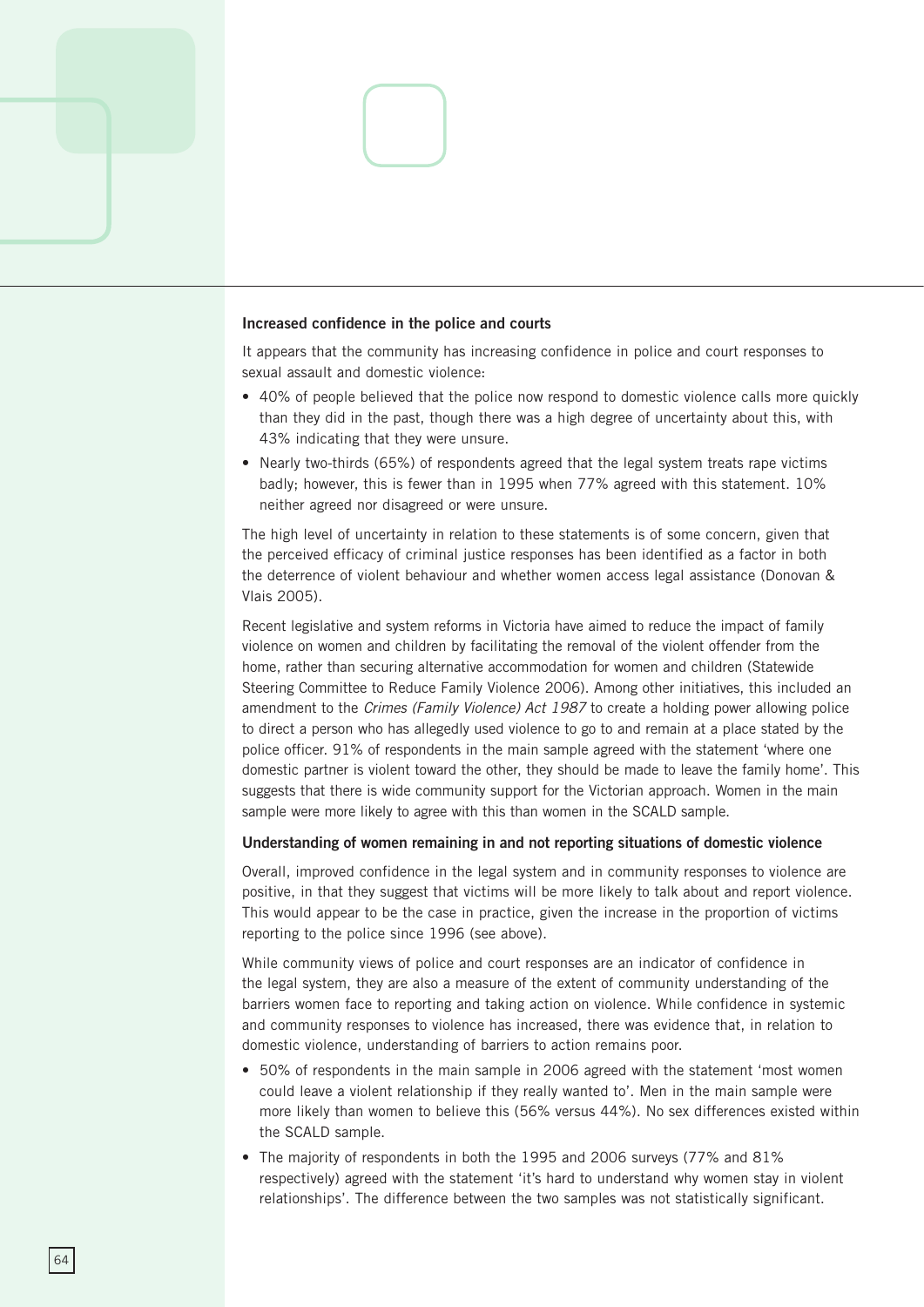### Increased confidence in the police and courts

It appears that the community has increasing confidence in police and court responses to sexual assault and domestic violence:

- 40% of people believed that the police now respond to domestic violence calls more quickly than they did in the past, though there was a high degree of uncertainty about this, with 43% indicating that they were unsure.
- Nearly two-thirds (65%) of respondents agreed that the legal system treats rape victims badly; however, this is fewer than in 1995 when 77% agreed with this statement. 10% neither agreed nor disagreed or were unsure.

The high level of uncertainty in relation to these statements is of some concern, given that the perceived efficacy of criminal justice responses has been identified as a factor in both the deterrence of violent behaviour and whether women access legal assistance (Donovan & Vlais 2005).

Recent legislative and system reforms in Victoria have aimed to reduce the impact of family violence on women and children by facilitating the removal of the violent offender from the home, rather than securing alternative accommodation for women and children (Statewide Steering Committee to Reduce Family Violence 2006). Among other initiatives, this included an amendment to the *Crimes (Family Violence) Act 1987* to create a holding power allowing police to direct a person who has allegedly used violence to go to and remain at a place stated by the police officer. 91% of respondents in the main sample agreed with the statement 'where one domestic partner is violent toward the other, they should be made to leave the family home'. This suggests that there is wide community support for the Victorian approach. Women in the main sample were more likely to agree with this than women in the SCALD sample.

### Understanding of women remaining in and not reporting situations of domestic violence

Overall, improved confidence in the legal system and in community responses to violence are positive, in that they suggest that victims will be more likely to talk about and report violence. This would appear to be the case in practice, given the increase in the proportion of victims reporting to the police since 1996 (see above).

While community views of police and court responses are an indicator of confidence in the legal system, they are also a measure of the extent of community understanding of the barriers women face to reporting and taking action on violence. While confidence in systemic and community responses to violence has increased, there was evidence that, in relation to domestic violence, understanding of barriers to action remains poor.

- 50% of respondents in the main sample in 2006 agreed with the statement 'most women could leave a violent relationship if they really wanted to'. Men in the main sample were more likely than women to believe this (56% versus 44%). No sex differences existed within the SCALD sample.
- The majority of respondents in both the 1995 and 2006 surveys (77% and 81% respectively) agreed with the statement 'it's hard to understand why women stay in violent relationships'. The difference between the two samples was not statistically significant.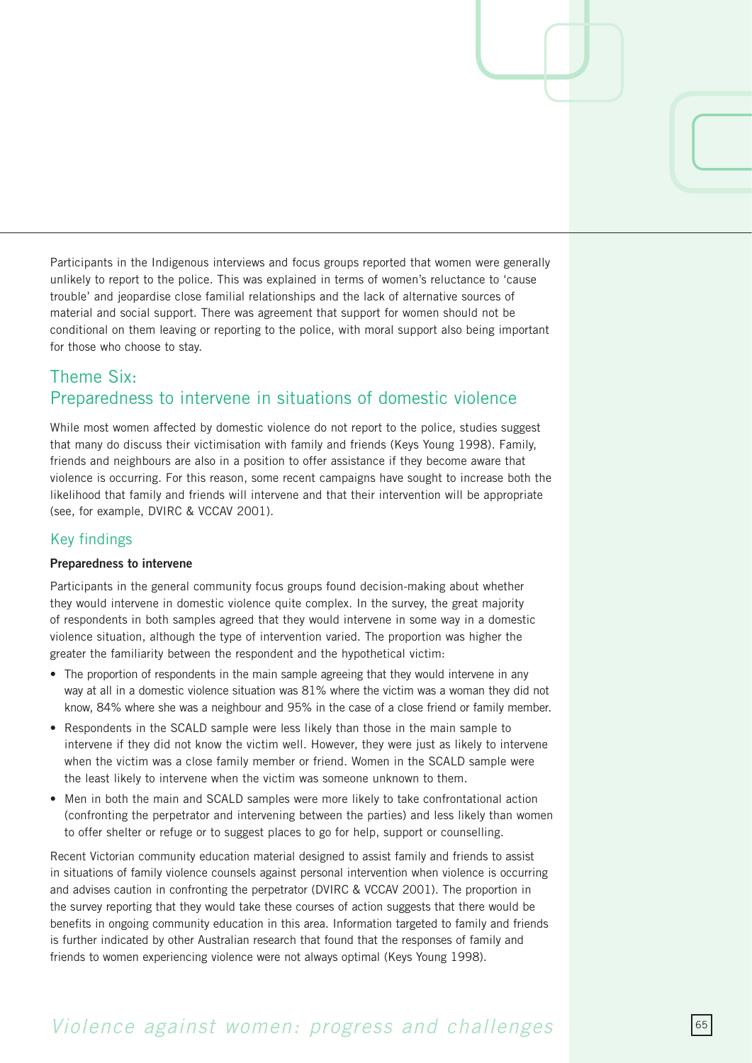Participants in the Indigenous interviews and focus groups reported that women were generally unlikely to report to the police. This was explained in terms of women's reluctance to 'cause trouble' and jeopardise close familial relationships and the lack of alternative sources of material and social support. There was agreement that support for women should not be conditional on them leaving or reporting to the police, with moral support also being important for those who choose to stay.

## Theme Six: Preparedness to intervene in situations of domestic violence

While most women affected by domestic violence do not report to the police, studies suggest that many do discuss their victimisation with family and friends (Keys Young 1998). Family, friends and neighbours are also in a position to offer assistance if they become aware that violence is occurring. For this reason, some recent campaigns have sought to increase both the likelihood that family and friends will intervene and that their intervention will be appropriate (see, for example, DVIRC & VCCAV 2001).

### Key findings

**Preparedness to intervene**

Participants in the general community focus groups found decision-making about whether they would intervene in domestic violence quite complex. In the survey, the great majority of respondents in both samples agreed that they would intervene in some way in a domestic violence situation, although the type of intervention varied. The proportion was higher the greater the familiarity between the respondent and the hypothetical victim:

- The proportion of respondents in the main sample agreeing that they would intervene in any way at all in a domestic violence situation was 81% where the victim was a woman they did not know, 84% where she was a neighbour and 95% in the case of a close friend or family member.
- Respondents in the SCALD sample were less likely than those in the main sample to intervene if they did not know the victim well. However, they were just as likely to intervene when the victim was a close family member or friend. Women in the SCALD sample were the least likely to intervene when the victim was someone unknown to them.
- Men in both the main and SCALD samples were more likely to take confrontational action (confronting the perpetrator and intervening between the parties) and less likely than women to offer shelter or refuge or to suggest places to go for help, support or counselling.

Recent Victorian community education material designed to assist family and friends to assist in situations of family violence counsels against personal intervention when violence is occurring and advises caution in confronting the perpetrator (DVIRC & VCCAV 2001). The proportion in the survey reporting that they would take these courses of action suggests that there would be benefits in ongoing community education in this area. Information targeted to family and friends is further indicated by other Australian research that found that the responses of family and friends to women experiencing violence were not always optimal (Keys Young 1998).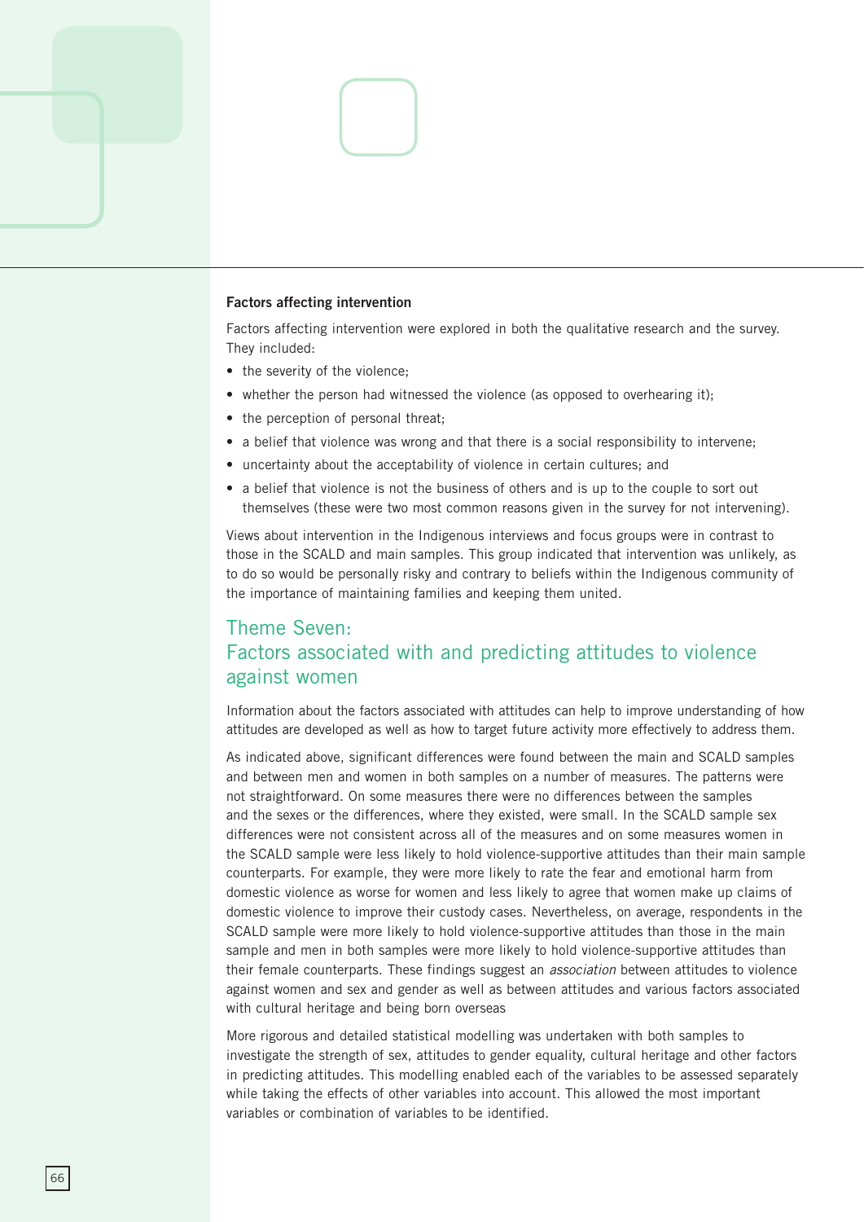### Factors affecting intervention

Factors affecting intervention were explored in both the qualitative research and the survey. They included:

- the severity of the violence;
- whether the person had witnessed the violence (as opposed to overhearing it);
- the perception of personal threat;
- a belief that violence was wrong and that there is a social responsibility to intervene;
- uncertainty about the acceptability of violence in certain cultures; and
- a belief that violence is not the business of others and is up to the couple to sort out themselves (these were two most common reasons given in the survey for not intervening).

Views about intervention in the Indigenous interviews and focus groups were in contrast to those in the SCALD and main samples. This group indicated that intervention was unlikely, as to do so would be personally risky and contrary to beliefs within the Indigenous community of the importance of maintaining families and keeping them united.

## Theme Seven: Factors associated with and predicting attitudes to violence against women

Information about the factors associated with attitudes can help to improve understanding of how attitudes are developed as well as how to target future activity more effectively to address them.

As indicated above, significant differences were found between the main and SCALD samples and between men and women in both samples on a number of measures. The patterns were not straightforward. On some measures there were no differences between the samples and the sexes or the differences, where they existed, were small. In the SCALD sample sex differences were not consistent across all of the measures and on some measures women in the SCALD sample were less likely to hold violence-supportive attitudes than their main sample counterparts. For example, they were more likely to rate the fear and emotional harm from domestic violence as worse for women and less likely to agree that women make up claims of domestic violence to improve their custody cases. Nevertheless, on average, respondents in the SCALD sample were more likely to hold violence-supportive attitudes than those in the main sample and men in both samples were more likely to hold violence-supportive attitudes than their female counterparts. These findings suggest an *association* between attitudes to violence against women and sex and gender as well as between attitudes and various factors associated with cultural heritage and being born overseas

More rigorous and detailed statistical modelling was undertaken with both samples to investigate the strength of sex, attitudes to gender equality, cultural heritage and other factors in predicting attitudes. This modelling enabled each of the variables to be assessed separately while taking the effects of other variables into account. This allowed the most important variables or combination of variables to be identified.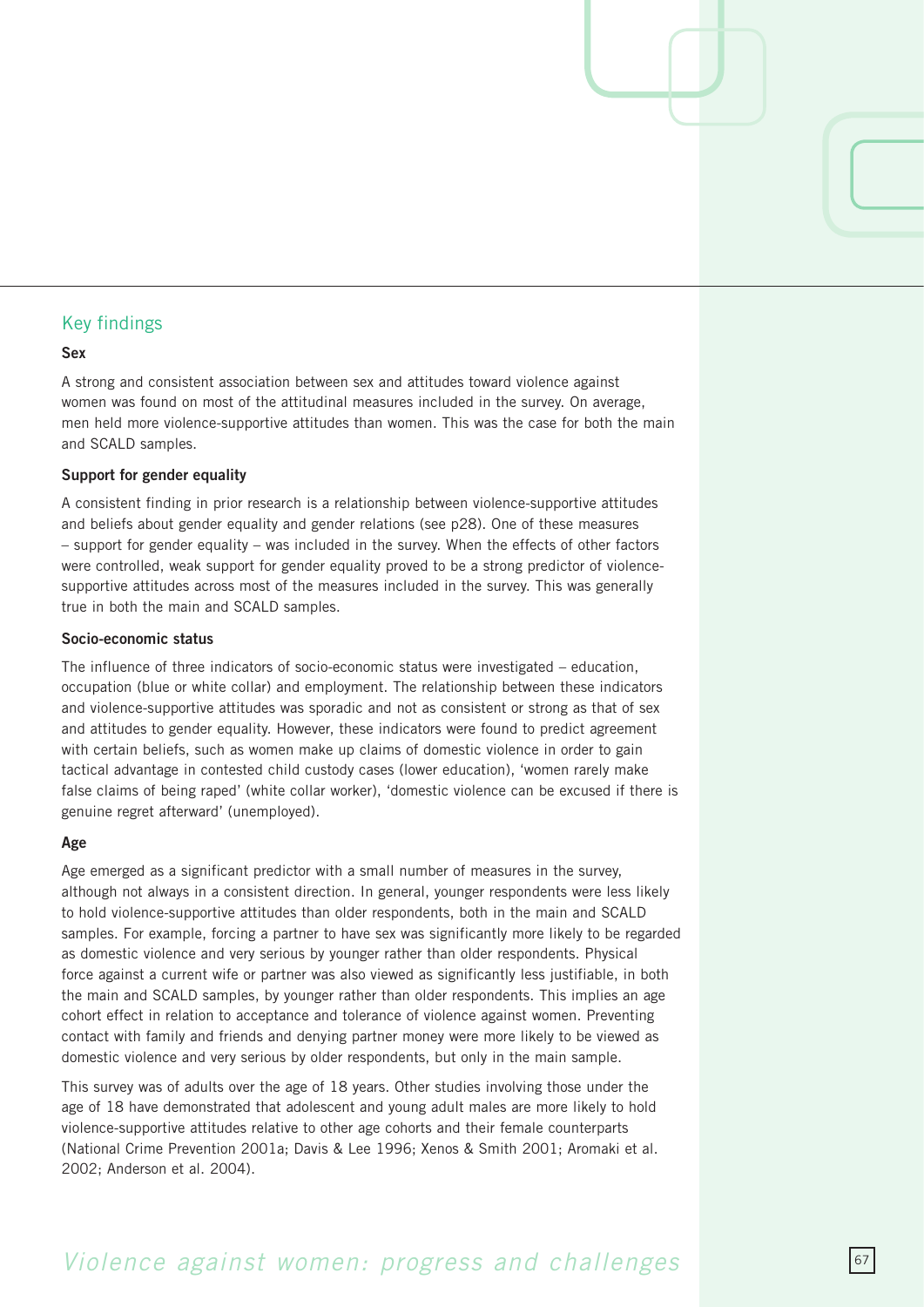## Key findings

### Sex

A strong and consistent association between sex and attitudes toward violence against women was found on most of the attitudinal measures included in the survey. On average, men held more violence-supportive attitudes than women. This was the case for both the main and SCALD samples.

### Support for gender equality

A consistent finding in prior research is a relationship between violence-supportive attitudes and beliefs about gender equality and gender relations (see p28). One of these measures – support for gender equality – was included in the survey. When the effects of other factors were controlled, weak support for gender equality proved to be a strong predictor of violence-supportive attitudes across most of the measures included in the survey. This was generally true in both the main and SCALD samples.

### Socio-economic status

The influence of three indicators of socio-economic status were investigated – education, occupation (blue or white collar) and employment. The relationship between these indicators and violence-supportive attitudes was sporadic and not as consistent or strong as that of sex and attitudes to gender equality. However, these indicators were found to predict agreement with certain beliefs, such as women make up claims of domestic violence in order to gain tactical advantage in contested child custody cases (lower education), 'women rarely make false claims of being raped' (white collar worker), 'domestic violence can be excused if there is genuine regret afterward' (unemployed).

### Age

Age emerged as a significant predictor with a small number of measures in the survey, although not always in a consistent direction. In general, younger respondents were less likely to hold violence-supportive attitudes than older respondents, both in the main and SCALD samples. For example, forcing a partner to have sex was significantly more likely to be regarded as domestic violence and very serious by younger rather than older respondents. Physical force against a current wife or partner was also viewed as significantly less justifiable, in both the main and SCALD samples, by younger rather than older respondents. This implies an age cohort effect in relation to acceptance and tolerance of violence against women. Preventing contact with family and friends and denying partner money were more likely to be viewed as domestic violence and very serious by older respondents, but only in the main sample.

This survey was of adults over the age of 18 years. Other studies involving those under the age of 18 have demonstrated that adolescent and young adult males are more likely to hold violence-supportive attitudes relative to other age cohorts and their female counterparts (National Crime Prevention 2001a; Davis & Lee 1996; Xenos & Smith 2001; Aromaki et al. 2002; Anderson et al. 2004).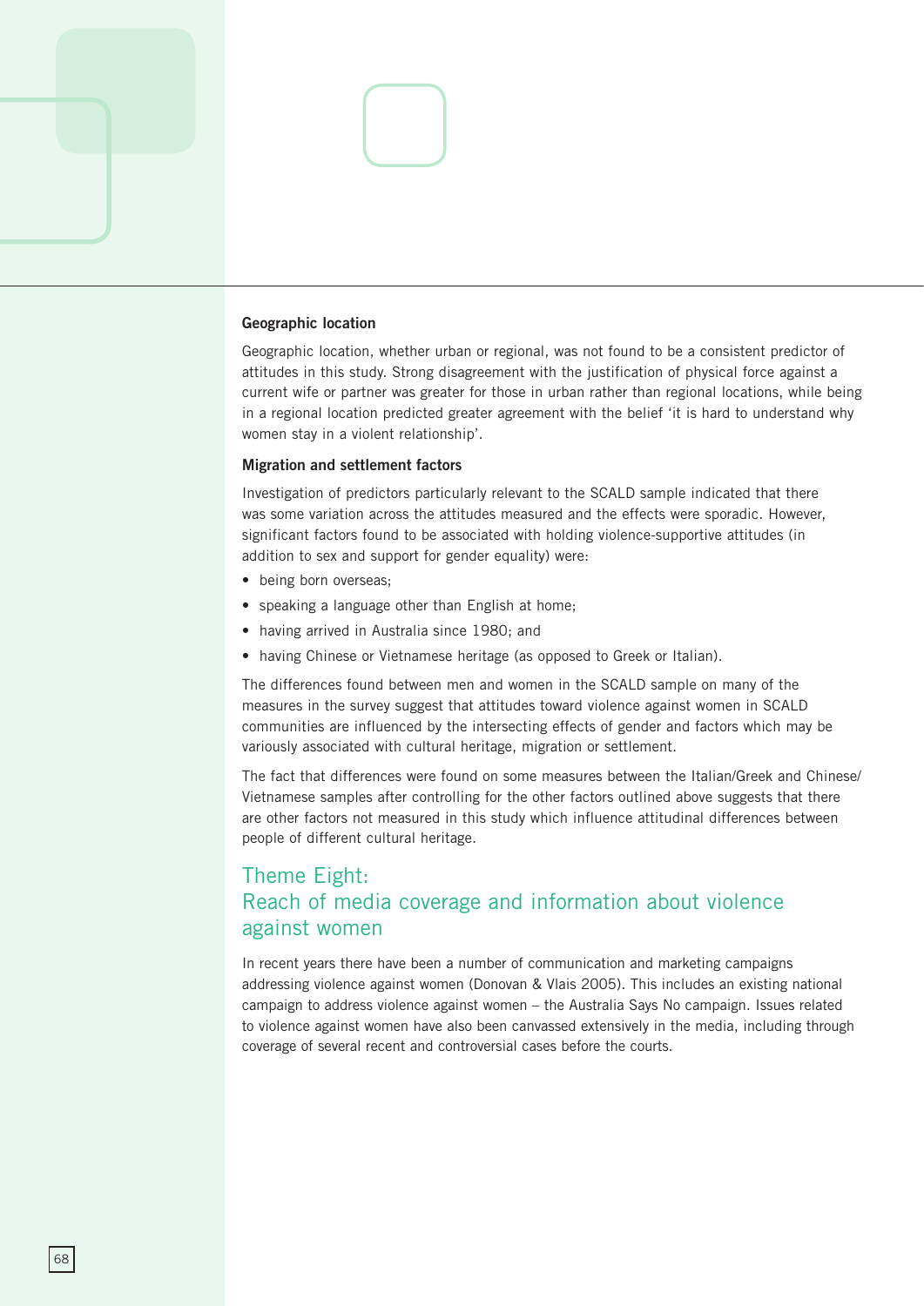### Geographic location

Geographic location, whether urban or regional, was not found to be a consistent predictor of attitudes in this study. Strong disagreement with the justification of physical force against a current wife or partner was greater for those in urban rather than regional locations, while being in a regional location predicted greater agreement with the belief 'it is hard to understand why women stay in a violent relationship'.

### Migration and settlement factors

Investigation of predictors particularly relevant to the SCALD sample indicated that there was some variation across the attitudes measured and the effects were sporadic. However, significant factors found to be associated with holding violence-supportive attitudes (in addition to sex and support for gender equality) were:

- being born overseas;
- speaking a language other than English at home;
- having arrived in Australia since 1980; and
- having Chinese or Vietnamese heritage (as opposed to Greek or Italian).

The differences found between men and women in the SCALD sample on many of the measures in the survey suggest that attitudes toward violence against women in SCALD communities are influenced by the intersecting effects of gender and factors which may be variously associated with cultural heritage, migration or settlement.

The fact that differences were found on some measures between the Italian/Greek and Chinese/Vietnamese samples after controlling for the other factors outlined above suggests that there are other factors not measured in this study which influence attitudinal differences between people of different cultural heritage.

## Theme Eight: Reach of media coverage and information about violence against women

In recent years there have been a number of communication and marketing campaigns addressing violence against women (Donovan & Vlais 2005). This includes an existing national campaign to address violence against women – the Australia Says No campaign. Issues related to violence against women have also been canvassed extensively in the media, including through coverage of several recent and controversial cases before the courts.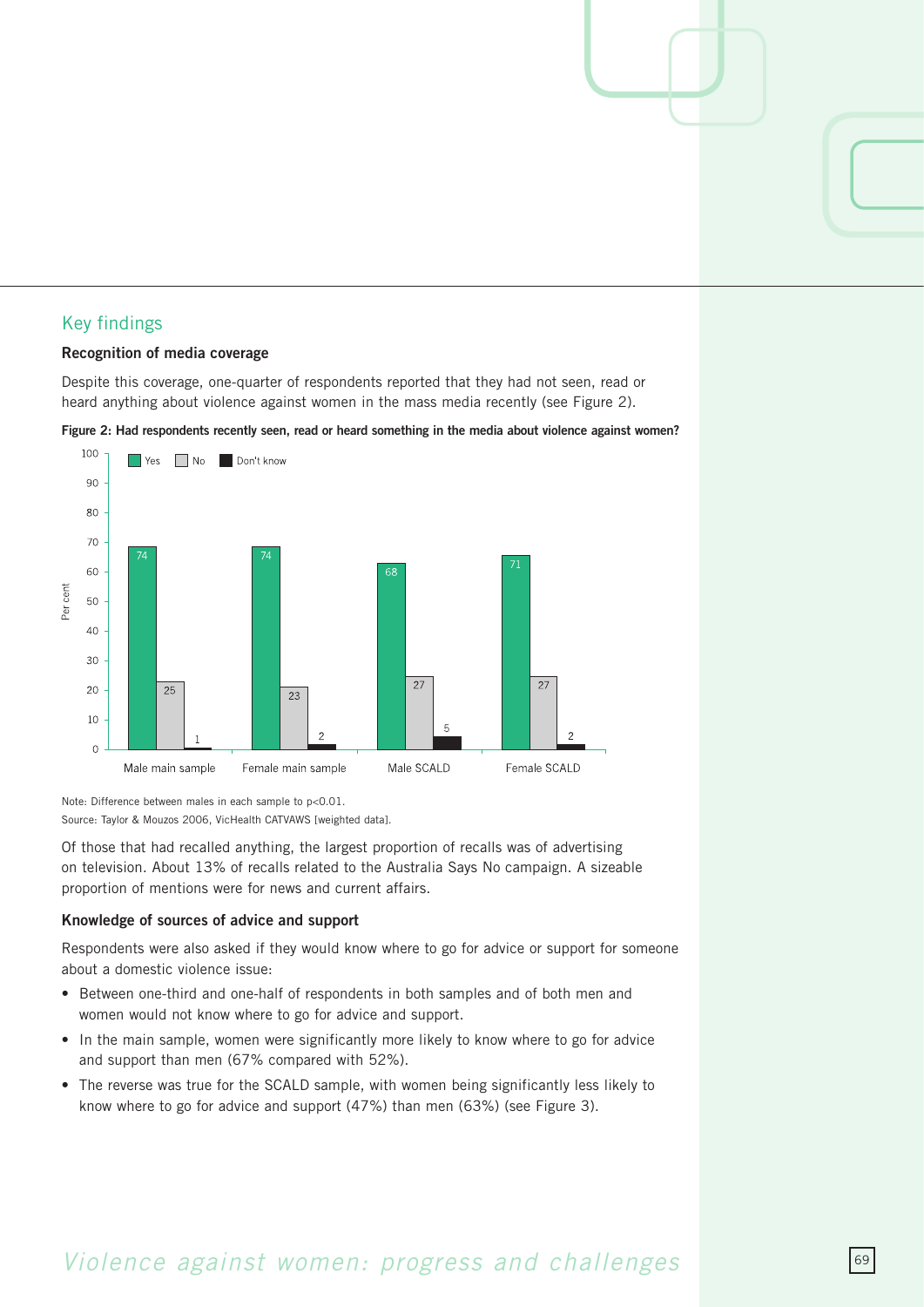## Key findings

### Recognition of media coverage

Despite this coverage, one-quarter of respondents reported that they had not seen, read or heard anything about violence against women in the mass media recently (see Figure 2).

**Figure 2: Had respondents recently seen, read or heard something in the media about violence against women?**

| | Yes | No | Don't know |
|---|---|---|---|
| Male main sample | 74 | 25 | 1 |
| Female main sample | 74 | 23 | 2 |
| Male SCALD | 68 | 27 | 5 |
| Female SCALD | 71 | 27 | 2 |

Note: Difference between males in each sample to p<0.01.
Source: Taylor & Mouzos 2006, VicHealth CATVAWS [weighted data].

Of those that had recalled anything, the largest proportion of recalls was of advertising on television. About 13% of recalls related to the Australia Says No campaign. A sizeable proportion of mentions were for news and current affairs.

### Knowledge of sources of advice and support

Respondents were also asked if they would know where to go for advice or support for someone about a domestic violence issue:

- Between one-third and one-half of respondents in both samples and of both men and women would not know where to go for advice and support.
- In the main sample, women were significantly more likely to know where to go for advice and support than men (67% compared with 52%).
- The reverse was true for the SCALD sample, with women being significantly less likely to know where to go for advice and support (47%) than men (63%) (see Figure 3).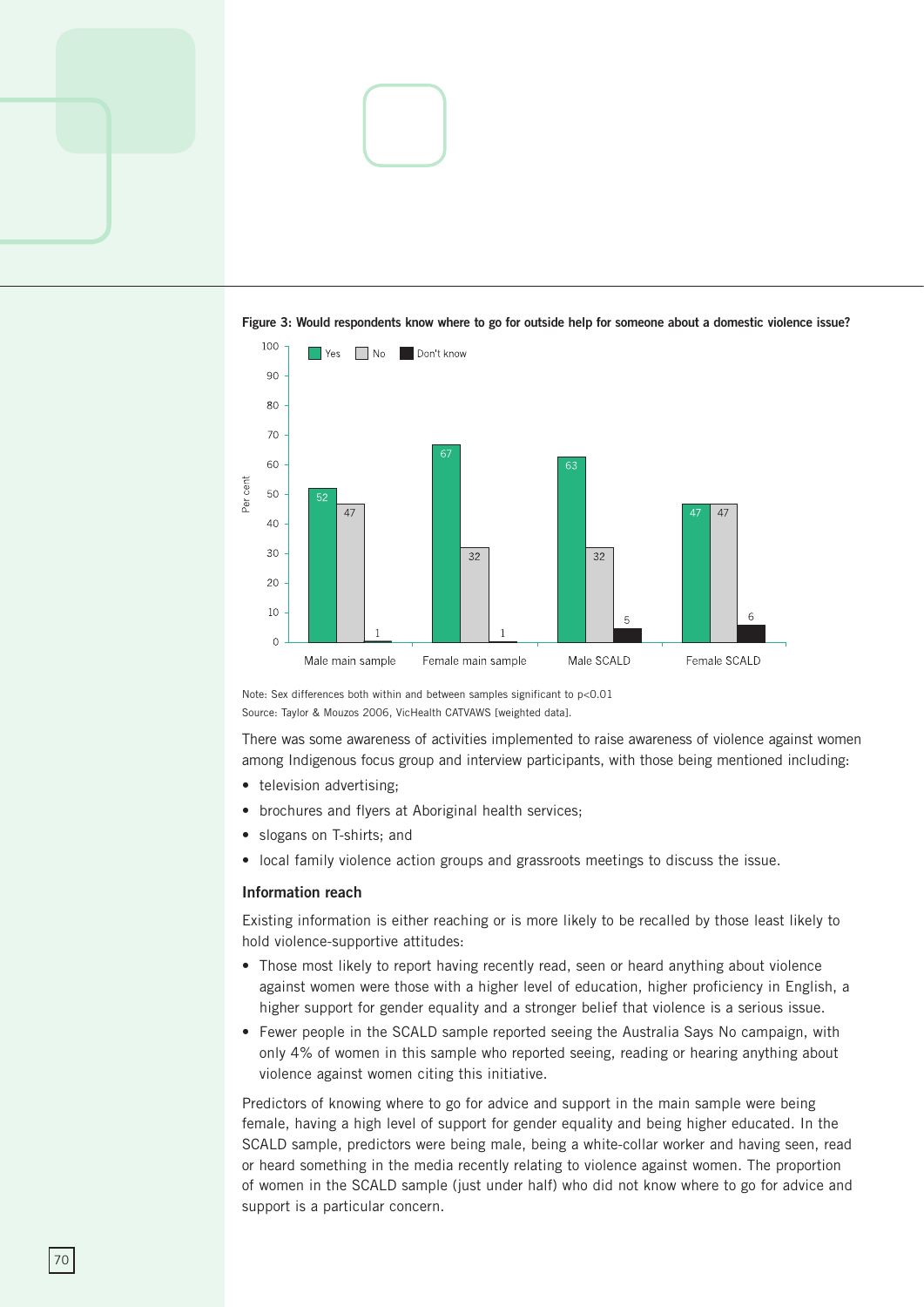**Figure 3: Would respondents know where to go for outside help for someone about a domestic violence issue?**

| | Yes | No | Don't know |
|---|---|---|---|
| Male main sample | 52 | 47 | 1 |
| Female main sample | 67 | 32 | 1 |
| Male SCALD | 63 | 32 | 5 |
| Female SCALD | 47 | 47 | 6 |

Note: Sex differences both within and between samples significant to $p<0.01$

Source: Taylor & Mouzos 2006, VicHealth CATVAWS [weighted data].

There was some awareness of activities implemented to raise awareness of violence against women among Indigenous focus group and interview participants, with those being mentioned including:

- television advertising;
- brochures and flyers at Aboriginal health services;
- slogans on T-shirts; and
- local family violence action groups and grassroots meetings to discuss the issue.

### Information reach

Existing information is either reaching or is more likely to be recalled by those least likely to hold violence-supportive attitudes:

- Those most likely to report having recently read, seen or heard anything about violence against women were those with a higher level of education, higher proficiency in English, a higher support for gender equality and a stronger belief that violence is a serious issue.
- Fewer people in the SCALD sample reported seeing the Australia Says No campaign, with only 4% of women in this sample who reported seeing, reading or hearing anything about violence against women citing this initiative.

Predictors of knowing where to go for advice and support in the main sample were being female, having a high level of support for gender equality and being higher educated. In the SCALD sample, predictors were being male, being a white-collar worker and having seen, read or heard something in the media recently relating to violence against women. The proportion of women in the SCALD sample (just under half) who did not know where to go for advice and support is a particular concern.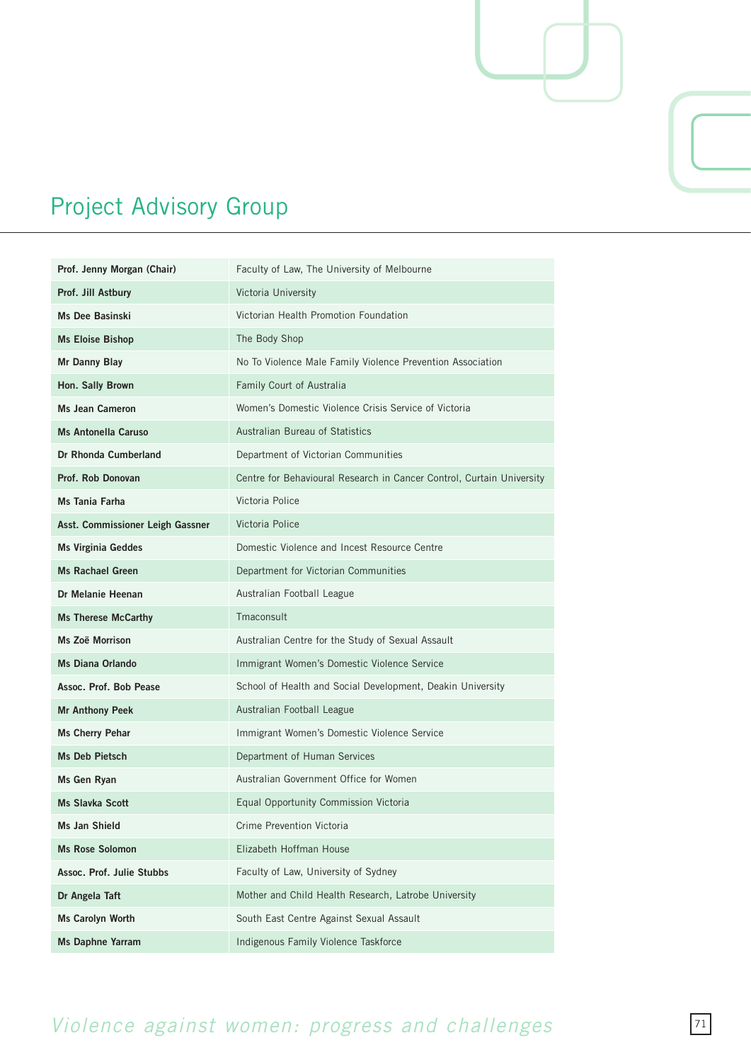# Project Advisory Group

| | |
|---|---|
| **Prof. Jenny Morgan (Chair)** | Faculty of Law, The University of Melbourne |
| **Prof. Jill Astbury** | Victoria University |
| **Ms Dee Basinski** | Victorian Health Promotion Foundation |
| **Ms Eloise Bishop** | The Body Shop |
| **Mr Danny Blay** | No To Violence Male Family Violence Prevention Association |
| **Hon. Sally Brown** | Family Court of Australia |
| **Ms Jean Cameron** | Women's Domestic Violence Crisis Service of Victoria |
| **Ms Antonella Caruso** | Australian Bureau of Statistics |
| **Dr Rhonda Cumberland** | Department of Victorian Communities |
| **Prof. Rob Donovan** | Centre for Behavioural Research in Cancer Control, Curtain University |
| **Ms Tania Farha** | Victoria Police |
| **Asst. Commissioner Leigh Gassner** | Victoria Police |
| **Ms Virginia Geddes** | Domestic Violence and Incest Resource Centre |
| **Ms Rachael Green** | Department for Victorian Communities |
| **Dr Melanie Heenan** | Australian Football League |
| **Ms Therese McCarthy** | Tmaconsult |
| **Ms Zoë Morrison** | Australian Centre for the Study of Sexual Assault |
| **Ms Diana Orlando** | Immigrant Women's Domestic Violence Service |
| **Assoc. Prof. Bob Pease** | School of Health and Social Development, Deakin University |
| **Mr Anthony Peek** | Australian Football League |
| **Ms Cherry Pehar** | Immigrant Women's Domestic Violence Service |
| **Ms Deb Pietsch** | Department of Human Services |
| **Ms Gen Ryan** | Australian Government Office for Women |
| **Ms Slavka Scott** | Equal Opportunity Commission Victoria |
| **Ms Jan Shield** | Crime Prevention Victoria |
| **Ms Rose Solomon** | Elizabeth Hoffman House |
| **Assoc. Prof. Julie Stubbs** | Faculty of Law, University of Sydney |
| **Dr Angela Taft** | Mother and Child Health Research, Latrobe University |
| **Ms Carolyn Worth** | South East Centre Against Sexual Assault |
| **Ms Daphne Yarram** | Indigenous Family Violence Taskforce |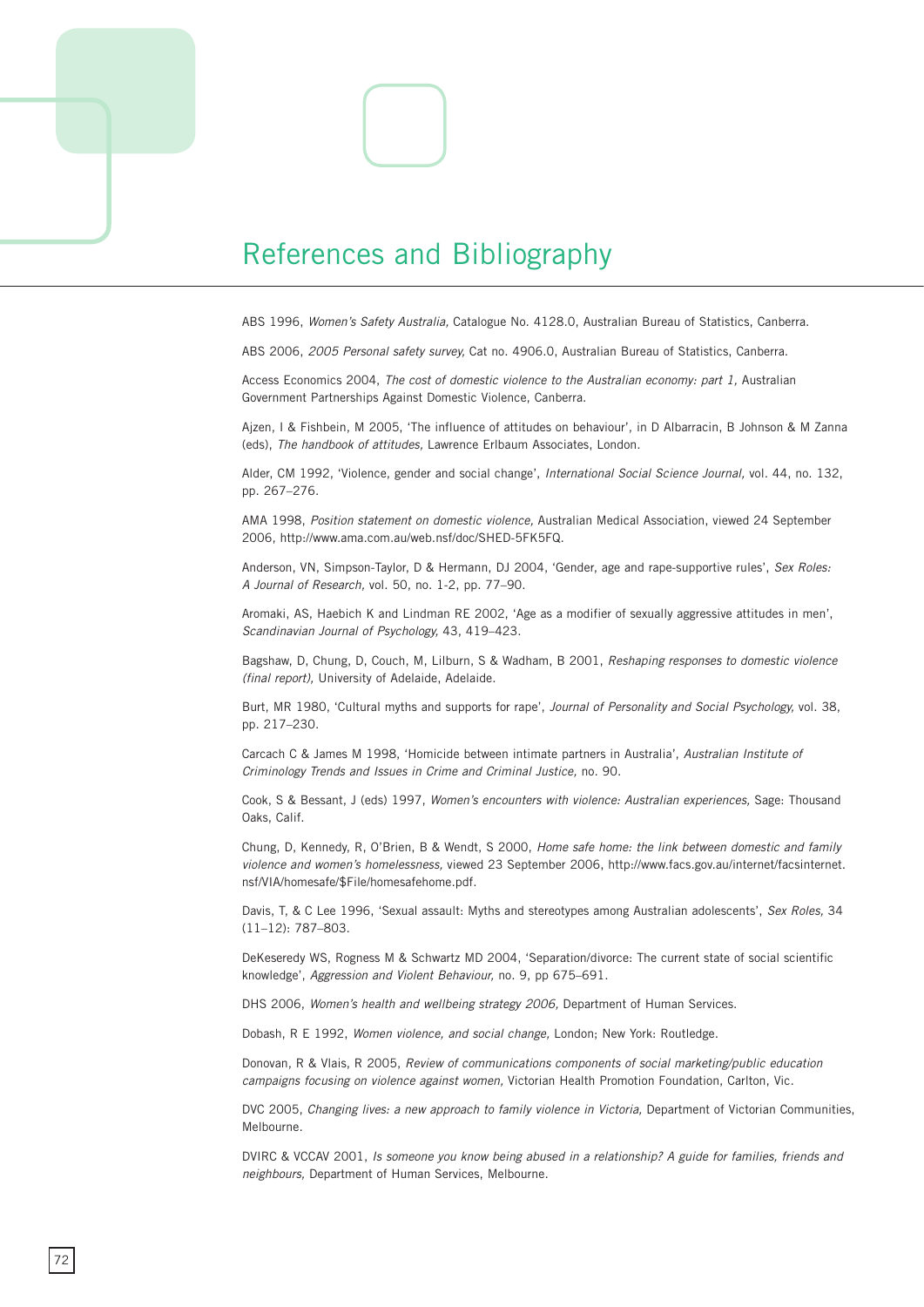# References and Bibliography

ABS 1996, *Women's Safety Australia,* Catalogue No. 4128.0, Australian Bureau of Statistics, Canberra.

ABS 2006, *2005 Personal safety survey,* Cat no. 4906.0, Australian Bureau of Statistics, Canberra.

Access Economics 2004, *The cost of domestic violence to the Australian economy: part 1,* Australian Government Partnerships Against Domestic Violence, Canberra.

Ajzen, I & Fishbein, M 2005, 'The influence of attitudes on behaviour', in D Albarracin, B Johnson & M Zanna (eds), *The handbook of attitudes,* Lawrence Erlbaum Associates, London.

Alder, CM 1992, 'Violence, gender and social change', *International Social Science Journal,* vol. 44, no. 132, pp. 267–276.

AMA 1998, *Position statement on domestic violence,* Australian Medical Association, viewed 24 September 2006, http://www.ama.com.au/web.nsf/doc/SHED-5FK5FQ.

Anderson, VN, Simpson-Taylor, D & Hermann, DJ 2004, 'Gender, age and rape-supportive rules', *Sex Roles: A Journal of Research,* vol. 50, no. 1-2, pp. 77–90.

Aromaki, AS, Haebich K and Lindman RE 2002, 'Age as a modifier of sexually aggressive attitudes in men', *Scandinavian Journal of Psychology,* 43, 419–423.

Bagshaw, D, Chung, D, Couch, M, Lilburn, S & Wadham, B 2001, *Reshaping responses to domestic violence (final report),* University of Adelaide, Adelaide.

Burt, MR 1980, 'Cultural myths and supports for rape', *Journal of Personality and Social Psychology,* vol. 38, pp. 217–230.

Carcach C & James M 1998, 'Homicide between intimate partners in Australia', *Australian Institute of Criminology Trends and Issues in Crime and Criminal Justice,* no. 90.

Cook, S & Bessant, J (eds) 1997, *Women's encounters with violence: Australian experiences,* Sage: Thousand Oaks, Calif.

Chung, D, Kennedy, R, O'Brien, B & Wendt, S 2000, *Home safe home: the link between domestic and family violence and women's homelessness,* viewed 23 September 2006, http://www.facs.gov.au/internet/facsinternet.nsf/VIA/homesafe/$File/homesafehome.pdf.

Davis, T, & C Lee 1996, 'Sexual assault: Myths and stereotypes among Australian adolescents', *Sex Roles,* 34 (11–12): 787–803.

DeKeseredy WS, Rogness M & Schwartz MD 2004, 'Separation/divorce: The current state of social scientific knowledge', *Aggression and Violent Behaviour,* no. 9, pp 675–691.

DHS 2006, *Women's health and wellbeing strategy 2006,* Department of Human Services.

Dobash, R E 1992, *Women violence, and social change,* London; New York: Routledge.

Donovan, R & Vlais, R 2005, *Review of communications components of social marketing/public education campaigns focusing on violence against women,* Victorian Health Promotion Foundation, Carlton, Vic.

DVC 2005, *Changing lives: a new approach to family violence in Victoria,* Department of Victorian Communities, Melbourne.

DVIRC & VCCAV 2001, *Is someone you know being abused in a relationship? A guide for families, friends and neighbours,* Department of Human Services, Melbourne.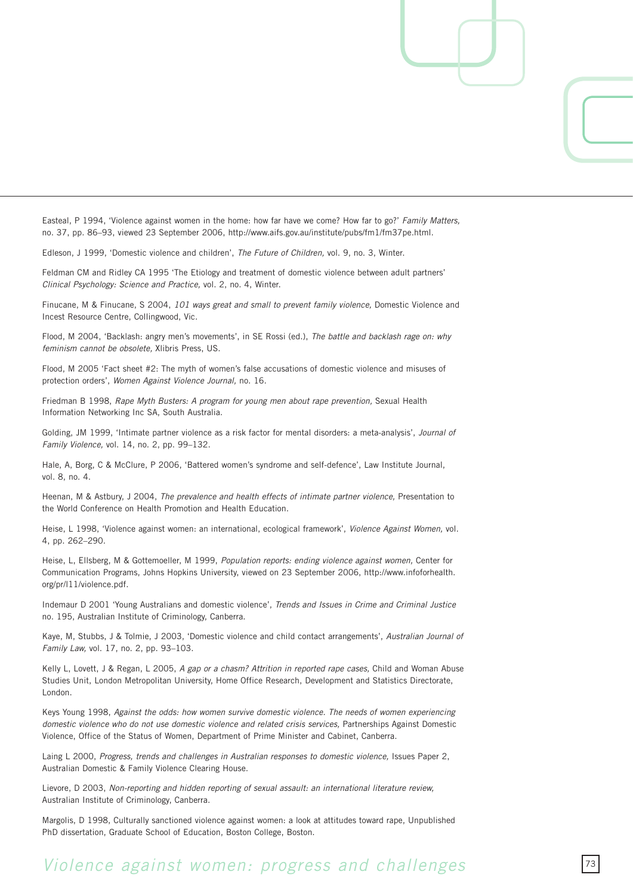Easteal, P 1994, ‘Violence against women in the home: how far have we come? How far to go?’ *Family Matters,* no. 37, pp. 86–93, viewed 23 September 2006, http://www.aifs.gov.au/institute/pubs/fm1/fm37pe.html.

Edleson, J 1999, ‘Domestic violence and children’, *The Future of Children,* vol. 9, no. 3, Winter.

Feldman CM and Ridley CA 1995 ‘The Etiology and treatment of domestic violence between adult partners’ *Clinical Psychology: Science and Practice,* vol. 2, no. 4, Winter.

Finucane, M & Finucane, S 2004, *101 ways great and small to prevent family violence,* Domestic Violence and Incest Resource Centre, Collingwood, Vic.

Flood, M 2004, ‘Backlash: angry men’s movements’, in SE Rossi (ed.), *The battle and backlash rage on: why feminism cannot be obsolete,* Xlibris Press, US.

Flood, M 2005 ‘Fact sheet #2: The myth of women’s false accusations of domestic violence and misuses of protection orders’, *Women Against Violence Journal,* no. 16.

Friedman B 1998, *Rape Myth Busters: A program for young men about rape prevention,* Sexual Health Information Networking Inc SA, South Australia.

Golding, JM 1999, ‘Intimate partner violence as a risk factor for mental disorders: a meta-analysis’, *Journal of Family Violence,* vol. 14, no. 2, pp. 99–132.

Hale, A, Borg, C & McClure, P 2006, ‘Battered women’s syndrome and self-defence’, Law Institute Journal, vol. 8, no. 4.

Heenan, M & Astbury, J 2004, *The prevalence and health effects of intimate partner violence,* Presentation to the World Conference on Health Promotion and Health Education.

Heise, L 1998, ‘Violence against women: an international, ecological framework’, *Violence Against Women,* vol. 4, pp. 262–290.

Heise, L, Ellsberg, M & Gottemoeller, M 1999, *Population reports: ending violence against women,* Center for Communication Programs, Johns Hopkins University, viewed on 23 September 2006, http://www.infoforhealth.org/pr/l11/violence.pdf.

Indemaur D 2001 ‘Young Australians and domestic violence’, *Trends and Issues in Crime and Criminal Justice* no. 195, Australian Institute of Criminology, Canberra.

Kaye, M, Stubbs, J & Tolmie, J 2003, ‘Domestic violence and child contact arrangements’, *Australian Journal of Family Law,* vol. 17, no. 2, pp. 93–103.

Kelly L, Lovett, J & Regan, L 2005, *A gap or a chasm? Attrition in reported rape cases,* Child and Woman Abuse Studies Unit, London Metropolitan University, Home Office Research, Development and Statistics Directorate, London.

Keys Young 1998, *Against the odds: how women survive domestic violence. The needs of women experiencing domestic violence who do not use domestic violence and related crisis services,* Partnerships Against Domestic Violence, Office of the Status of Women, Department of Prime Minister and Cabinet, Canberra.

Laing L 2000, *Progress, trends and challenges in Australian responses to domestic violence,* Issues Paper 2, Australian Domestic & Family Violence Clearing House.

Lievore, D 2003, *Non-reporting and hidden reporting of sexual assault: an international literature review,* Australian Institute of Criminology, Canberra.

Margolis, D 1998, Culturally sanctioned violence against women: a look at attitudes toward rape, Unpublished PhD dissertation, Graduate School of Education, Boston College, Boston.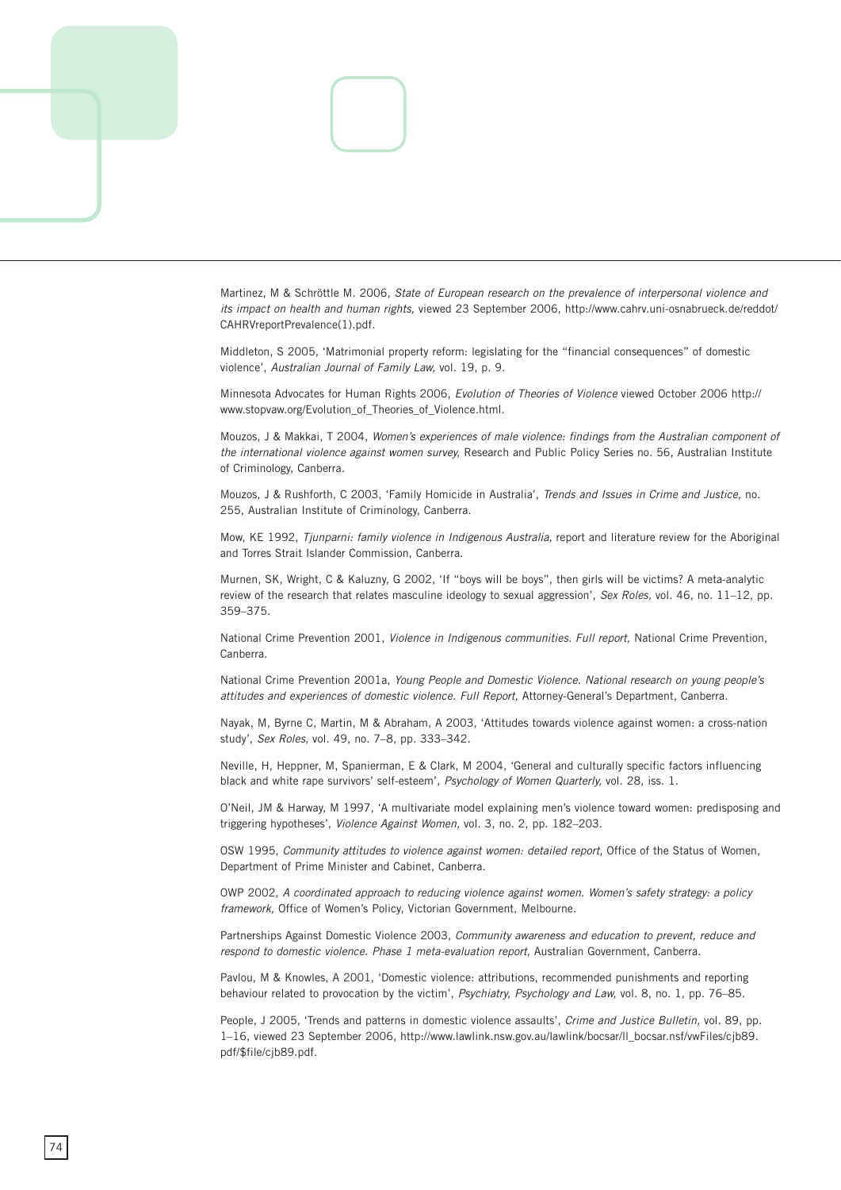Martinez, M & Schröttle M. 2006, *State of European research on the prevalence of interpersonal violence and its impact on health and human rights,* viewed 23 September 2006, http://www.cahrv.uni-osnabrueck.de/reddot/CAHRVreportPrevalence(1).pdf.

Middleton, S 2005, 'Matrimonial property reform: legislating for the "financial consequences" of domestic violence', *Australian Journal of Family Law,* vol. 19, p. 9.

Minnesota Advocates for Human Rights 2006, *Evolution of Theories of Violence* viewed October 2006 http://www.stopvaw.org/Evolution_of_Theories_of_Violence.html.

Mouzos, J & Makkai, T 2004, *Women's experiences of male violence: findings from the Australian component of the international violence against women survey,* Research and Public Policy Series no. 56, Australian Institute of Criminology, Canberra.

Mouzos, J & Rushforth, C 2003, 'Family Homicide in Australia', *Trends and Issues in Crime and Justice,* no. 255, Australian Institute of Criminology, Canberra.

Mow, KE 1992, *Tjunparni: family violence in Indigenous Australia,* report and literature review for the Aboriginal and Torres Strait Islander Commission, Canberra.

Murnen, SK, Wright, C & Kaluzny, G 2002, 'If "boys will be boys", then girls will be victims? A meta-analytic review of the research that relates masculine ideology to sexual aggression', *Sex Roles,* vol. 46, no. 11–12, pp. 359–375.

National Crime Prevention 2001, *Violence in Indigenous communities. Full report,* National Crime Prevention, Canberra.

National Crime Prevention 2001a, *Young People and Domestic Violence. National research on young people's attitudes and experiences of domestic violence. Full Report,* Attorney-General's Department, Canberra.

Nayak, M, Byrne C, Martin, M & Abraham, A 2003, 'Attitudes towards violence against women: a cross-nation study', *Sex Roles,* vol. 49, no. 7–8, pp. 333–342.

Neville, H, Heppner, M, Spanierman, E & Clark, M 2004, 'General and culturally specific factors influencing black and white rape survivors' self-esteem', *Psychology of Women Quarterly,* vol. 28, iss. 1.

O'Neil, JM & Harway, M 1997, 'A multivariate model explaining men's violence toward women: predisposing and triggering hypotheses', *Violence Against Women,* vol. 3, no. 2, pp. 182–203.

OSW 1995, *Community attitudes to violence against women: detailed report,* Office of the Status of Women, Department of Prime Minister and Cabinet, Canberra.

OWP 2002, *A coordinated approach to reducing violence against women. Women's safety strategy: a policy framework,* Office of Women's Policy, Victorian Government, Melbourne.

Partnerships Against Domestic Violence 2003, *Community awareness and education to prevent, reduce and respond to domestic violence. Phase 1 meta-evaluation report,* Australian Government, Canberra.

Pavlou, M & Knowles, A 2001, 'Domestic violence: attributions, recommended punishments and reporting behaviour related to provocation by the victim', *Psychiatry, Psychology and Law,* vol. 8, no. 1, pp. 76–85.

People, J 2005, 'Trends and patterns in domestic violence assaults', *Crime and Justice Bulletin,* vol. 89, pp. 1–16, viewed 23 September 2006, http://www.lawlink.nsw.gov.au/lawlink/bocsar/ll_bocsar.nsf/vwFiles/cjb89.pdf/$file/cjb89.pdf.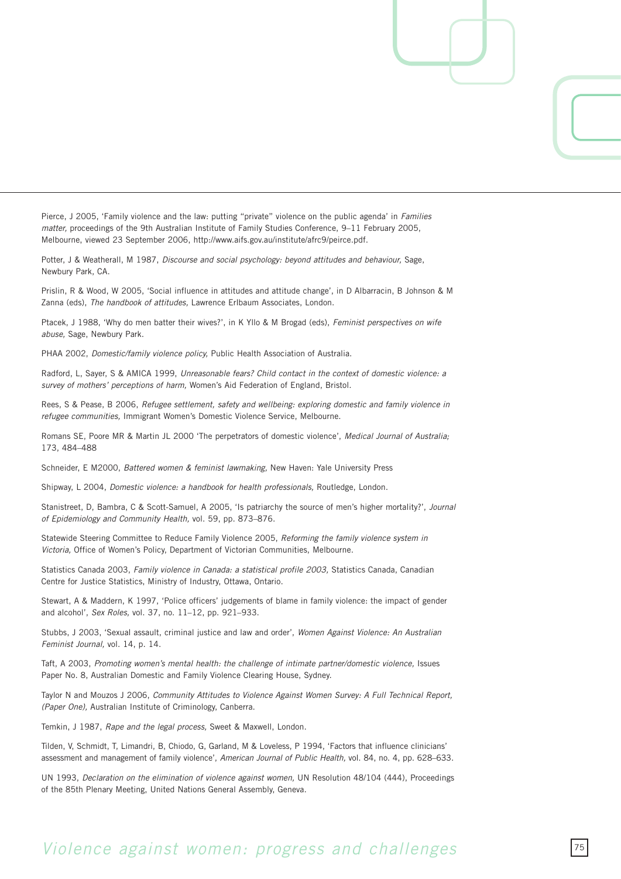Pierce, J 2005, 'Family violence and the law: putting "private" violence on the public agenda' in *Families matter,* proceedings of the 9th Australian Institute of Family Studies Conference, 9–11 February 2005, Melbourne, viewed 23 September 2006, http://www.aifs.gov.au/institute/afrc9/peirce.pdf.

Potter, J & Weatherall, M 1987, *Discourse and social psychology: beyond attitudes and behaviour,* Sage, Newbury Park, CA.

Prislin, R & Wood, W 2005, 'Social influence in attitudes and attitude change', in D Albarracin, B Johnson & M Zanna (eds), *The handbook of attitudes,* Lawrence Erlbaum Associates, London.

Ptacek, J 1988, 'Why do men batter their wives?', in K Yllo & M Brogad (eds), *Feminist perspectives on wife abuse,* Sage, Newbury Park.

PHAA 2002, *Domestic/family violence policy,* Public Health Association of Australia.

Radford, L, Sayer, S & AMICA 1999, *Unreasonable fears? Child contact in the context of domestic violence: a survey of mothers' perceptions of harm,* Women's Aid Federation of England, Bristol.

Rees, S & Pease, B 2006, *Refugee settlement, safety and wellbeing: exploring domestic and family violence in refugee communities,* Immigrant Women's Domestic Violence Service, Melbourne.

Romans SE, Poore MR & Martin JL 2000 'The perpetrators of domestic violence', *Medical Journal of Australia;* 173, 484–488

Schneider, E M2000, *Battered women & feminist lawmaking,* New Haven: Yale University Press

Shipway, L 2004, *Domestic violence: a handbook for health professionals,* Routledge, London.

Stanistreet, D, Bambra, C & Scott-Samuel, A 2005, 'Is patriarchy the source of men's higher mortality?', *Journal of Epidemiology and Community Health,* vol. 59, pp. 873–876.

Statewide Steering Committee to Reduce Family Violence 2005, *Reforming the family violence system in Victoria,* Office of Women's Policy, Department of Victorian Communities, Melbourne.

Statistics Canada 2003, *Family violence in Canada: a statistical profile 2003,* Statistics Canada, Canadian Centre for Justice Statistics, Ministry of Industry, Ottawa, Ontario.

Stewart, A & Maddern, K 1997, 'Police officers' judgements of blame in family violence: the impact of gender and alcohol', *Sex Roles,* vol. 37, no. 11–12, pp. 921–933.

Stubbs, J 2003, 'Sexual assault, criminal justice and law and order', *Women Against Violence: An Australian Feminist Journal,* vol. 14, p. 14.

Taft, A 2003, *Promoting women's mental health: the challenge of intimate partner/domestic violence,* Issues Paper No. 8, Australian Domestic and Family Violence Clearing House, Sydney.

Taylor N and Mouzos J 2006, *Community Attitudes to Violence Against Women Survey: A Full Technical Report, (Paper One),* Australian Institute of Criminology, Canberra.

Temkin, J 1987, *Rape and the legal process,* Sweet & Maxwell, London.

Tilden, V, Schmidt, T, Limandri, B, Chiodo, G, Garland, M & Loveless, P 1994, 'Factors that influence clinicians' assessment and management of family violence', *American Journal of Public Health,* vol. 84, no. 4, pp. 628–633.

UN 1993, *Declaration on the elimination of violence against women,* UN Resolution 48/104 (444), Proceedings of the 85th Plenary Meeting, United Nations General Assembly, Geneva.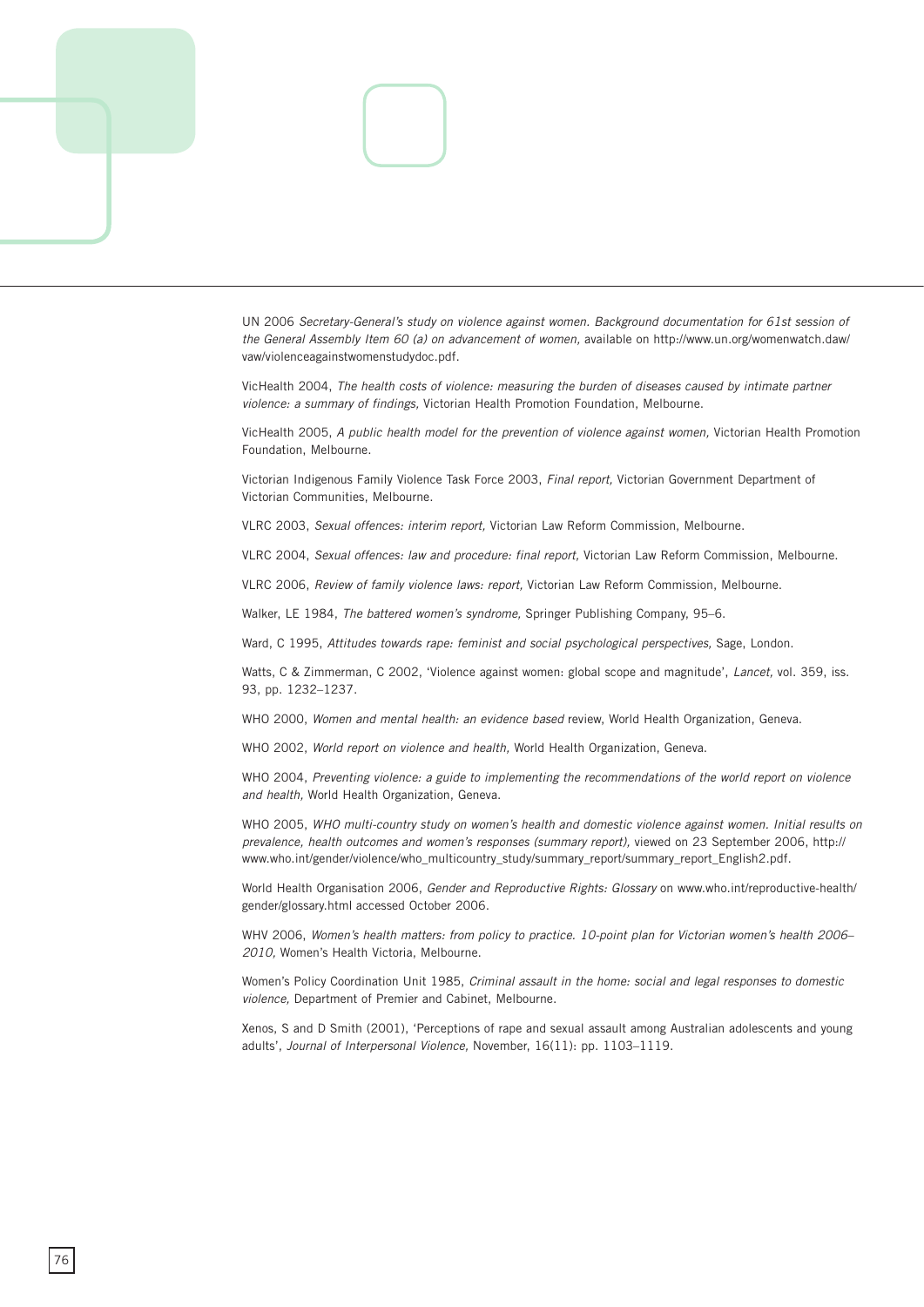UN 2006 *Secretary-General's study on violence against women. Background documentation for 61st session of the General Assembly Item 60 (a) on advancement of women,* available on http://www.un.org/womenwatch.daw/vaw/violenceagainstwomenstudydoc.pdf.

VicHealth 2004, *The health costs of violence: measuring the burden of diseases caused by intimate partner violence: a summary of findings,* Victorian Health Promotion Foundation, Melbourne.

VicHealth 2005, *A public health model for the prevention of violence against women,* Victorian Health Promotion Foundation, Melbourne.

Victorian Indigenous Family Violence Task Force 2003, *Final report,* Victorian Government Department of Victorian Communities, Melbourne.

VLRC 2003, *Sexual offences: interim report,* Victorian Law Reform Commission, Melbourne.

VLRC 2004, *Sexual offences: law and procedure: final report,* Victorian Law Reform Commission, Melbourne.

VLRC 2006, *Review of family violence laws: report,* Victorian Law Reform Commission, Melbourne.

Walker, LE 1984, *The battered women's syndrome,* Springer Publishing Company, 95–6.

Ward, C 1995, *Attitudes towards rape: feminist and social psychological perspectives,* Sage, London.

Watts, C & Zimmerman, C 2002, 'Violence against women: global scope and magnitude', *Lancet,* vol. 359, iss. 93, pp. 1232–1237.

WHO 2000, *Women and mental health: an evidence based* review, World Health Organization, Geneva.

WHO 2002, *World report on violence and health,* World Health Organization, Geneva.

WHO 2004, *Preventing violence: a guide to implementing the recommendations of the world report on violence and health,* World Health Organization, Geneva.

WHO 2005, *WHO multi-country study on women's health and domestic violence against women. Initial results on prevalence, health outcomes and women's responses (summary report),* viewed on 23 September 2006, http://www.who.int/gender/violence/who_multicountry_study/summary_report/summary_report_English2.pdf.

World Health Organisation 2006, *Gender and Reproductive Rights: Glossary* on www.who.int/reproductive-health/gender/glossary.html accessed October 2006.

WHV 2006, *Women's health matters: from policy to practice. 10-point plan for Victorian women's health 2006–2010,* Women's Health Victoria, Melbourne.

Women's Policy Coordination Unit 1985, *Criminal assault in the home: social and legal responses to domestic violence,* Department of Premier and Cabinet, Melbourne.

Xenos, S and D Smith (2001), 'Perceptions of rape and sexual assault among Australian adolescents and young adults', *Journal of Interpersonal Violence,* November, 16(11): pp. 1103–1119.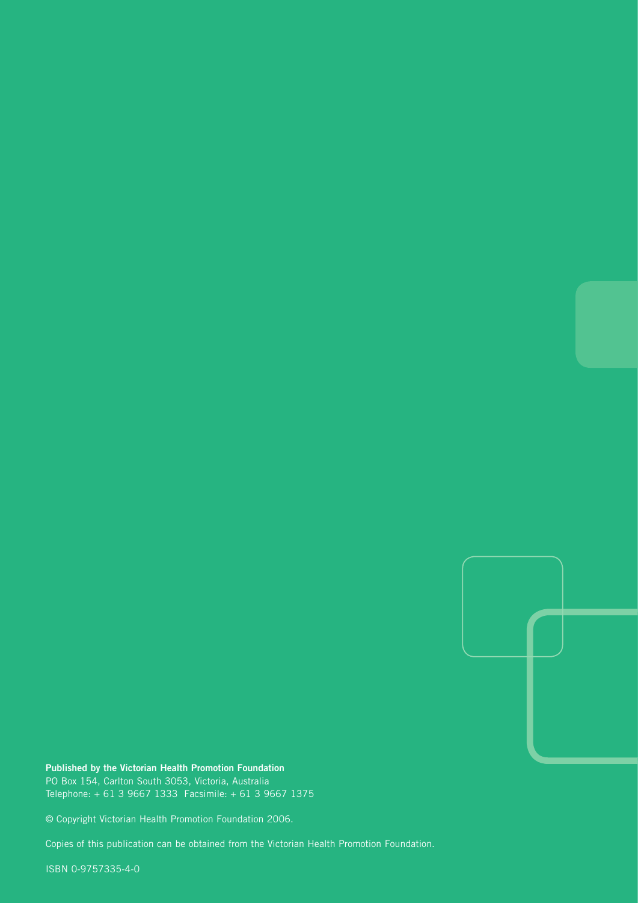**Published by the Victorian Health Promotion Foundation**
PO Box 154, Carlton South 3053, Victoria, Australia
Telephone: + 61 3 9667 1333 Facsimile: + 61 3 9667 1375

© Copyright Victorian Health Promotion Foundation 2006.

Copies of this publication can be obtained from the Victorian Health Promotion Foundation.

ISBN 0-9757335-4-0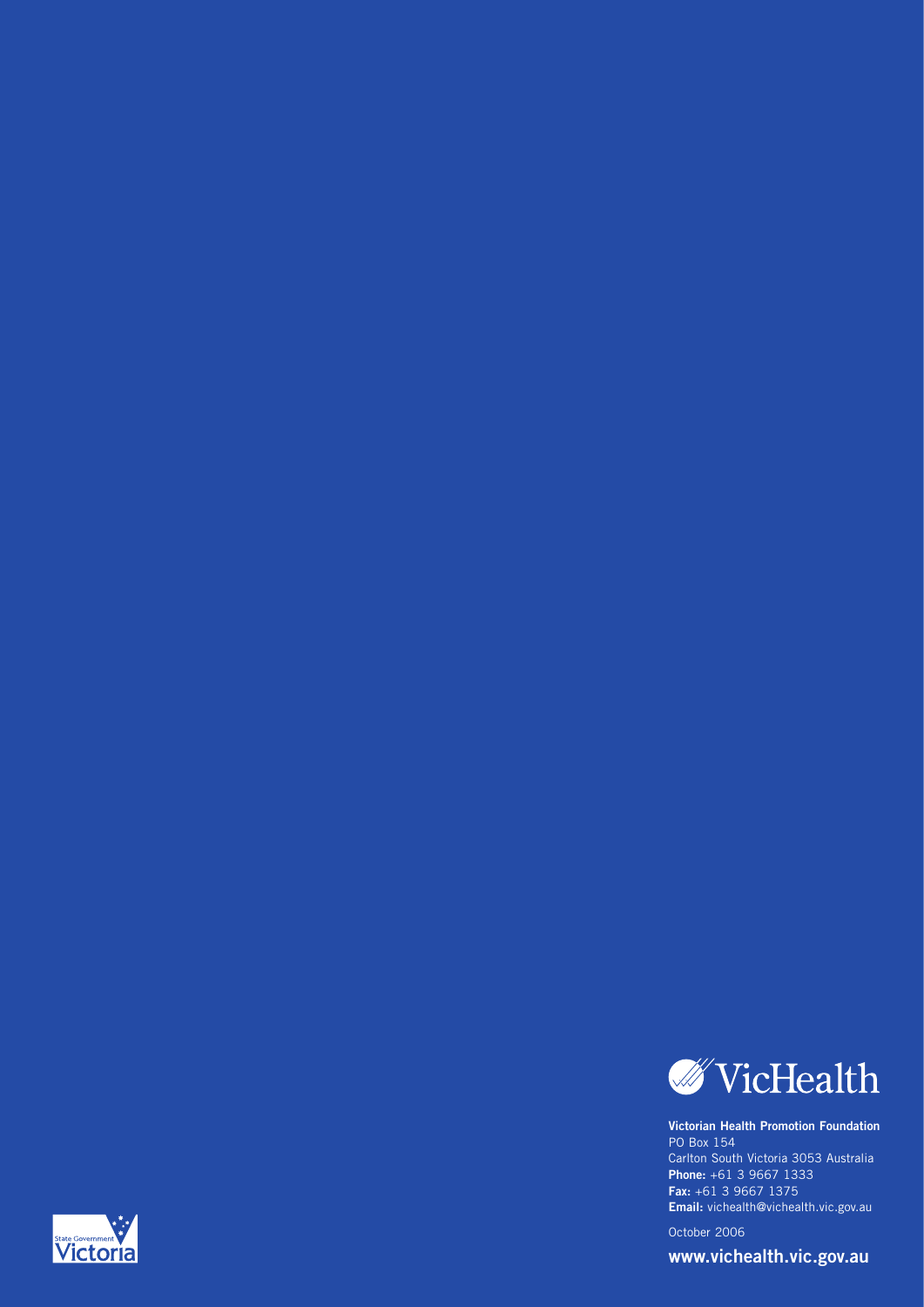VicHealth

**Victorian Health Promotion Foundation**
PO Box 154
Carlton South Victoria 3053 Australia
**Phone:** +61 3 9667 1333
**Fax:** +61 3 9667 1375
**Email:** vichealth@vichealth.vic.gov.au

October 2006

**www.vichealth.vic.gov.au**

State Government Victoria